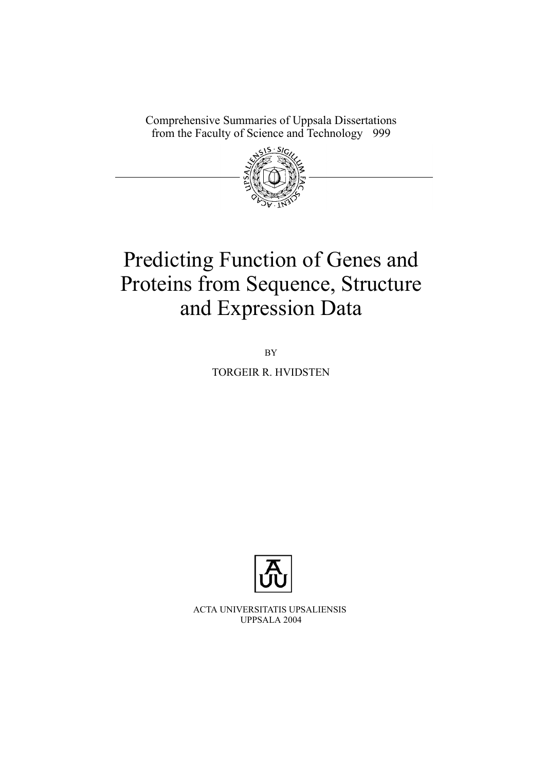Comprehensive Summaries of Uppsala Dissertations
from the Faculty of Science and Technology 999

# Predicting Function of Genes and Proteins from Sequence, Structure and Expression Data

BY

TORGEIR R. HVIDSTEN

ACTA UNIVERSITATIS UPSALIENSIS
UPPSALA 2004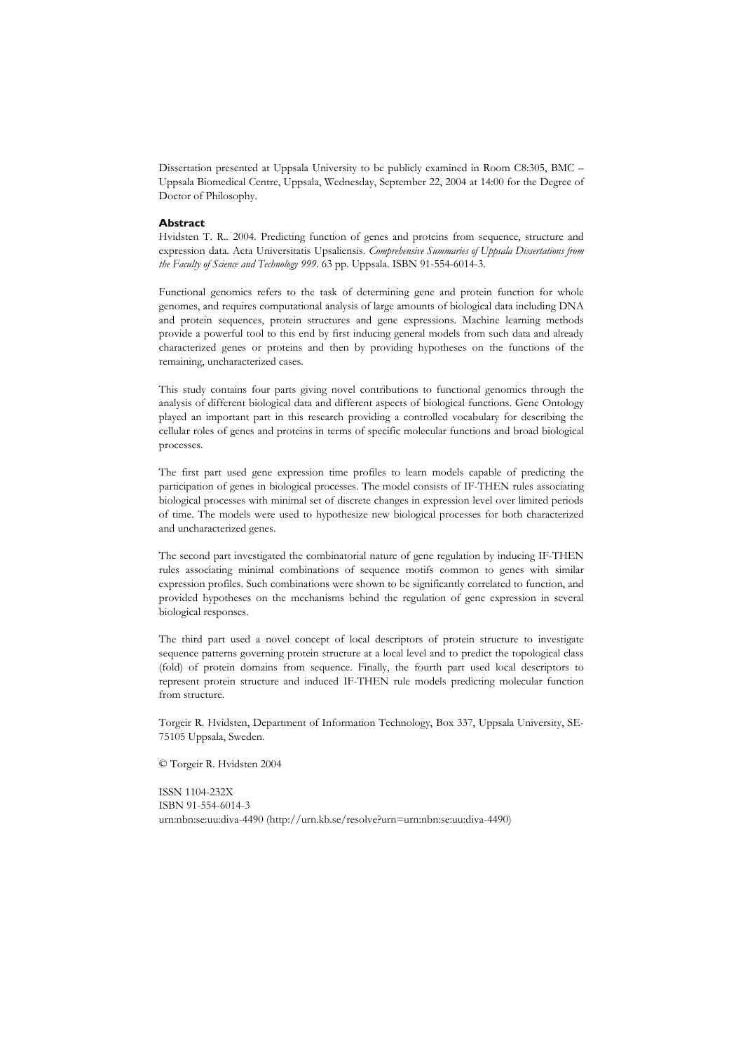Dissertation presented at Uppsala University to be publicly examined in Room C8:305, BMC – Uppsala Biomedical Centre, Uppsala, Wednesday, September 22, 2004 at 14:00 for the Degree of Doctor of Philosophy.

**Abstract**

Hvidsten T. R.. 2004. Predicting function of genes and proteins from sequence, structure and expression data. Acta Universitatis Upsaliensis. *Comprehensive Summaries of Uppsala Dissertations from the Faculty of Science and Technology 999*. 63 pp. Uppsala. ISBN 91-554-6014-3.

Functional genomics refers to the task of determining gene and protein function for whole genomes, and requires computational analysis of large amounts of biological data including DNA and protein sequences, protein structures and gene expressions. Machine learning methods provide a powerful tool to this end by first inducing general models from such data and already characterized genes or proteins and then by providing hypotheses on the functions of the remaining, uncharacterized cases.

This study contains four parts giving novel contributions to functional genomics through the analysis of different biological data and different aspects of biological functions. Gene Ontology played an important part in this research providing a controlled vocabulary for describing the cellular roles of genes and proteins in terms of specific molecular functions and broad biological processes.

The first part used gene expression time profiles to learn models capable of predicting the participation of genes in biological processes. The model consists of IF-THEN rules associating biological processes with minimal set of discrete changes in expression level over limited periods of time. The models were used to hypothesize new biological processes for both characterized and uncharacterized genes.

The second part investigated the combinatorial nature of gene regulation by inducing IF-THEN rules associating minimal combinations of sequence motifs common to genes with similar expression profiles. Such combinations were shown to be significantly correlated to function, and provided hypotheses on the mechanisms behind the regulation of gene expression in several biological responses.

The third part used a novel concept of local descriptors of protein structure to investigate sequence patterns governing protein structure at a local level and to predict the topological class (fold) of protein domains from sequence. Finally, the fourth part used local descriptors to represent protein structure and induced IF-THEN rule models predicting molecular function from structure.

Torgeir R. Hvidsten, Department of Information Technology, Box 337, Uppsala University, SE-75105 Uppsala, Sweden.

© Torgeir R. Hvidsten 2004

ISSN 1104-232X
ISBN 91-554-6014-3
urn:nbn:se:uu:diva-4490 (http://urn.kb.se/resolve?urn=urn:nbn:se:uu:diva-4490)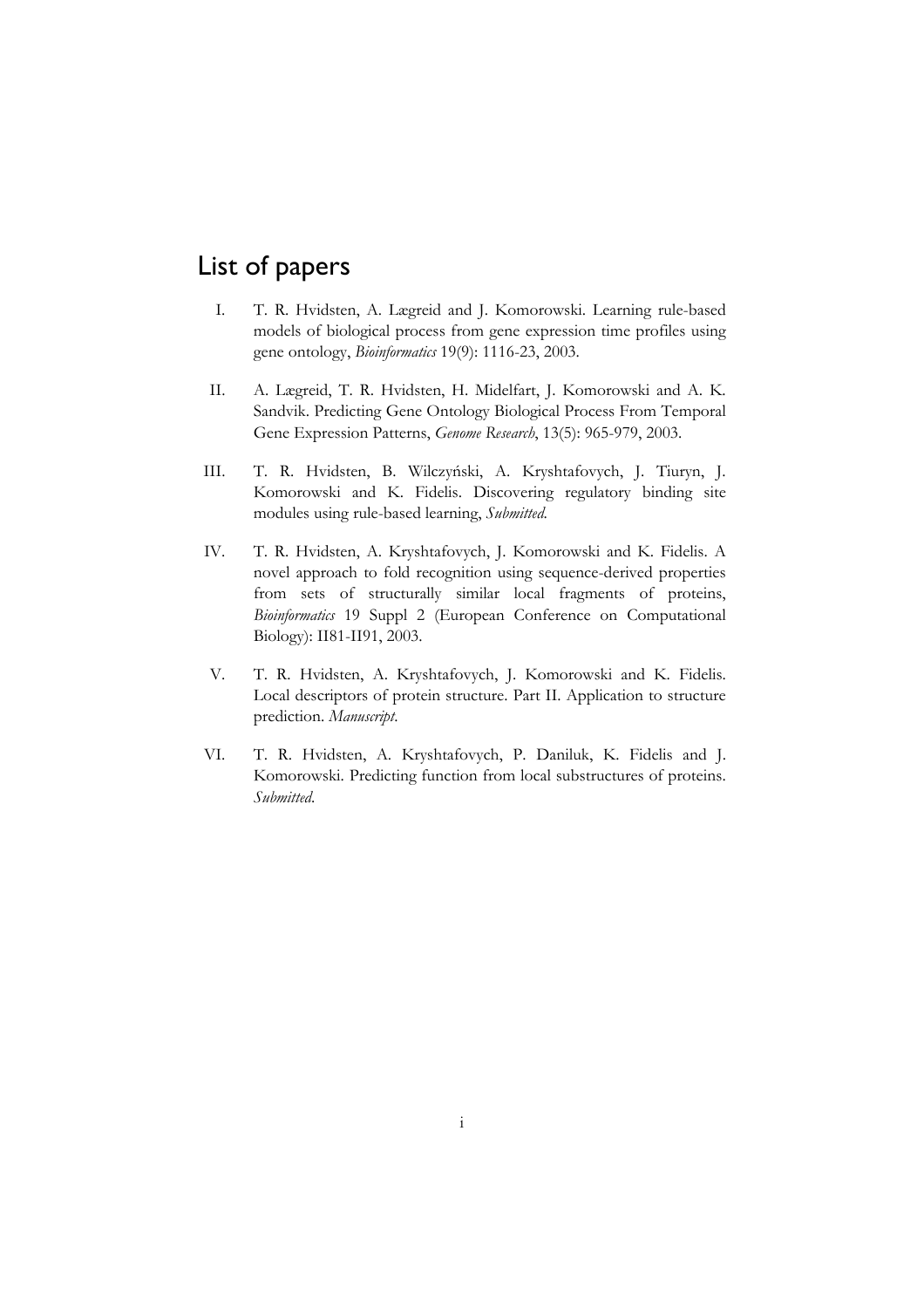# List of papers

I. T. R. Hvidsten, A. Lægreid and J. Komorowski. Learning rule-based models of biological process from gene expression time profiles using gene ontology, *Bioinformatics* 19(9): 1116-23, 2003.

II. A. Lægreid, T. R. Hvidsten, H. Midelfart, J. Komorowski and A. K. Sandvik. Predicting Gene Ontology Biological Process From Temporal Gene Expression Patterns, *Genome Research*, 13(5): 965-979, 2003.

III. T. R. Hvidsten, B. Wilczyński, A. Kryshtafovych, J. Tiuryn, J. Komorowski and K. Fidelis. Discovering regulatory binding site modules using rule-based learning, *Submitted*.

IV. T. R. Hvidsten, A. Kryshtafovych, J. Komorowski and K. Fidelis. A novel approach to fold recognition using sequence-derived properties from sets of structurally similar local fragments of proteins, *Bioinformatics* 19 Suppl 2 (European Conference on Computational Biology): II81-II91, 2003.

V. T. R. Hvidsten, A. Kryshtafovych, J. Komorowski and K. Fidelis. Local descriptors of protein structure. Part II. Application to structure prediction. *Manuscript*.

VI. T. R. Hvidsten, A. Kryshtafovych, P. Daniluk, K. Fidelis and J. Komorowski. Predicting function from local substructures of proteins. *Submitted*.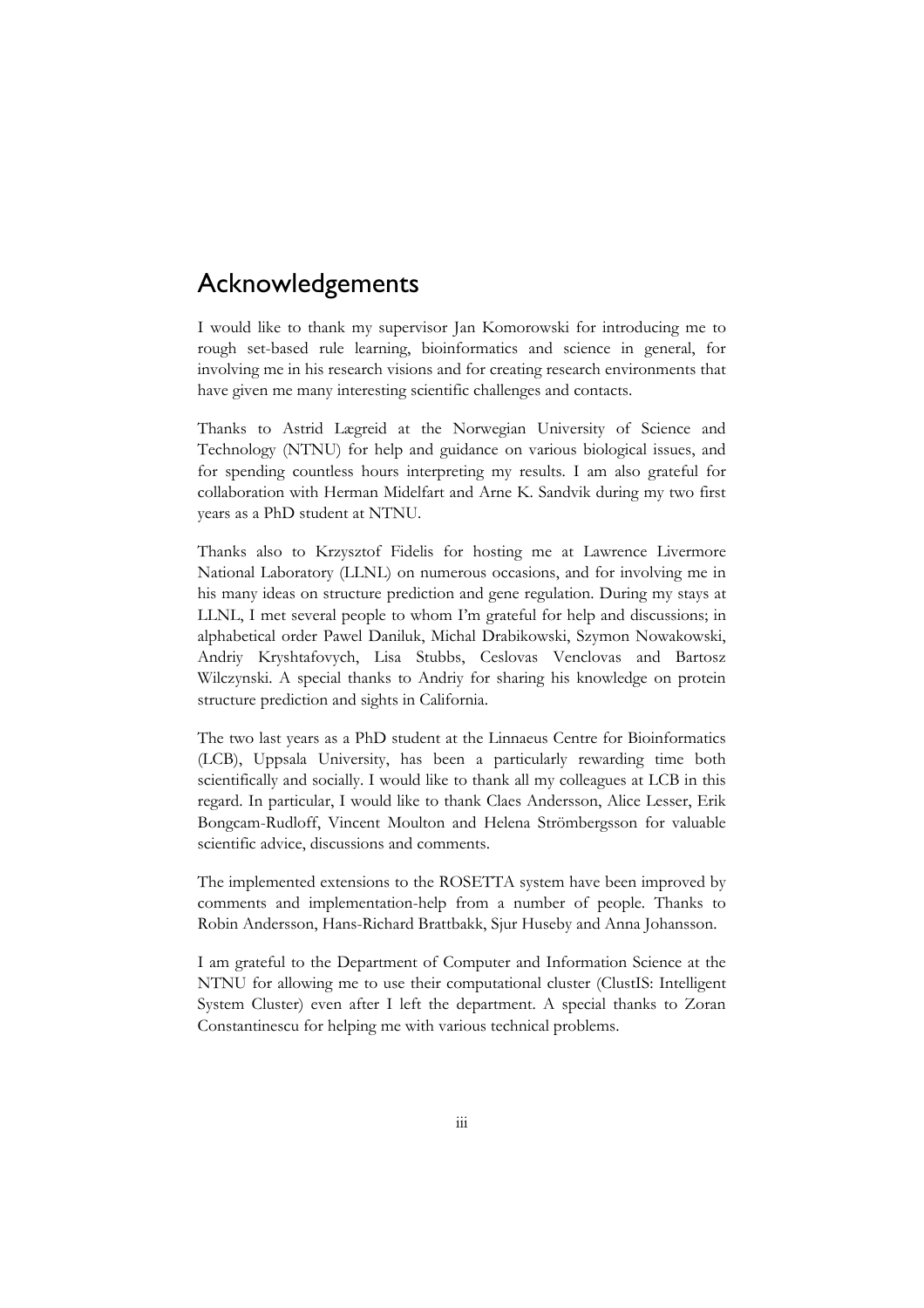# Acknowledgements

I would like to thank my supervisor Jan Komorowski for introducing me to rough set-based rule learning, bioinformatics and science in general, for involving me in his research visions and for creating research environments that have given me many interesting scientific challenges and contacts.

Thanks to Astrid Lægreid at the Norwegian University of Science and Technology (NTNU) for help and guidance on various biological issues, and for spending countless hours interpreting my results. I am also grateful for collaboration with Herman Midelfart and Arne K. Sandvik during my two first years as a PhD student at NTNU.

Thanks also to Krzysztof Fidelis for hosting me at Lawrence Livermore National Laboratory (LLNL) on numerous occasions, and for involving me in his many ideas on structure prediction and gene regulation. During my stays at LLNL, I met several people to whom I'm grateful for help and discussions; in alphabetical order Pawel Daniluk, Michal Drabikowski, Szymon Nowakowski, Andriy Kryshtafovych, Lisa Stubbs, Ceslovas Venclovas and Bartosz Wilczynski. A special thanks to Andriy for sharing his knowledge on protein structure prediction and sights in California.

The two last years as a PhD student at the Linnaeus Centre for Bioinformatics (LCB), Uppsala University, has been a particularly rewarding time both scientifically and socially. I would like to thank all my colleagues at LCB in this regard. In particular, I would like to thank Claes Andersson, Alice Lesser, Erik Bongcam-Rudloff, Vincent Moulton and Helena Strömbergsson for valuable scientific advice, discussions and comments.

The implemented extensions to the ROSETTA system have been improved by comments and implementation-help from a number of people. Thanks to Robin Andersson, Hans-Richard Brattbakk, Sjur Huseby and Anna Johansson.

I am grateful to the Department of Computer and Information Science at the NTNU for allowing me to use their computational cluster (ClustIS: Intelligent System Cluster) even after I left the department. A special thanks to Zoran Constantinescu for helping me with various technical problems.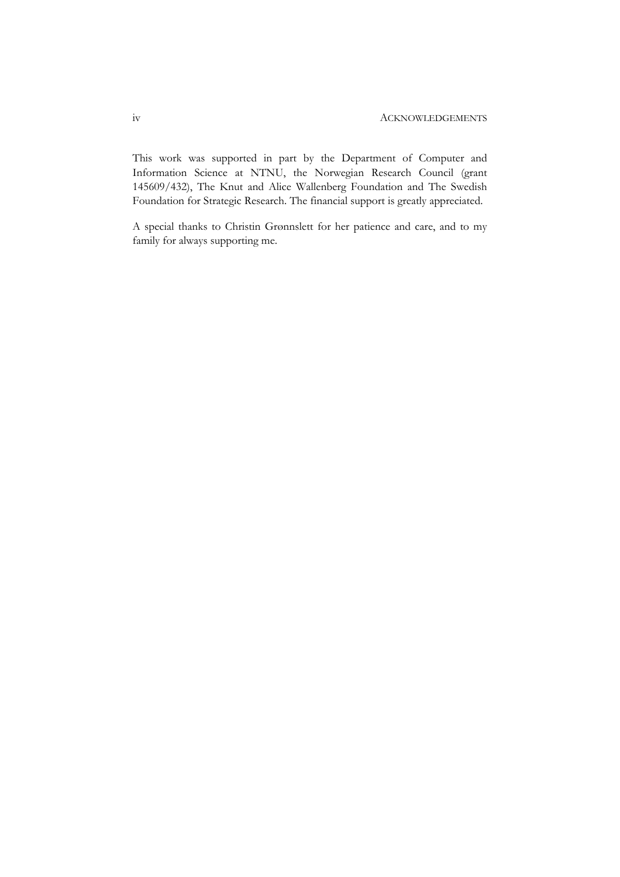This work was supported in part by the Department of Computer and Information Science at NTNU, the Norwegian Research Council (grant 145609/432), The Knut and Alice Wallenberg Foundation and The Swedish Foundation for Strategic Research. The financial support is greatly appreciated.

A special thanks to Christin Grønnslett for her patience and care, and to my family for always supporting me.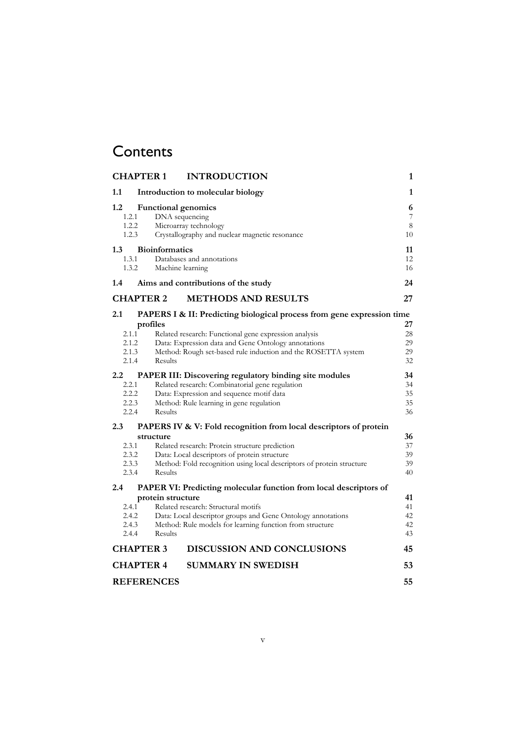# Contents

| | | |
|---|---|---|
| **CHAPTER 1** | **INTRODUCTION** | **1** |
| **1.1** | **Introduction to molecular biology** | **1** |
| **1.2** | **Functional genomics** | **6** |
| 1.2.1 | DNA sequencing | 7 |
| 1.2.2 | Microarray technology | 8 |
| 1.2.3 | Crystallography and nuclear magnetic resonance | 10 |
| **1.3** | **Bioinformatics** | **11** |
| 1.3.1 | Databases and annotations | 12 |
| 1.3.2 | Machine learning | 16 |
| **1.4** | **Aims and contributions of the study** | **24** |
| **CHAPTER 2** | **METHODS AND RESULTS** | **27** |
| **2.1** | **PAPERS I & II: Predicting biological process from gene expression time profiles** | **27** |
| 2.1.1 | Related research: Functional gene expression analysis | 28 |
| 2.1.2 | Data: Expression data and Gene Ontology annotations | 29 |
| 2.1.3 | Method: Rough set-based rule induction and the ROSETTA system | 29 |
| 2.1.4 | Results | 32 |
| **2.2** | **PAPER III: Discovering regulatory binding site modules** | **34** |
| 2.2.1 | Related research: Combinatorial gene regulation | 34 |
| 2.2.2 | Data: Expression and sequence motif data | 35 |
| 2.2.3 | Method: Rule learning in gene regulation | 35 |
| 2.2.4 | Results | 36 |
| **2.3** | **PAPERS IV & V: Fold recognition from local descriptors of protein structure** | **36** |
| 2.3.1 | Related research: Protein structure prediction | 37 |
| 2.3.2 | Data: Local descriptors of protein structure | 39 |
| 2.3.3 | Method: Fold recognition using local descriptors of protein structure | 39 |
| 2.3.4 | Results | 40 |
| **2.4** | **PAPER VI: Predicting molecular function from local descriptors of protein structure** | **41** |
| 2.4.1 | Related research: Structural motifs | 41 |
| 2.4.2 | Data: Local descriptor groups and Gene Ontology annotations | 42 |
| 2.4.3 | Method: Rule models for learning function from structure | 42 |
| 2.4.4 | Results | 43 |
| **CHAPTER 3** | **DISCUSSION AND CONCLUSIONS** | **45** |
| **CHAPTER 4** | **SUMMARY IN SWEDISH** | **53** |
| **REFERENCES** | | **55** |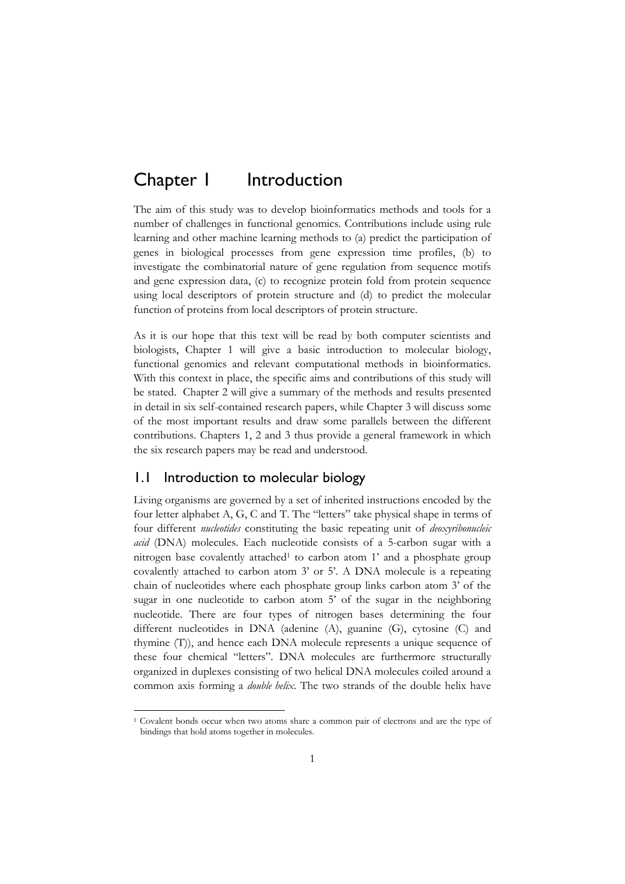# Chapter 1 Introduction

The aim of this study was to develop bioinformatics methods and tools for a number of challenges in functional genomics. Contributions include using rule learning and other machine learning methods to (a) predict the participation of genes in biological processes from gene expression time profiles, (b) to investigate the combinatorial nature of gene regulation from sequence motifs and gene expression data, (c) to recognize protein fold from protein sequence using local descriptors of protein structure and (d) to predict the molecular function of proteins from local descriptors of protein structure.

As it is our hope that this text will be read by both computer scientists and biologists, Chapter 1 will give a basic introduction to molecular biology, functional genomics and relevant computational methods in bioinformatics. With this context in place, the specific aims and contributions of this study will be stated. Chapter 2 will give a summary of the methods and results presented in detail in six self-contained research papers, while Chapter 3 will discuss some of the most important results and draw some parallels between the different contributions. Chapters 1, 2 and 3 thus provide a general framework in which the six research papers may be read and understood.

## 1.1 Introduction to molecular biology

Living organisms are governed by a set of inherited instructions encoded by the four letter alphabet A, G, C and T. The "letters" take physical shape in terms of four different *nucleotides* constituting the basic repeating unit of *deoxyribonucleic acid* (DNA) molecules. Each nucleotide consists of a 5-carbon sugar with a nitrogen base covalently attached[1] to carbon atom 1' and a phosphate group covalently attached to carbon atom 3' or 5'. A DNA molecule is a repeating chain of nucleotides where each phosphate group links carbon atom 3' of the sugar in one nucleotide to carbon atom 5' of the sugar in the neighboring nucleotide. There are four types of nitrogen bases determining the four different nucleotides in DNA (adenine (A), guanine (G), cytosine (C) and thymine (T)), and hence each DNA molecule represents a unique sequence of these four chemical "letters". DNA molecules are furthermore structurally organized in duplexes consisting of two helical DNA molecules coiled around a common axis forming a *double helix*. The two strands of the double helix have

[1] Covalent bonds occur when two atoms share a common pair of electrons and are the type of bindings that hold atoms together in molecules.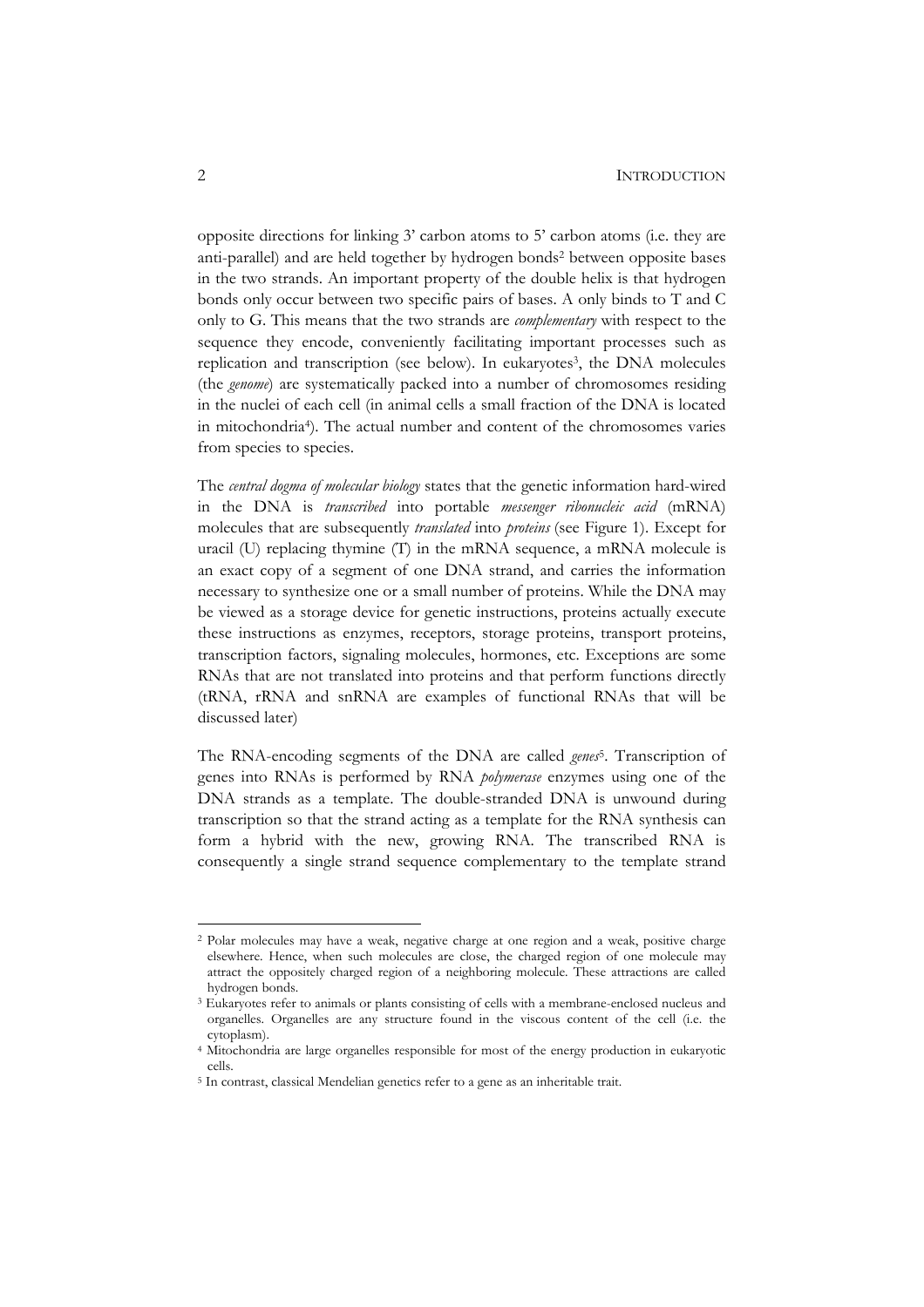opposite directions for linking 3' carbon atoms to 5' carbon atoms (i.e. they are anti-parallel) and are held together by hydrogen bonds[2] between opposite bases in the two strands. An important property of the double helix is that hydrogen bonds only occur between two specific pairs of bases. A only binds to T and C only to G. This means that the two strands are *complementary* with respect to the sequence they encode, conveniently facilitating important processes such as replication and transcription (see below). In eukaryotes[3], the DNA molecules (the *genome*) are systematically packed into a number of chromosomes residing in the nuclei of each cell (in animal cells a small fraction of the DNA is located in mitochondria[4]). The actual number and content of the chromosomes varies from species to species.

The *central dogma of molecular biology* states that the genetic information hard-wired in the DNA is *transcribed* into portable *messenger ribonucleic acid* (mRNA) molecules that are subsequently *translated* into *proteins* (see Figure 1). Except for uracil (U) replacing thymine (T) in the mRNA sequence, a mRNA molecule is an exact copy of a segment of one DNA strand, and carries the information necessary to synthesize one or a small number of proteins. While the DNA may be viewed as a storage device for genetic instructions, proteins actually execute these instructions as enzymes, receptors, storage proteins, transport proteins, transcription factors, signaling molecules, hormones, etc. Exceptions are some RNAs that are not translated into proteins and that perform functions directly (tRNA, rRNA and snRNA are examples of functional RNAs that will be discussed later)

The RNA-encoding segments of the DNA are called *genes*[5]. Transcription of genes into RNAs is performed by RNA *polymerase* enzymes using one of the DNA strands as a template. The double-stranded DNA is unwound during transcription so that the strand acting as a template for the RNA synthesis can form a hybrid with the new, growing RNA. The transcribed RNA is consequently a single strand sequence complementary to the template strand

---

[2] Polar molecules may have a weak, negative charge at one region and a weak, positive charge elsewhere. Hence, when such molecules are close, the charged region of one molecule may attract the oppositely charged region of a neighboring molecule. These attractions are called hydrogen bonds.

[3] Eukaryotes refer to animals or plants consisting of cells with a membrane-enclosed nucleus and organelles. Organelles are any structure found in the viscous content of the cell (i.e. the cytoplasm).

[4] Mitochondria are large organelles responsible for most of the energy production in eukaryotic cells.

[5] In contrast, classical Mendelian genetics refer to a gene as an inheritable trait.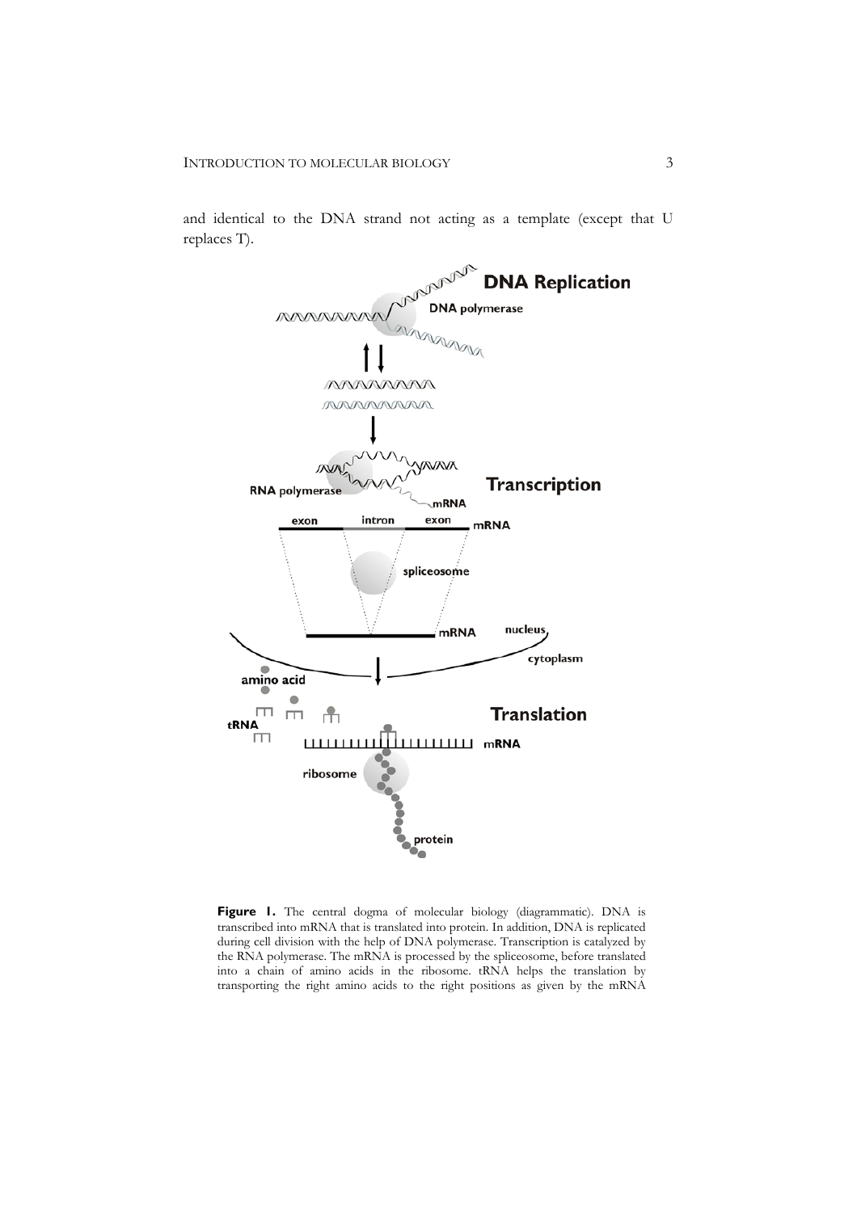and identical to the DNA strand not acting as a template (except that U replaces T).

**Figure 1.** The central dogma of molecular biology (diagrammatic). DNA is transcribed into mRNA that is translated into protein. In addition, DNA is replicated during cell division with the help of DNA polymerase. Transcription is catalyzed by the RNA polymerase. The mRNA is processed by the spliceosome, before translated into a chain of amino acids in the ribosome. tRNA helps the translation by transporting the right amino acids to the right positions as given by the mRNA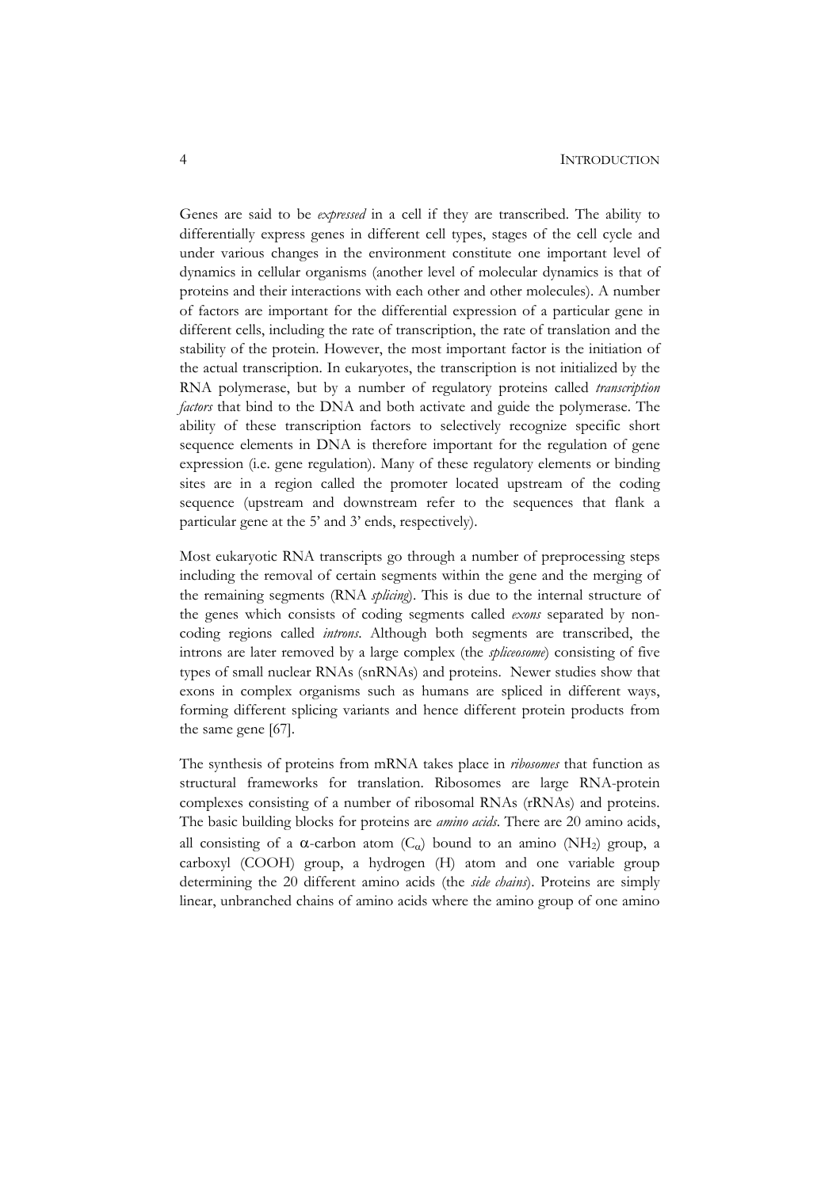Genes are said to be *expressed* in a cell if they are transcribed. The ability to differentially express genes in different cell types, stages of the cell cycle and under various changes in the environment constitute one important level of dynamics in cellular organisms (another level of molecular dynamics is that of proteins and their interactions with each other and other molecules). A number of factors are important for the differential expression of a particular gene in different cells, including the rate of transcription, the rate of translation and the stability of the protein. However, the most important factor is the initiation of the actual transcription. In eukaryotes, the transcription is not initialized by the RNA polymerase, but by a number of regulatory proteins called *transcription factors* that bind to the DNA and both activate and guide the polymerase. The ability of these transcription factors to selectively recognize specific short sequence elements in DNA is therefore important for the regulation of gene expression (i.e. gene regulation). Many of these regulatory elements or binding sites are in a region called the promoter located upstream of the coding sequence (upstream and downstream refer to the sequences that flank a particular gene at the 5' and 3' ends, respectively).

Most eukaryotic RNA transcripts go through a number of preprocessing steps including the removal of certain segments within the gene and the merging of the remaining segments (RNA *splicing*). This is due to the internal structure of the genes which consists of coding segments called *exons* separated by non-coding regions called *introns*. Although both segments are transcribed, the introns are later removed by a large complex (the *spliceosome*) consisting of five types of small nuclear RNAs (snRNAs) and proteins. Newer studies show that exons in complex organisms such as humans are spliced in different ways, forming different splicing variants and hence different protein products from the same gene [67].

The synthesis of proteins from mRNA takes place in *ribosomes* that function as structural frameworks for translation. Ribosomes are large RNA-protein complexes consisting of a number of ribosomal RNAs (rRNAs) and proteins. The basic building blocks for proteins are *amino acids*. There are 20 amino acids, all consisting of a $\alpha$-carbon atom ($C_\alpha$) bound to an amino ($NH_2$) group, a carboxyl (COOH) group, a hydrogen (H) atom and one variable group determining the 20 different amino acids (the *side chains*). Proteins are simply linear, unbranched chains of amino acids where the amino group of one amino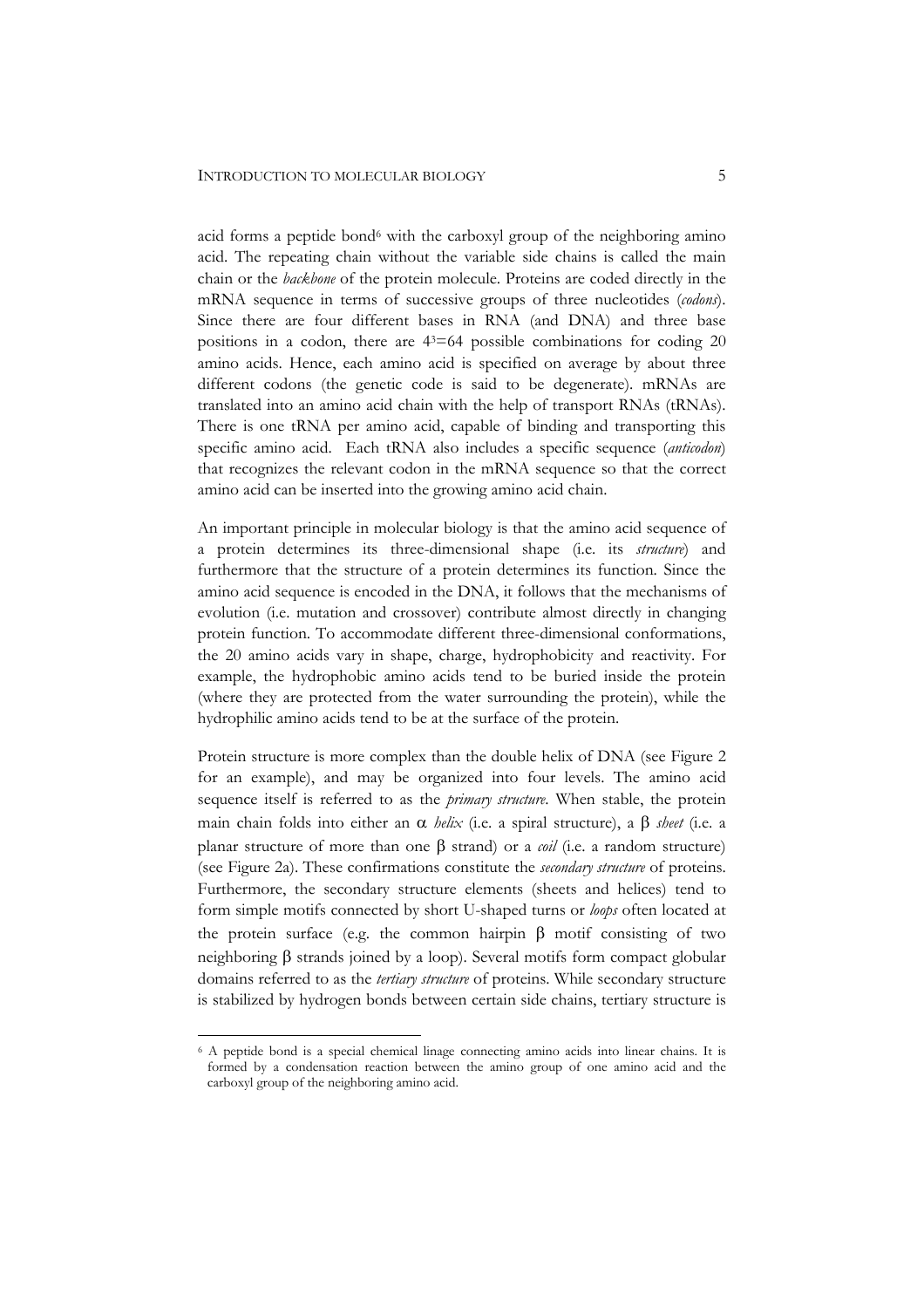acid forms a peptide bond[6] with the carboxyl group of the neighboring amino acid. The repeating chain without the variable side chains is called the main chain or the *backbone* of the protein molecule. Proteins are coded directly in the mRNA sequence in terms of successive groups of three nucleotides (*codons*). Since there are four different bases in RNA (and DNA) and three base positions in a codon, there are $4^3=64$ possible combinations for coding 20 amino acids. Hence, each amino acid is specified on average by about three different codons (the genetic code is said to be degenerate). mRNAs are translated into an amino acid chain with the help of transport RNAs (tRNAs). There is one tRNA per amino acid, capable of binding and transporting this specific amino acid. Each tRNA also includes a specific sequence (*anticodon*) that recognizes the relevant codon in the mRNA sequence so that the correct amino acid can be inserted into the growing amino acid chain.

An important principle in molecular biology is that the amino acid sequence of a protein determines its three-dimensional shape (i.e. its *structure*) and furthermore that the structure of a protein determines its function. Since the amino acid sequence is encoded in the DNA, it follows that the mechanisms of evolution (i.e. mutation and crossover) contribute almost directly in changing protein function. To accommodate different three-dimensional conformations, the 20 amino acids vary in shape, charge, hydrophobicity and reactivity. For example, the hydrophobic amino acids tend to be buried inside the protein (where they are protected from the water surrounding the protein), while the hydrophilic amino acids tend to be at the surface of the protein.

Protein structure is more complex than the double helix of DNA (see Figure 2 for an example), and may be organized into four levels. The amino acid sequence itself is referred to as the *primary structure*. When stable, the protein main chain folds into either an $\alpha$ *helix* (i.e. a spiral structure), a $\beta$ *sheet* (i.e. a planar structure of more than one $\beta$ strand) or a *coil* (i.e. a random structure) (see Figure 2a). These confirmations constitute the *secondary structure* of proteins. Furthermore, the secondary structure elements (sheets and helices) tend to form simple motifs connected by short U-shaped turns or *loops* often located at the protein surface (e.g. the common hairpin $\beta$ motif consisting of two neighboring $\beta$ strands joined by a loop). Several motifs form compact globular domains referred to as the *tertiary structure* of proteins. While secondary structure is stabilized by hydrogen bonds between certain side chains, tertiary structure is

[6] A peptide bond is a special chemical linage connecting amino acids into linear chains. It is formed by a condensation reaction between the amino group of one amino acid and the carboxyl group of the neighboring amino acid.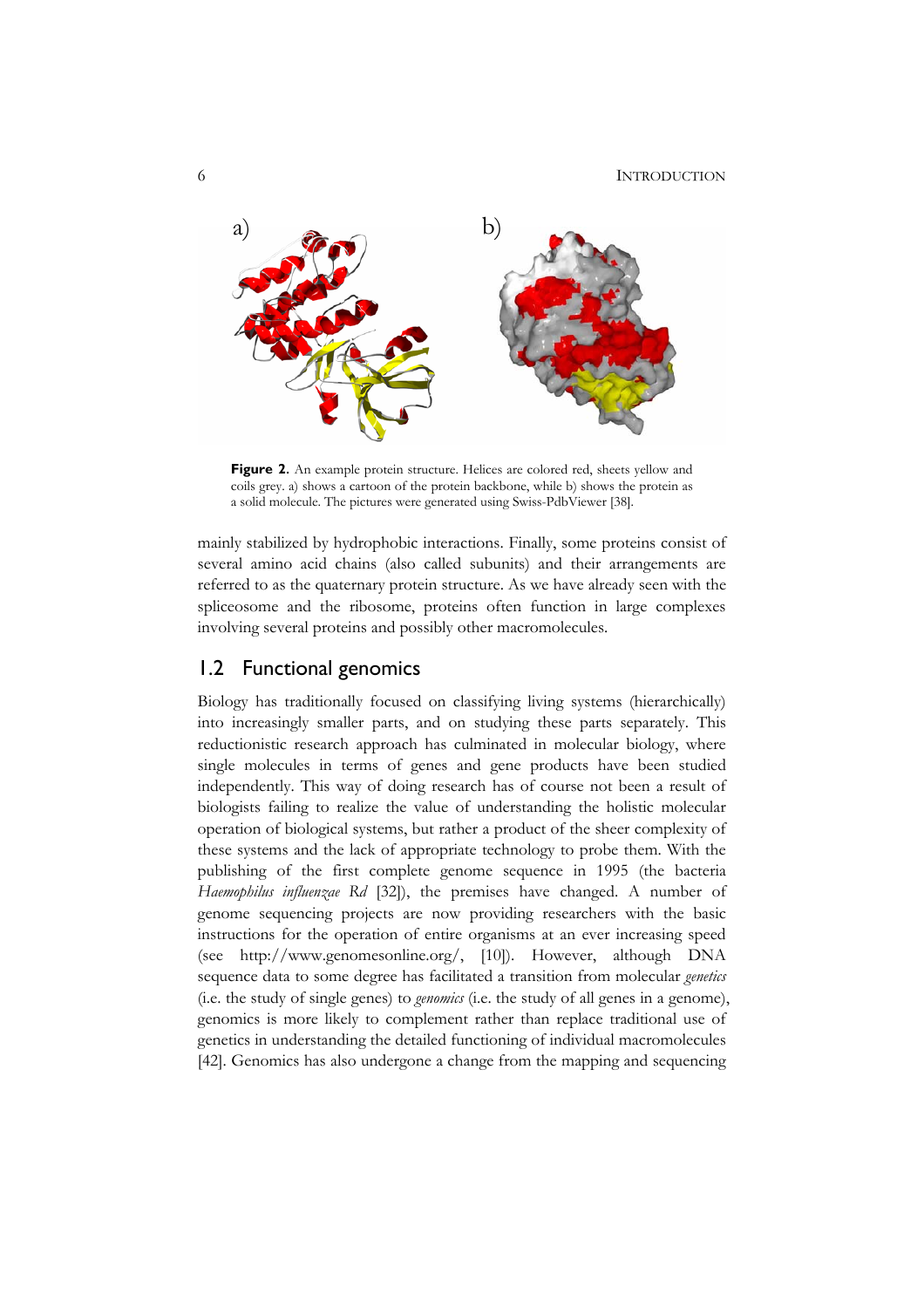**Figure 2.** An example protein structure. Helices are colored red, sheets yellow and coils grey. a) shows a cartoon of the protein backbone, while b) shows the protein as a solid molecule. The pictures were generated using Swiss-PdbViewer [38].

mainly stabilized by hydrophobic interactions. Finally, some proteins consist of several amino acid chains (also called subunits) and their arrangements are referred to as the quaternary protein structure. As we have already seen with the spliceosome and the ribosome, proteins often function in large complexes involving several proteins and possibly other macromolecules.

## 1.2 Functional genomics

Biology has traditionally focused on classifying living systems (hierarchically) into increasingly smaller parts, and on studying these parts separately. This reductionistic research approach has culminated in molecular biology, where single molecules in terms of genes and gene products have been studied independently. This way of doing research has of course not been a result of biologists failing to realize the value of understanding the holistic molecular operation of biological systems, but rather a product of the sheer complexity of these systems and the lack of appropriate technology to probe them. With the publishing of the first complete genome sequence in 1995 (the bacteria *Haemophilus influenzae Rd* [32]), the premises have changed. A number of genome sequencing projects are now providing researchers with the basic instructions for the operation of entire organisms at an ever increasing speed (see http://www.genomesonline.org/, [10]). However, although DNA sequence data to some degree has facilitated a transition from molecular *genetics* (i.e. the study of single genes) to *genomics* (i.e. the study of all genes in a genome), genomics is more likely to complement rather than replace traditional use of genetics in understanding the detailed functioning of individual macromolecules [42]. Genomics has also undergone a change from the mapping and sequencing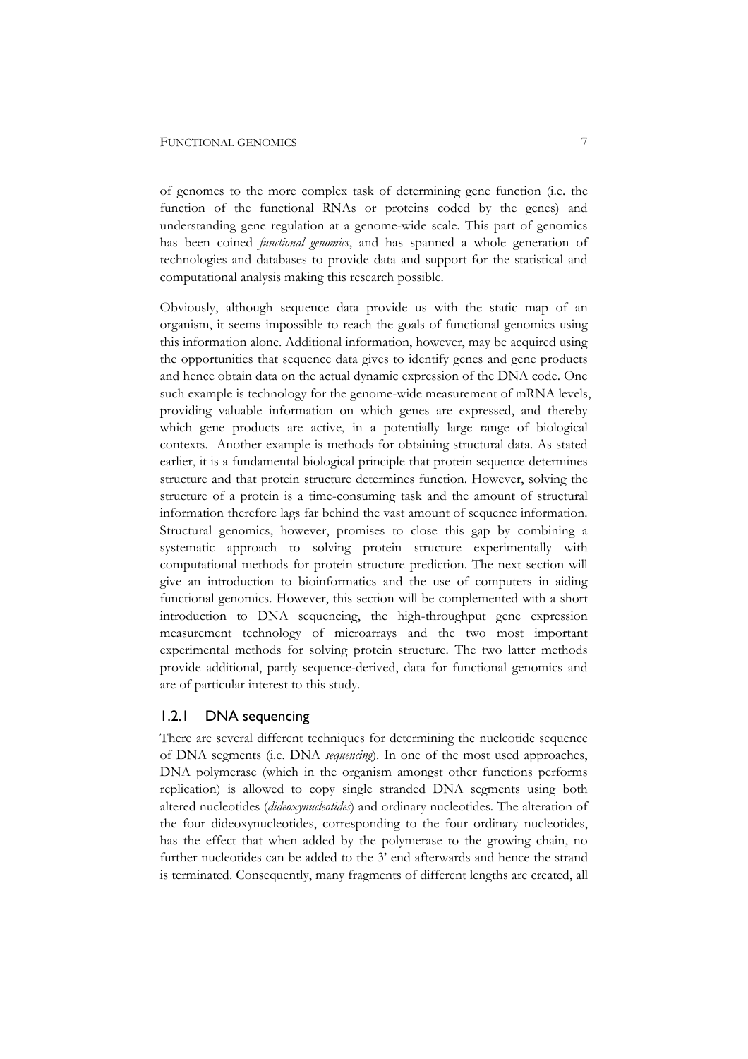of genomes to the more complex task of determining gene function (i.e. the function of the functional RNAs or proteins coded by the genes) and understanding gene regulation at a genome-wide scale. This part of genomics has been coined *functional genomics*, and has spanned a whole generation of technologies and databases to provide data and support for the statistical and computational analysis making this research possible.

Obviously, although sequence data provide us with the static map of an organism, it seems impossible to reach the goals of functional genomics using this information alone. Additional information, however, may be acquired using the opportunities that sequence data gives to identify genes and gene products and hence obtain data on the actual dynamic expression of the DNA code. One such example is technology for the genome-wide measurement of mRNA levels, providing valuable information on which genes are expressed, and thereby which gene products are active, in a potentially large range of biological contexts. Another example is methods for obtaining structural data. As stated earlier, it is a fundamental biological principle that protein sequence determines structure and that protein structure determines function. However, solving the structure of a protein is a time-consuming task and the amount of structural information therefore lags far behind the vast amount of sequence information. Structural genomics, however, promises to close this gap by combining a systematic approach to solving protein structure experimentally with computational methods for protein structure prediction. The next section will give an introduction to bioinformatics and the use of computers in aiding functional genomics. However, this section will be complemented with a short introduction to DNA sequencing, the high-throughput gene expression measurement technology of microarrays and the two most important experimental methods for solving protein structure. The two latter methods provide additional, partly sequence-derived, data for functional genomics and are of particular interest to this study.

### 1.2.1 DNA sequencing

There are several different techniques for determining the nucleotide sequence of DNA segments (i.e. DNA *sequencing*). In one of the most used approaches, DNA polymerase (which in the organism amongst other functions performs replication) is allowed to copy single stranded DNA segments using both altered nucleotides (*dideoxynucleotides*) and ordinary nucleotides. The alteration of the four dideoxynucleotides, corresponding to the four ordinary nucleotides, has the effect that when added by the polymerase to the growing chain, no further nucleotides can be added to the 3' end afterwards and hence the strand is terminated. Consequently, many fragments of different lengths are created, all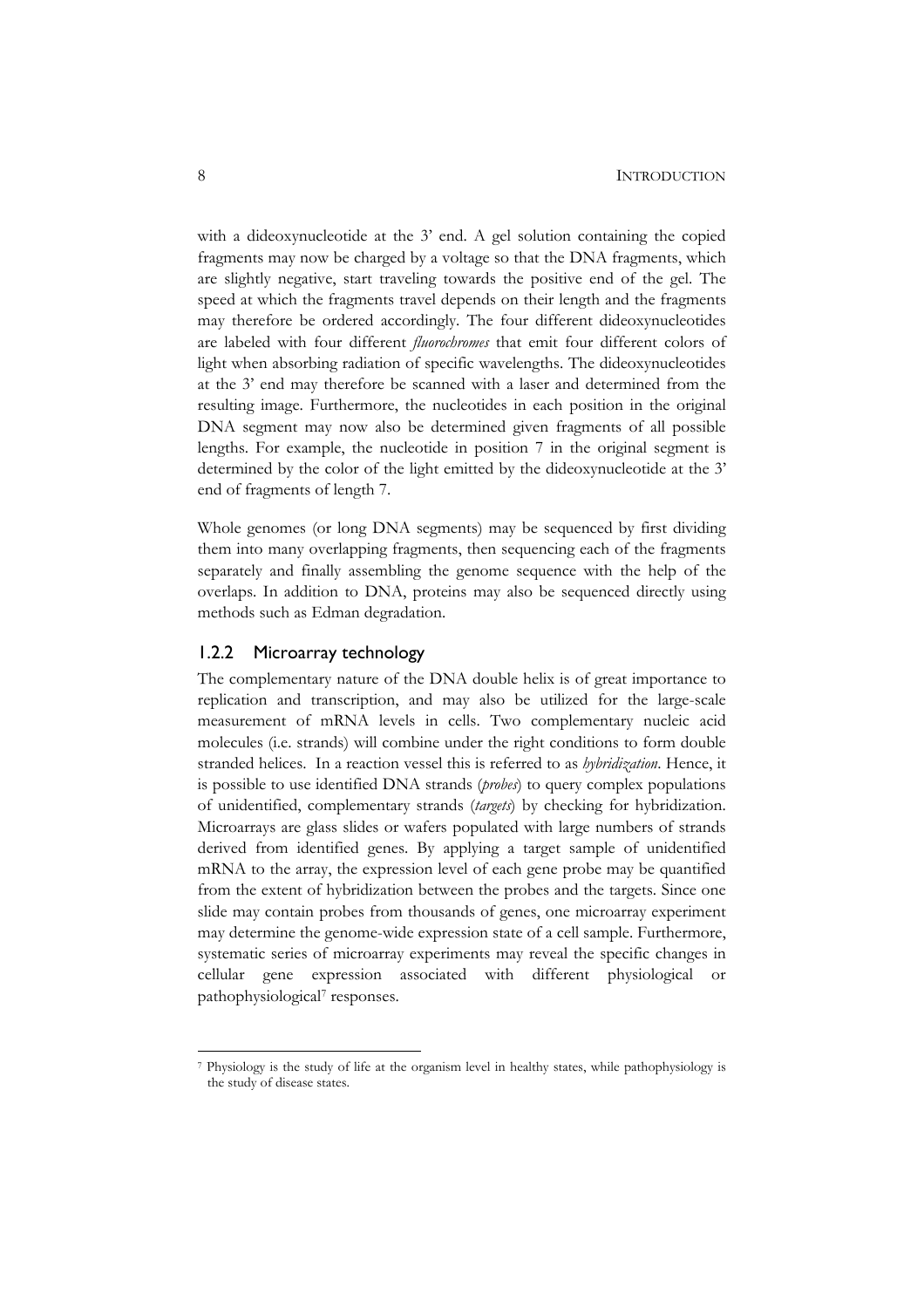with a dideoxynucleotide at the 3' end. A gel solution containing the copied fragments may now be charged by a voltage so that the DNA fragments, which are slightly negative, start traveling towards the positive end of the gel. The speed at which the fragments travel depends on their length and the fragments may therefore be ordered accordingly. The four different dideoxynucleotides are labeled with four different *fluorochromes* that emit four different colors of light when absorbing radiation of specific wavelengths. The dideoxynucleotides at the 3' end may therefore be scanned with a laser and determined from the resulting image. Furthermore, the nucleotides in each position in the original DNA segment may now also be determined given fragments of all possible lengths. For example, the nucleotide in position 7 in the original segment is determined by the color of the light emitted by the dideoxynucleotide at the 3' end of fragments of length 7.

Whole genomes (or long DNA segments) may be sequenced by first dividing them into many overlapping fragments, then sequencing each of the fragments separately and finally assembling the genome sequence with the help of the overlaps. In addition to DNA, proteins may also be sequenced directly using methods such as Edman degradation.

### 1.2.2 Microarray technology

The complementary nature of the DNA double helix is of great importance to replication and transcription, and may also be utilized for the large-scale measurement of mRNA levels in cells. Two complementary nucleic acid molecules (i.e. strands) will combine under the right conditions to form double stranded helices. In a reaction vessel this is referred to as *hybridization*. Hence, it is possible to use identified DNA strands (*probes*) to query complex populations of unidentified, complementary strands (*targets*) by checking for hybridization. Microarrays are glass slides or wafers populated with large numbers of strands derived from identified genes. By applying a target sample of unidentified mRNA to the array, the expression level of each gene probe may be quantified from the extent of hybridization between the probes and the targets. Since one slide may contain probes from thousands of genes, one microarray experiment may determine the genome-wide expression state of a cell sample. Furthermore, systematic series of microarray experiments may reveal the specific changes in cellular gene expression associated with different physiological or pathophysiological[7] responses.

[7] Physiology is the study of life at the organism level in healthy states, while pathophysiology is the study of disease states.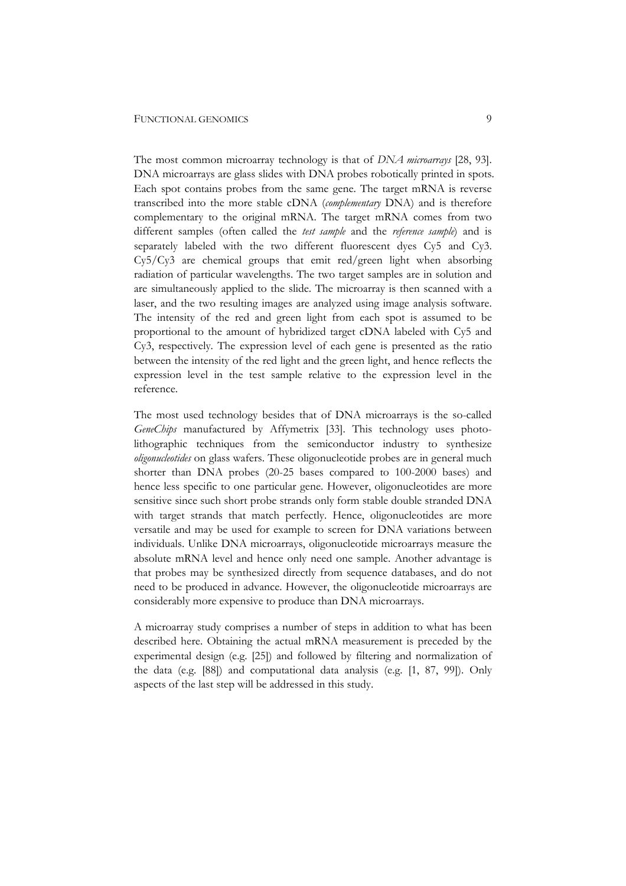The most common microarray technology is that of *DNA microarrays* [28, 93]. DNA microarrays are glass slides with DNA probes robotically printed in spots. Each spot contains probes from the same gene. The target mRNA is reverse transcribed into the more stable cDNA (*complementary* DNA) and is therefore complementary to the original mRNA. The target mRNA comes from two different samples (often called the *test sample* and the *reference sample*) and is separately labeled with the two different fluorescent dyes Cy5 and Cy3. Cy5/Cy3 are chemical groups that emit red/green light when absorbing radiation of particular wavelengths. The two target samples are in solution and are simultaneously applied to the slide. The microarray is then scanned with a laser, and the two resulting images are analyzed using image analysis software. The intensity of the red and green light from each spot is assumed to be proportional to the amount of hybridized target cDNA labeled with Cy5 and Cy3, respectively. The expression level of each gene is presented as the ratio between the intensity of the red light and the green light, and hence reflects the expression level in the test sample relative to the expression level in the reference.

The most used technology besides that of DNA microarrays is the so-called *GeneChips* manufactured by Affymetrix [33]. This technology uses photo-lithographic techniques from the semiconductor industry to synthesize *oligonucleotides* on glass wafers. These oligonucleotide probes are in general much shorter than DNA probes (20-25 bases compared to 100-2000 bases) and hence less specific to one particular gene. However, oligonucleotides are more sensitive since such short probe strands only form stable double stranded DNA with target strands that match perfectly. Hence, oligonucleotides are more versatile and may be used for example to screen for DNA variations between individuals. Unlike DNA microarrays, oligonucleotide microarrays measure the absolute mRNA level and hence only need one sample. Another advantage is that probes may be synthesized directly from sequence databases, and do not need to be produced in advance. However, the oligonucleotide microarrays are considerably more expensive to produce than DNA microarrays.

A microarray study comprises a number of steps in addition to what has been described here. Obtaining the actual mRNA measurement is preceded by the experimental design (e.g. [25]) and followed by filtering and normalization of the data (e.g. [88]) and computational data analysis (e.g. [1, 87, 99]). Only aspects of the last step will be addressed in this study.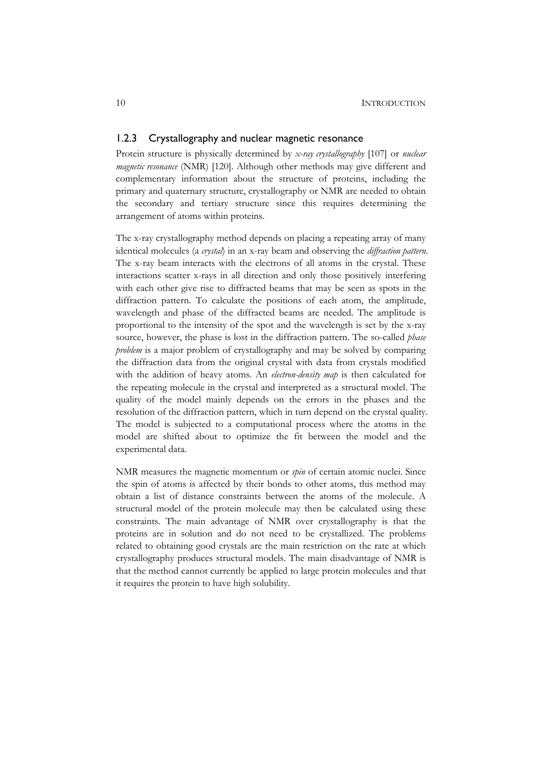### 1.2.3 Crystallography and nuclear magnetic resonance

Protein structure is physically determined by *x-ray crystallography* [107] or *nuclear magnetic resonance* (NMR) [120]. Although other methods may give different and complementary information about the structure of proteins, including the primary and quaternary structure, crystallography or NMR are needed to obtain the secondary and tertiary structure since this requires determining the arrangement of atoms within proteins.

The x-ray crystallography method depends on placing a repeating array of many identical molecules (a *crystal*) in an x-ray beam and observing the *diffraction pattern*. The x-ray beam interacts with the electrons of all atoms in the crystal. These interactions scatter x-rays in all direction and only those positively interfering with each other give rise to diffracted beams that may be seen as spots in the diffraction pattern. To calculate the positions of each atom, the amplitude, wavelength and phase of the diffracted beams are needed. The amplitude is proportional to the intensity of the spot and the wavelength is set by the x-ray source, however, the phase is lost in the diffraction pattern. The so-called *phase problem* is a major problem of crystallography and may be solved by comparing the diffraction data from the original crystal with data from crystals modified with the addition of heavy atoms. An *electron-density map* is then calculated for the repeating molecule in the crystal and interpreted as a structural model. The quality of the model mainly depends on the errors in the phases and the resolution of the diffraction pattern, which in turn depend on the crystal quality. The model is subjected to a computational process where the atoms in the model are shifted about to optimize the fit between the model and the experimental data.

NMR measures the magnetic momentum or *spin* of certain atomic nuclei. Since the spin of atoms is affected by their bonds to other atoms, this method may obtain a list of distance constraints between the atoms of the molecule. A structural model of the protein molecule may then be calculated using these constraints. The main advantage of NMR over crystallography is that the proteins are in solution and do not need to be crystallized. The problems related to obtaining good crystals are the main restriction on the rate at which crystallography produces structural models. The main disadvantage of NMR is that the method cannot currently be applied to large protein molecules and that it requires the protein to have high solubility.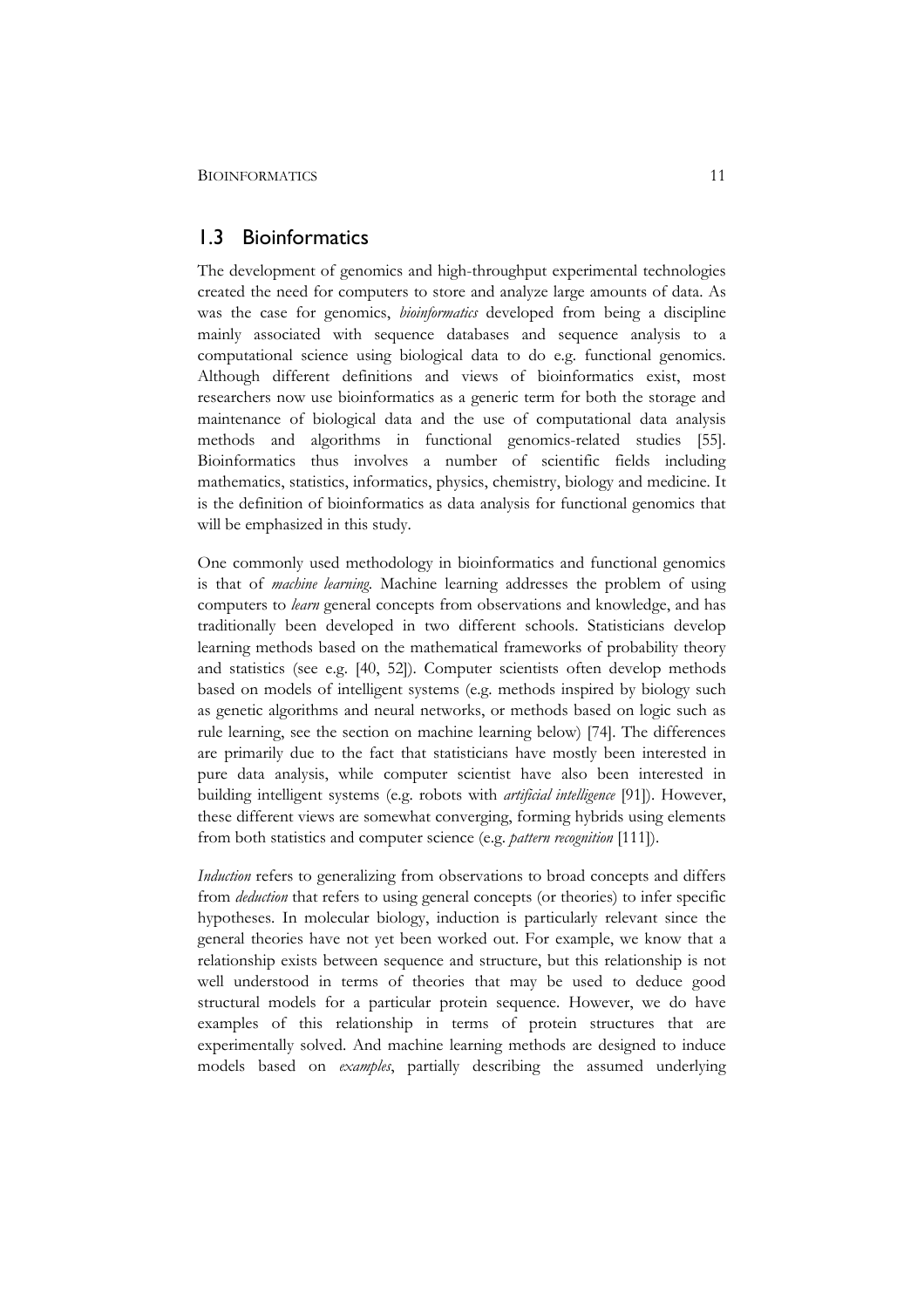## 1.3 Bioinformatics

The development of genomics and high-throughput experimental technologies created the need for computers to store and analyze large amounts of data. As was the case for genomics, *bioinformatics* developed from being a discipline mainly associated with sequence databases and sequence analysis to a computational science using biological data to do e.g. functional genomics. Although different definitions and views of bioinformatics exist, most researchers now use bioinformatics as a generic term for both the storage and maintenance of biological data and the use of computational data analysis methods and algorithms in functional genomics-related studies [55]. Bioinformatics thus involves a number of scientific fields including mathematics, statistics, informatics, physics, chemistry, biology and medicine. It is the definition of bioinformatics as data analysis for functional genomics that will be emphasized in this study.

One commonly used methodology in bioinformatics and functional genomics is that of *machine learning*. Machine learning addresses the problem of using computers to *learn* general concepts from observations and knowledge, and has traditionally been developed in two different schools. Statisticians develop learning methods based on the mathematical frameworks of probability theory and statistics (see e.g. [40, 52]). Computer scientists often develop methods based on models of intelligent systems (e.g. methods inspired by biology such as genetic algorithms and neural networks, or methods based on logic such as rule learning, see the section on machine learning below) [74]. The differences are primarily due to the fact that statisticians have mostly been interested in pure data analysis, while computer scientist have also been interested in building intelligent systems (e.g. robots with *artificial intelligence* [91]). However, these different views are somewhat converging, forming hybrids using elements from both statistics and computer science (e.g. *pattern recognition* [111]).

*Induction* refers to generalizing from observations to broad concepts and differs from *deduction* that refers to using general concepts (or theories) to infer specific hypotheses. In molecular biology, induction is particularly relevant since the general theories have not yet been worked out. For example, we know that a relationship exists between sequence and structure, but this relationship is not well understood in terms of theories that may be used to deduce good structural models for a particular protein sequence. However, we do have examples of this relationship in terms of protein structures that are experimentally solved. And machine learning methods are designed to induce models based on *examples*, partially describing the assumed underlying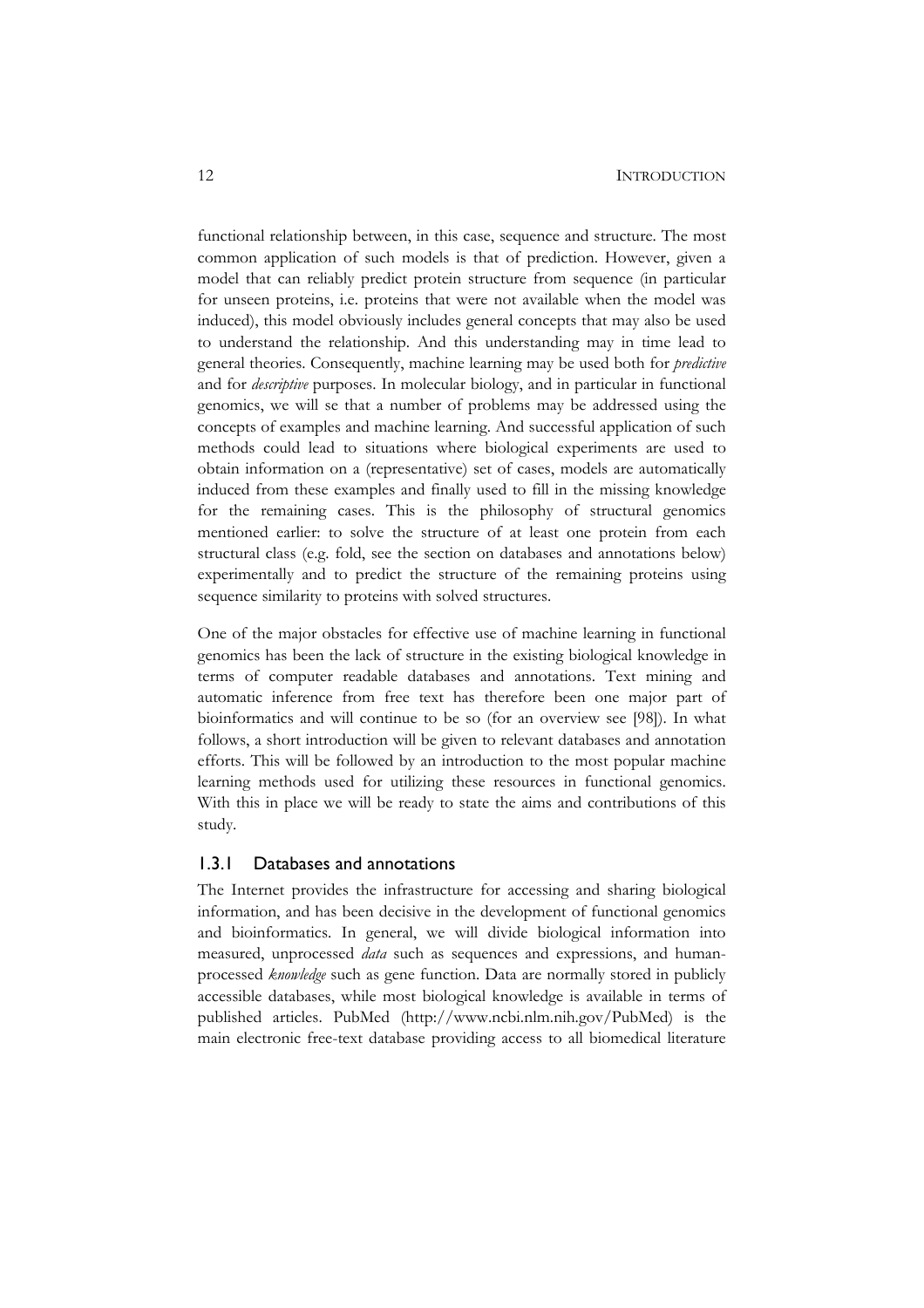functional relationship between, in this case, sequence and structure. The most common application of such models is that of prediction. However, given a model that can reliably predict protein structure from sequence (in particular for unseen proteins, i.e. proteins that were not available when the model was induced), this model obviously includes general concepts that may also be used to understand the relationship. And this understanding may in time lead to general theories. Consequently, machine learning may be used both for *predictive* and for *descriptive* purposes. In molecular biology, and in particular in functional genomics, we will se that a number of problems may be addressed using the concepts of examples and machine learning. And successful application of such methods could lead to situations where biological experiments are used to obtain information on a (representative) set of cases, models are automatically induced from these examples and finally used to fill in the missing knowledge for the remaining cases. This is the philosophy of structural genomics mentioned earlier: to solve the structure of at least one protein from each structural class (e.g. fold, see the section on databases and annotations below) experimentally and to predict the structure of the remaining proteins using sequence similarity to proteins with solved structures.

One of the major obstacles for effective use of machine learning in functional genomics has been the lack of structure in the existing biological knowledge in terms of computer readable databases and annotations. Text mining and automatic inference from free text has therefore been one major part of bioinformatics and will continue to be so (for an overview see [98]). In what follows, a short introduction will be given to relevant databases and annotation efforts. This will be followed by an introduction to the most popular machine learning methods used for utilizing these resources in functional genomics. With this in place we will be ready to state the aims and contributions of this study.

### 1.3.1 Databases and annotations

The Internet provides the infrastructure for accessing and sharing biological information, and has been decisive in the development of functional genomics and bioinformatics. In general, we will divide biological information into measured, unprocessed *data* such as sequences and expressions, and human-processed *knowledge* such as gene function. Data are normally stored in publicly accessible databases, while most biological knowledge is available in terms of published articles. PubMed (http://www.ncbi.nlm.nih.gov/PubMed) is the main electronic free-text database providing access to all biomedical literature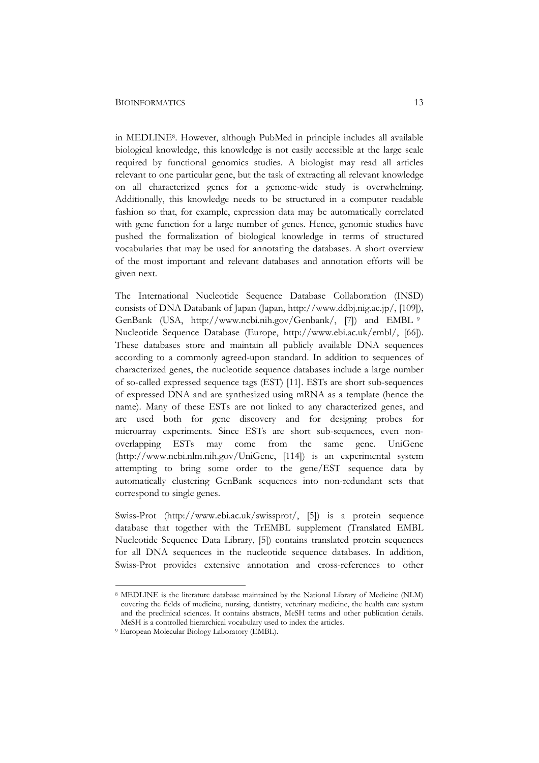in MEDLINE[8]. However, although PubMed in principle includes all available biological knowledge, this knowledge is not easily accessible at the large scale required by functional genomics studies. A biologist may read all articles relevant to one particular gene, but the task of extracting all relevant knowledge on all characterized genes for a genome-wide study is overwhelming. Additionally, this knowledge needs to be structured in a computer readable fashion so that, for example, expression data may be automatically correlated with gene function for a large number of genes. Hence, genomic studies have pushed the formalization of biological knowledge in terms of structured vocabularies that may be used for annotating the databases. A short overview of the most important and relevant databases and annotation efforts will be given next.

The International Nucleotide Sequence Database Collaboration (INSD) consists of DNA Databank of Japan (Japan, http://www.ddbj.nig.ac.jp/, [109]), GenBank (USA, http://www.ncbi.nih.gov/Genbank/, [7]) and EMBL [9] Nucleotide Sequence Database (Europe, http://www.ebi.ac.uk/embl/, [66]). These databases store and maintain all publicly available DNA sequences according to a commonly agreed-upon standard. In addition to sequences of characterized genes, the nucleotide sequence databases include a large number of so-called expressed sequence tags (EST) [11]. ESTs are short sub-sequences of expressed DNA and are synthesized using mRNA as a template (hence the name). Many of these ESTs are not linked to any characterized genes, and are used both for gene discovery and for designing probes for microarray experiments. Since ESTs are short sub-sequences, even non-overlapping ESTs may come from the same gene. UniGene (http://www.ncbi.nlm.nih.gov/UniGene, [114]) is an experimental system attempting to bring some order to the gene/EST sequence data by automatically clustering GenBank sequences into non-redundant sets that correspond to single genes.

Swiss-Prot (http://www.ebi.ac.uk/swissprot/, [5]) is a protein sequence database that together with the TrEMBL supplement (Translated EMBL Nucleotide Sequence Data Library, [5]) contains translated protein sequences for all DNA sequences in the nucleotide sequence databases. In addition, Swiss-Prot provides extensive annotation and cross-references to other

---

[8] MEDLINE is the literature database maintained by the National Library of Medicine (NLM) covering the fields of medicine, nursing, dentistry, veterinary medicine, the health care system and the preclinical sciences. It contains abstracts, MeSH terms and other publication details. MeSH is a controlled hierarchical vocabulary used to index the articles.

[9] European Molecular Biology Laboratory (EMBL).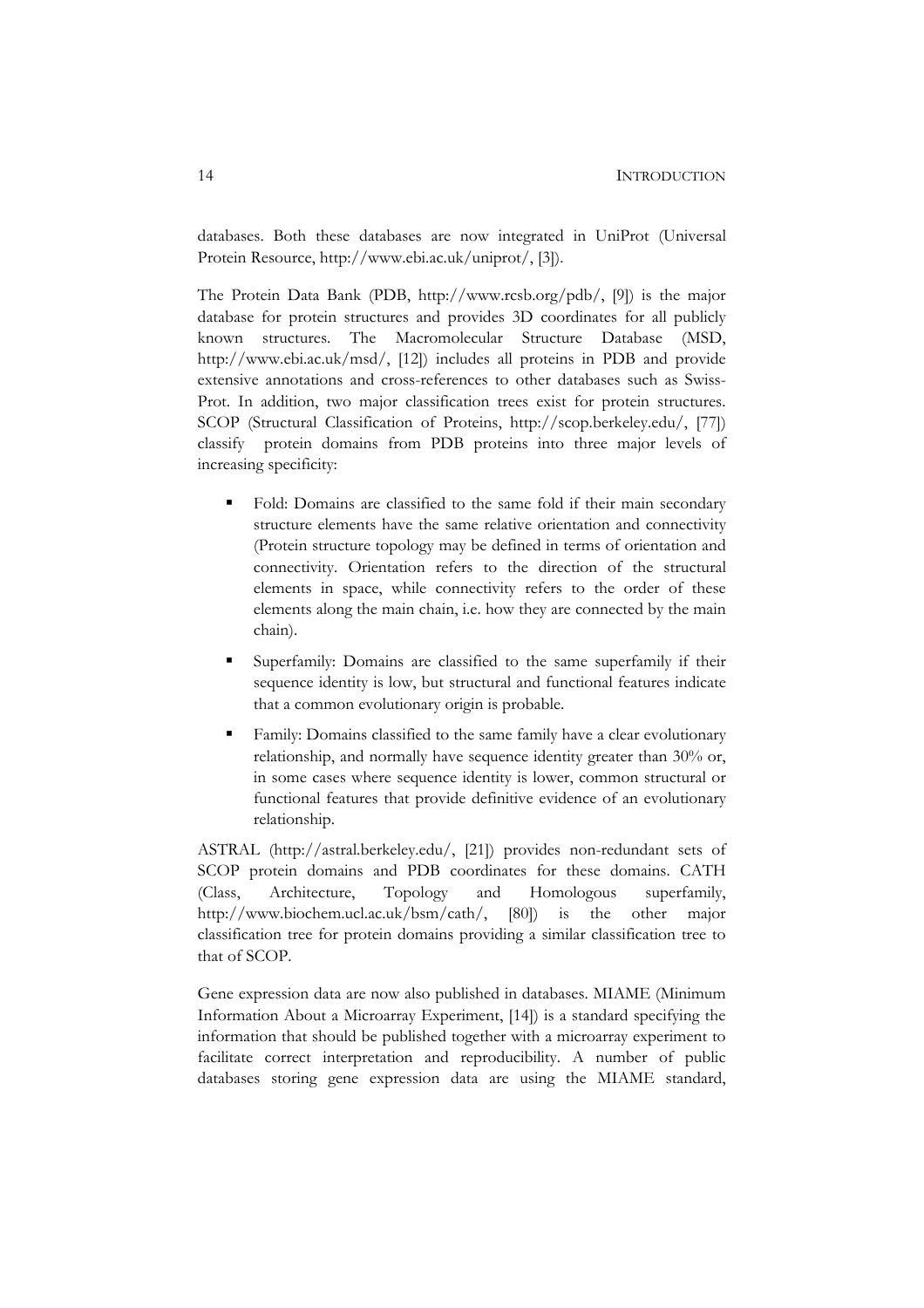databases. Both these databases are now integrated in UniProt (Universal Protein Resource, http://www.ebi.ac.uk/uniprot/, [3]).

The Protein Data Bank (PDB, http://www.rcsb.org/pdb/, [9]) is the major database for protein structures and provides 3D coordinates for all publicly known structures. The Macromolecular Structure Database (MSD, http://www.ebi.ac.uk/msd/, [12]) includes all proteins in PDB and provide extensive annotations and cross-references to other databases such as Swiss-Prot. In addition, two major classification trees exist for protein structures. SCOP (Structural Classification of Proteins, http://scop.berkeley.edu/, [77]) classify protein domains from PDB proteins into three major levels of increasing specificity:

- Fold: Domains are classified to the same fold if their main secondary structure elements have the same relative orientation and connectivity (Protein structure topology may be defined in terms of orientation and connectivity. Orientation refers to the direction of the structural elements in space, while connectivity refers to the order of these elements along the main chain, i.e. how they are connected by the main chain).
- Superfamily: Domains are classified to the same superfamily if their sequence identity is low, but structural and functional features indicate that a common evolutionary origin is probable.
- Family: Domains classified to the same family have a clear evolutionary relationship, and normally have sequence identity greater than 30% or, in some cases where sequence identity is lower, common structural or functional features that provide definitive evidence of an evolutionary relationship.

ASTRAL (http://astral.berkeley.edu/, [21]) provides non-redundant sets of SCOP protein domains and PDB coordinates for these domains. CATH (Class, Architecture, Topology and Homologous superfamily, http://www.biochem.ucl.ac.uk/bsm/cath/, [80]) is the other major classification tree for protein domains providing a similar classification tree to that of SCOP.

Gene expression data are now also published in databases. MIAME (Minimum Information About a Microarray Experiment, [14]) is a standard specifying the information that should be published together with a microarray experiment to facilitate correct interpretation and reproducibility. A number of public databases storing gene expression data are using the MIAME standard,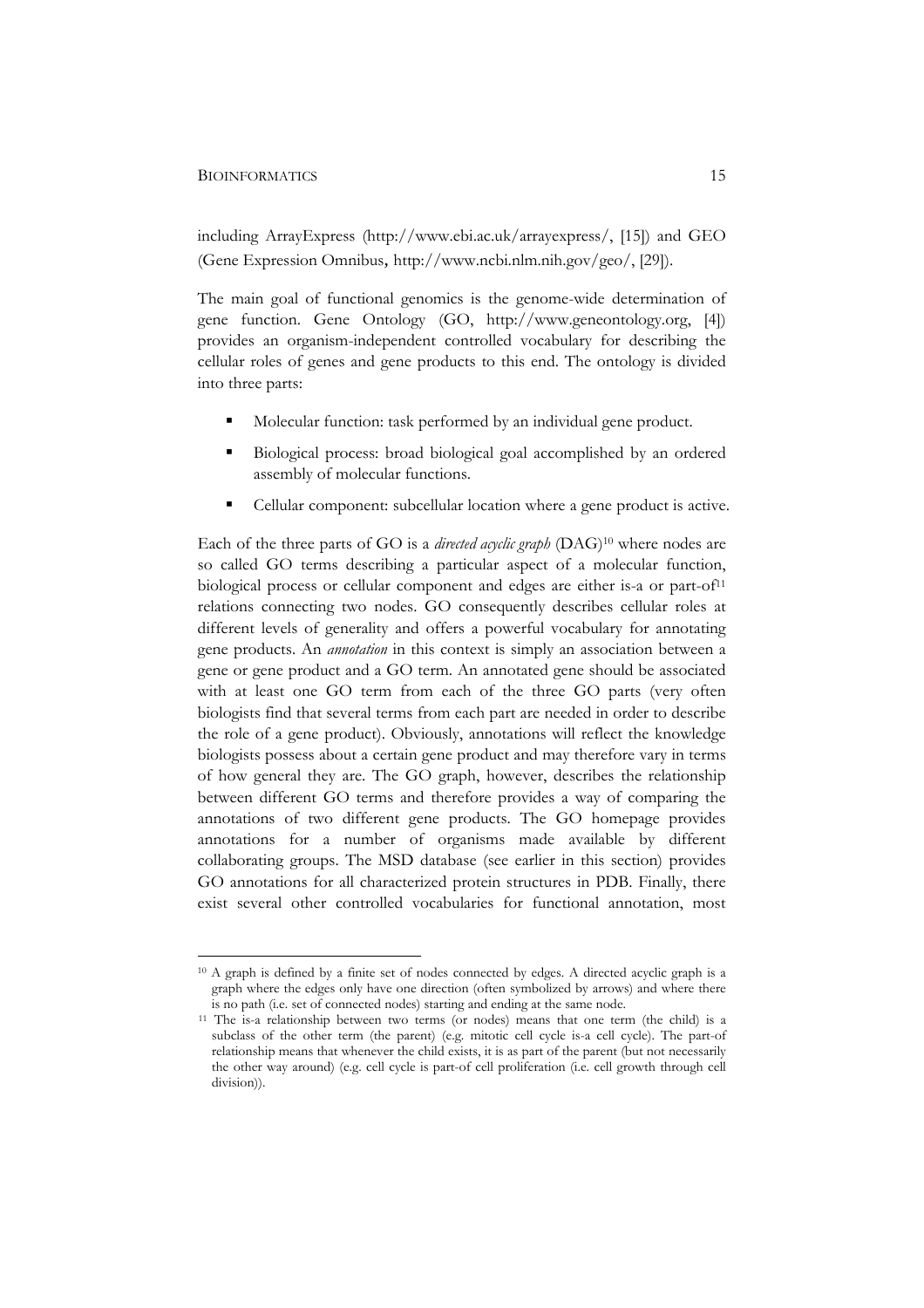including ArrayExpress (http://www.ebi.ac.uk/arrayexpress/, [15]) and GEO (Gene Expression Omnibus, http://www.ncbi.nlm.nih.gov/geo/, [29]).

The main goal of functional genomics is the genome-wide determination of gene function. Gene Ontology (GO, http://www.geneontology.org, [4]) provides an organism-independent controlled vocabulary for describing the cellular roles of genes and gene products to this end. The ontology is divided into three parts:

- Molecular function: task performed by an individual gene product.
- Biological process: broad biological goal accomplished by an ordered assembly of molecular functions.
- Cellular component: subcellular location where a gene product is active.

Each of the three parts of GO is a *directed acyclic graph* (DAG)[10] where nodes are so called GO terms describing a particular aspect of a molecular function, biological process or cellular component and edges are either is-a or part-of[11] relations connecting two nodes. GO consequently describes cellular roles at different levels of generality and offers a powerful vocabulary for annotating gene products. An *annotation* in this context is simply an association between a gene or gene product and a GO term. An annotated gene should be associated with at least one GO term from each of the three GO parts (very often biologists find that several terms from each part are needed in order to describe the role of a gene product). Obviously, annotations will reflect the knowledge biologists possess about a certain gene product and may therefore vary in terms of how general they are. The GO graph, however, describes the relationship between different GO terms and therefore provides a way of comparing the annotations of two different gene products. The GO homepage provides annotations for a number of organisms made available by different collaborating groups. The MSD database (see earlier in this section) provides GO annotations for all characterized protein structures in PDB. Finally, there exist several other controlled vocabularies for functional annotation, most

---

[10] A graph is defined by a finite set of nodes connected by edges. A directed acyclic graph is a graph where the edges only have one direction (often symbolized by arrows) and where there is no path (i.e. set of connected nodes) starting and ending at the same node.

[11] The is-a relationship between two terms (or nodes) means that one term (the child) is a subclass of the other term (the parent) (e.g. mitotic cell cycle is-a cell cycle). The part-of relationship means that whenever the child exists, it is as part of the parent (but not necessarily the other way around) (e.g. cell cycle is part-of cell proliferation (i.e. cell growth through cell division)).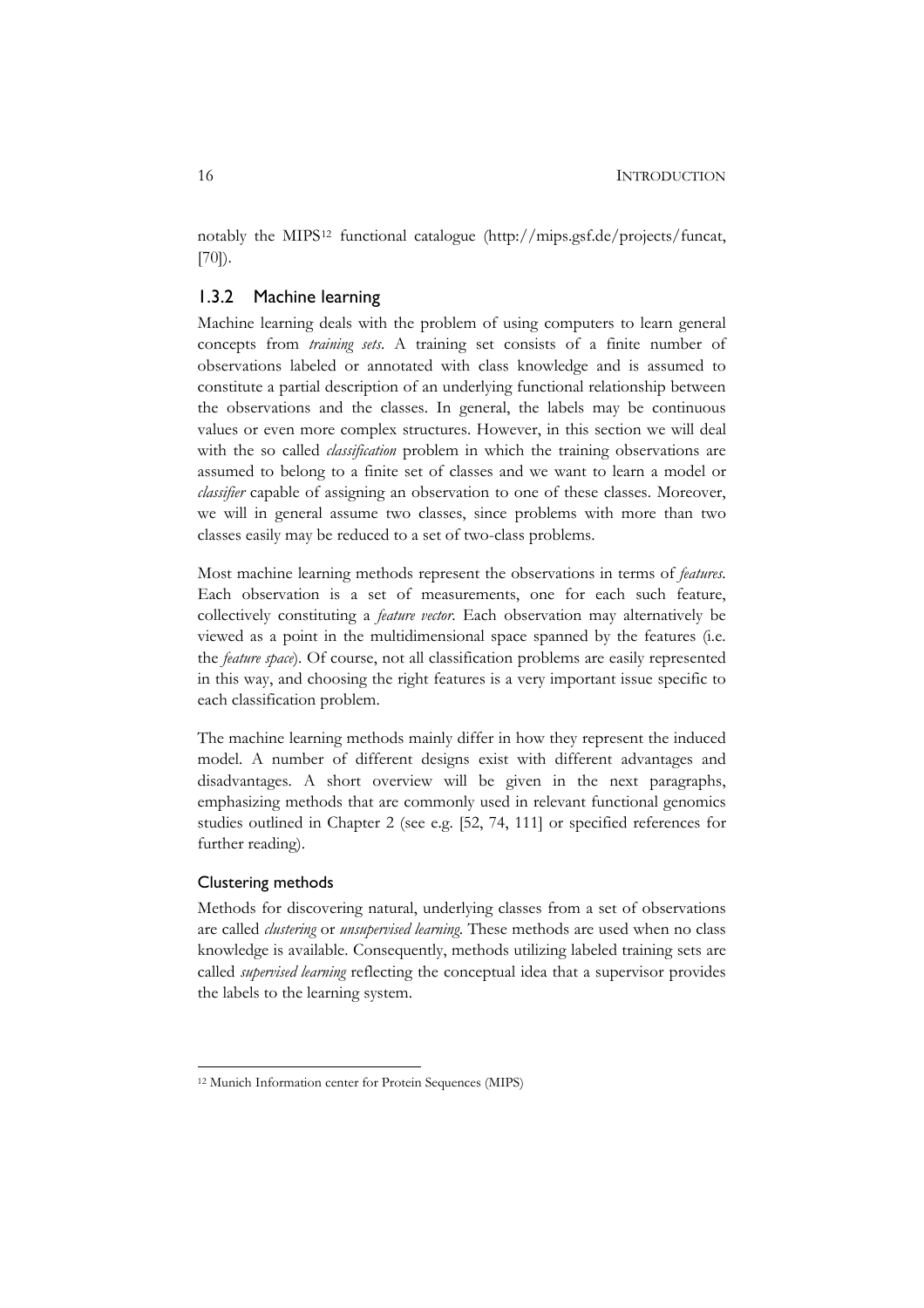notably the MIPS[12] functional catalogue (http://mips.gsf.de/projects/funcat, [70]).

### 1.3.2 Machine learning

Machine learning deals with the problem of using computers to learn general concepts from *training sets*. A training set consists of a finite number of observations labeled or annotated with class knowledge and is assumed to constitute a partial description of an underlying functional relationship between the observations and the classes. In general, the labels may be continuous values or even more complex structures. However, in this section we will deal with the so called *classification* problem in which the training observations are assumed to belong to a finite set of classes and we want to learn a model or *classifier* capable of assigning an observation to one of these classes. Moreover, we will in general assume two classes, since problems with more than two classes easily may be reduced to a set of two-class problems.

Most machine learning methods represent the observations in terms of *features*. Each observation is a set of measurements, one for each such feature, collectively constituting a *feature vector*. Each observation may alternatively be viewed as a point in the multidimensional space spanned by the features (i.e. the *feature space*). Of course, not all classification problems are easily represented in this way, and choosing the right features is a very important issue specific to each classification problem.

The machine learning methods mainly differ in how they represent the induced model. A number of different designs exist with different advantages and disadvantages. A short overview will be given in the next paragraphs, emphasizing methods that are commonly used in relevant functional genomics studies outlined in Chapter 2 (see e.g. [52, 74, 111] or specified references for further reading).

#### Clustering methods

Methods for discovering natural, underlying classes from a set of observations are called *clustering* or *unsupervised learning*. These methods are used when no class knowledge is available. Consequently, methods utilizing labeled training sets are called *supervised learning* reflecting the conceptual idea that a supervisor provides the labels to the learning system.

---

[12] Munich Information center for Protein Sequences (MIPS)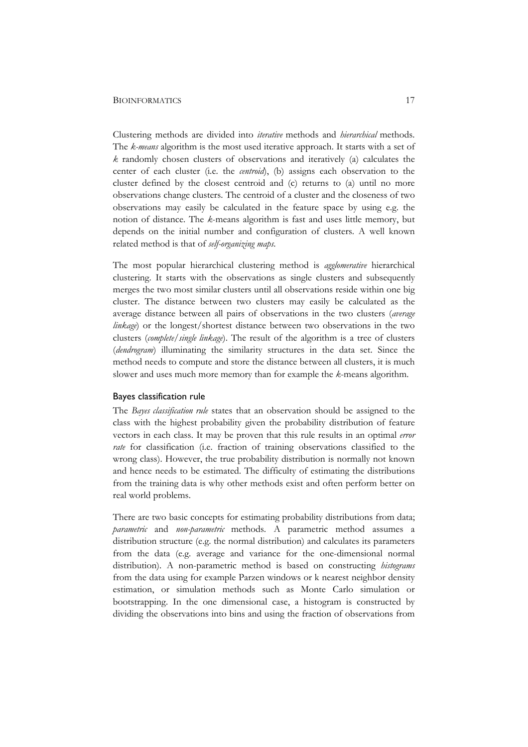Clustering methods are divided into *iterative* methods and *hierarchical* methods. The *k-means* algorithm is the most used iterative approach. It starts with a set of *k* randomly chosen clusters of observations and iteratively (a) calculates the center of each cluster (i.e. the *centroid*), (b) assigns each observation to the cluster defined by the closest centroid and (c) returns to (a) until no more observations change clusters. The centroid of a cluster and the closeness of two observations may easily be calculated in the feature space by using e.g. the notion of distance. The *k*-means algorithm is fast and uses little memory, but depends on the initial number and configuration of clusters. A well known related method is that of *self-organizing maps*.

The most popular hierarchical clustering method is *agglomerative* hierarchical clustering. It starts with the observations as single clusters and subsequently merges the two most similar clusters until all observations reside within one big cluster. The distance between two clusters may easily be calculated as the average distance between all pairs of observations in the two clusters (*average linkage*) or the longest/shortest distance between two observations in the two clusters (*complete/single linkage*). The result of the algorithm is a tree of clusters (*dendrogram*) illuminating the similarity structures in the data set. Since the method needs to compute and store the distance between all clusters, it is much slower and uses much more memory than for example the *k*-means algorithm.

### Bayes classification rule

The *Bayes classification rule* states that an observation should be assigned to the class with the highest probability given the probability distribution of feature vectors in each class. It may be proven that this rule results in an optimal *error rate* for classification (i.e. fraction of training observations classified to the wrong class). However, the true probability distribution is normally not known and hence needs to be estimated. The difficulty of estimating the distributions from the training data is why other methods exist and often perform better on real world problems.

There are two basic concepts for estimating probability distributions from data; *parametric* and *non-parametric* methods. A parametric method assumes a distribution structure (e.g. the normal distribution) and calculates its parameters from the data (e.g. average and variance for the one-dimensional normal distribution). A non-parametric method is based on constructing *histograms* from the data using for example Parzen windows or k nearest neighbor density estimation, or simulation methods such as Monte Carlo simulation or bootstrapping. In the one dimensional case, a histogram is constructed by dividing the observations into bins and using the fraction of observations from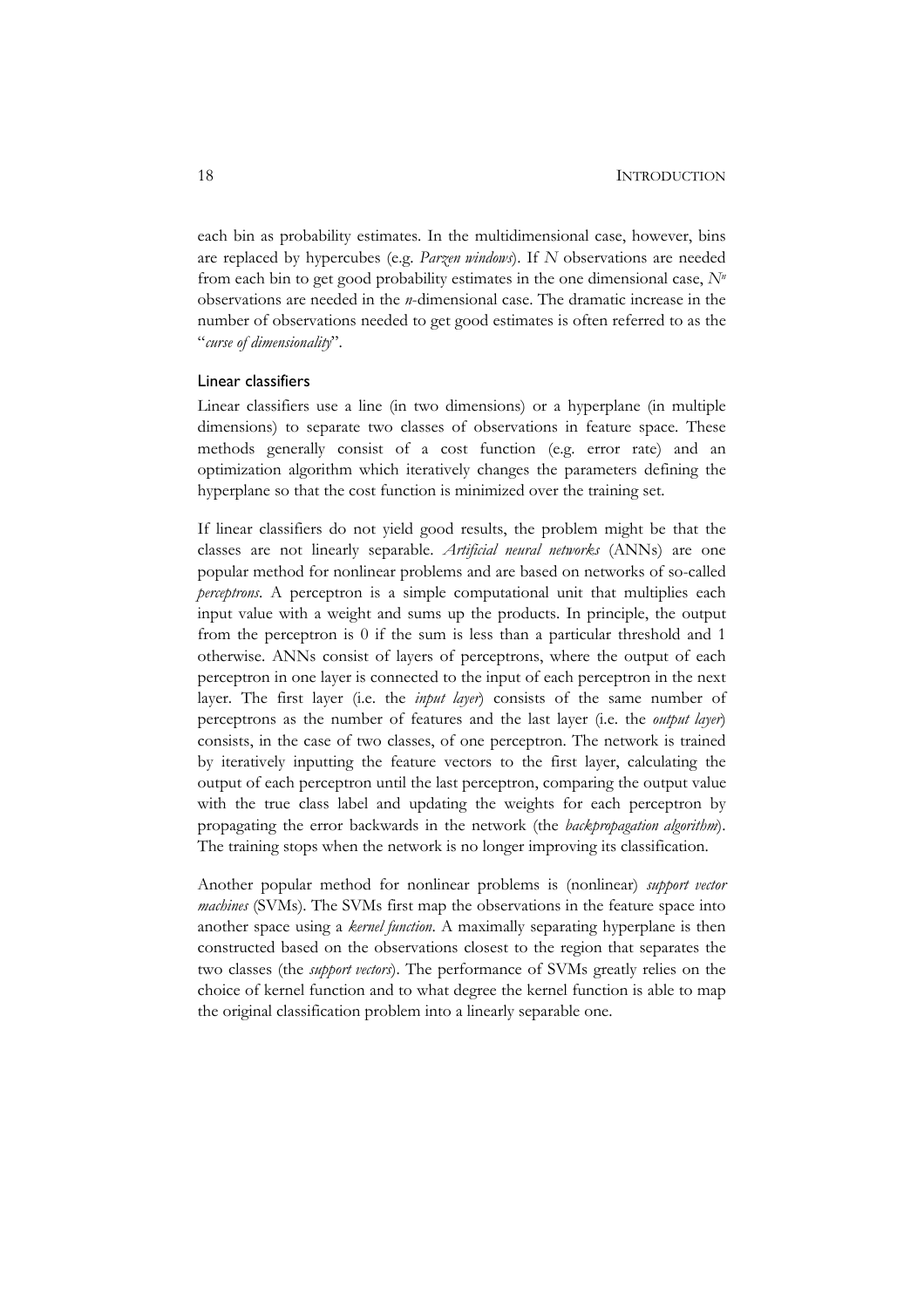each bin as probability estimates. In the multidimensional case, however, bins are replaced by hypercubes (e.g. *Parzen windows*). If $N$ observations are needed from each bin to get good probability estimates in the one dimensional case, $N^n$ observations are needed in the $n$-dimensional case. The dramatic increase in the number of observations needed to get good estimates is often referred to as the "*curse of dimensionality*".

### Linear classifiers

Linear classifiers use a line (in two dimensions) or a hyperplane (in multiple dimensions) to separate two classes of observations in feature space. These methods generally consist of a cost function (e.g. error rate) and an optimization algorithm which iteratively changes the parameters defining the hyperplane so that the cost function is minimized over the training set.

If linear classifiers do not yield good results, the problem might be that the classes are not linearly separable. *Artificial neural networks* (ANNs) are one popular method for nonlinear problems and are based on networks of so-called *perceptrons*. A perceptron is a simple computational unit that multiplies each input value with a weight and sums up the products. In principle, the output from the perceptron is 0 if the sum is less than a particular threshold and 1 otherwise. ANNs consist of layers of perceptrons, where the output of each perceptron in one layer is connected to the input of each perceptron in the next layer. The first layer (i.e. the *input layer*) consists of the same number of perceptrons as the number of features and the last layer (i.e. the *output layer*) consists, in the case of two classes, of one perceptron. The network is trained by iteratively inputting the feature vectors to the first layer, calculating the output of each perceptron until the last perceptron, comparing the output value with the true class label and updating the weights for each perceptron by propagating the error backwards in the network (the *backpropagation algorithm*). The training stops when the network is no longer improving its classification.

Another popular method for nonlinear problems is (nonlinear) *support vector machines* (SVMs). The SVMs first map the observations in the feature space into another space using a *kernel function*. A maximally separating hyperplane is then constructed based on the observations closest to the region that separates the two classes (the *support vectors*). The performance of SVMs greatly relies on the choice of kernel function and to what degree the kernel function is able to map the original classification problem into a linearly separable one.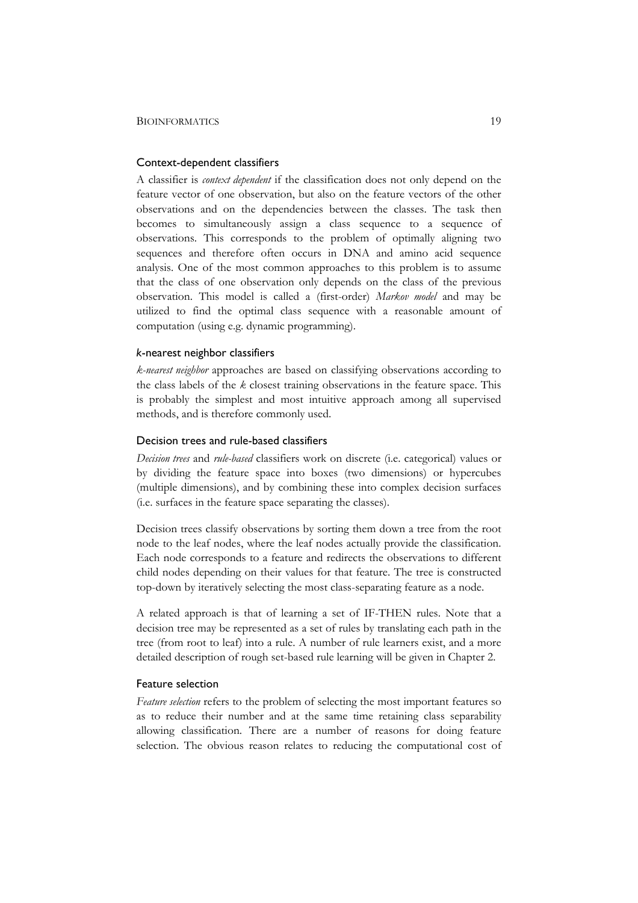### Context-dependent classifiers

A classifier is *context dependent* if the classification does not only depend on the feature vector of one observation, but also on the feature vectors of the other observations and on the dependencies between the classes. The task then becomes to simultaneously assign a class sequence to a sequence of observations. This corresponds to the problem of optimally aligning two sequences and therefore often occurs in DNA and amino acid sequence analysis. One of the most common approaches to this problem is to assume that the class of one observation only depends on the class of the previous observation. This model is called a (first-order) *Markov model* and may be utilized to find the optimal class sequence with a reasonable amount of computation (using e.g. dynamic programming).

### *k*-nearest neighbor classifiers

*k-nearest neighbor* approaches are based on classifying observations according to the class labels of the *k* closest training observations in the feature space. This is probably the simplest and most intuitive approach among all supervised methods, and is therefore commonly used.

### Decision trees and rule-based classifiers

*Decision trees* and *rule-based* classifiers work on discrete (i.e. categorical) values or by dividing the feature space into boxes (two dimensions) or hypercubes (multiple dimensions), and by combining these into complex decision surfaces (i.e. surfaces in the feature space separating the classes).

Decision trees classify observations by sorting them down a tree from the root node to the leaf nodes, where the leaf nodes actually provide the classification. Each node corresponds to a feature and redirects the observations to different child nodes depending on their values for that feature. The tree is constructed top-down by iteratively selecting the most class-separating feature as a node.

A related approach is that of learning a set of IF-THEN rules. Note that a decision tree may be represented as a set of rules by translating each path in the tree (from root to leaf) into a rule. A number of rule learners exist, and a more detailed description of rough set-based rule learning will be given in Chapter 2.

### Feature selection

*Feature selection* refers to the problem of selecting the most important features so as to reduce their number and at the same time retaining class separability allowing classification. There are a number of reasons for doing feature selection. The obvious reason relates to reducing the computational cost of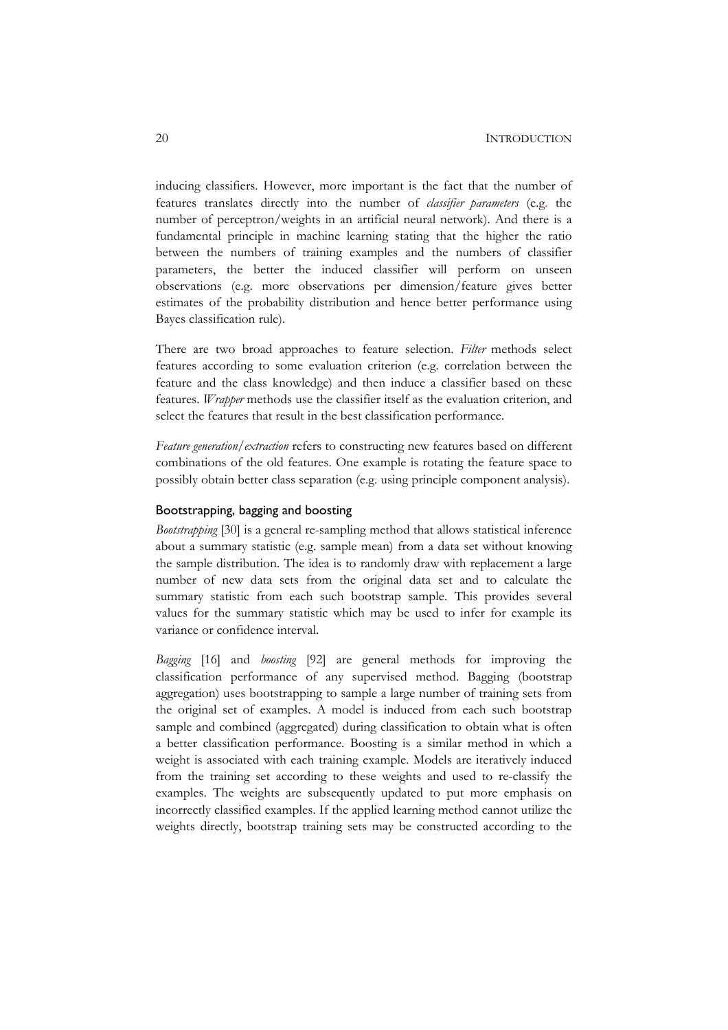inducing classifiers. However, more important is the fact that the number of features translates directly into the number of *classifier parameters* (e.g. the number of perceptron/weights in an artificial neural network). And there is a fundamental principle in machine learning stating that the higher the ratio between the numbers of training examples and the numbers of classifier parameters, the better the induced classifier will perform on unseen observations (e.g. more observations per dimension/feature gives better estimates of the probability distribution and hence better performance using Bayes classification rule).

There are two broad approaches to feature selection. *Filter* methods select features according to some evaluation criterion (e.g. correlation between the feature and the class knowledge) and then induce a classifier based on these features. *Wrapper* methods use the classifier itself as the evaluation criterion, and select the features that result in the best classification performance.

*Feature generation/extraction* refers to constructing new features based on different combinations of the old features. One example is rotating the feature space to possibly obtain better class separation (e.g. using principle component analysis).

### Bootstrapping, bagging and boosting

*Bootstrapping* [30] is a general re-sampling method that allows statistical inference about a summary statistic (e.g. sample mean) from a data set without knowing the sample distribution. The idea is to randomly draw with replacement a large number of new data sets from the original data set and to calculate the summary statistic from each such bootstrap sample. This provides several values for the summary statistic which may be used to infer for example its variance or confidence interval.

*Bagging* [16] and *boosting* [92] are general methods for improving the classification performance of any supervised method. Bagging (bootstrap aggregation) uses bootstrapping to sample a large number of training sets from the original set of examples. A model is induced from each such bootstrap sample and combined (aggregated) during classification to obtain what is often a better classification performance. Boosting is a similar method in which a weight is associated with each training example. Models are iteratively induced from the training set according to these weights and used to re-classify the examples. The weights are subsequently updated to put more emphasis on incorrectly classified examples. If the applied learning method cannot utilize the weights directly, bootstrap training sets may be constructed according to the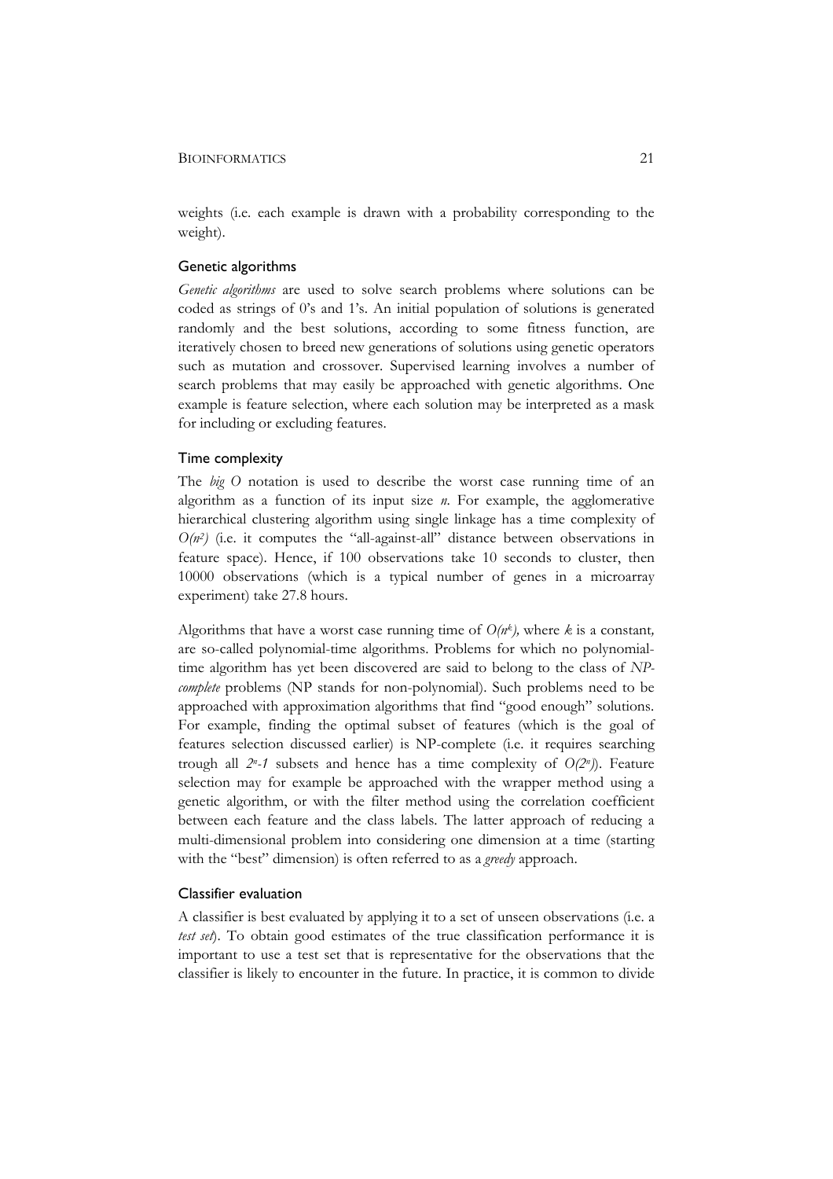weights (i.e. each example is drawn with a probability corresponding to the weight).

### Genetic algorithms

*Genetic algorithms* are used to solve search problems where solutions can be coded as strings of 0's and 1's. An initial population of solutions is generated randomly and the best solutions, according to some fitness function, are iteratively chosen to breed new generations of solutions using genetic operators such as mutation and crossover. Supervised learning involves a number of search problems that may easily be approached with genetic algorithms. One example is feature selection, where each solution may be interpreted as a mask for including or excluding features.

### Time complexity

The *big O* notation is used to describe the worst case running time of an algorithm as a function of its input size $n$. For example, the agglomerative hierarchical clustering algorithm using single linkage has a time complexity of $O(n^2)$ (i.e. it computes the "all-against-all" distance between observations in feature space). Hence, if 100 observations take 10 seconds to cluster, then 10000 observations (which is a typical number of genes in a microarray experiment) take 27.8 hours.

Algorithms that have a worst case running time of $O(n^k)$, where $k$ is a constant, are so-called polynomial-time algorithms. Problems for which no polynomial-time algorithm has yet been discovered are said to belong to the class of *NP-complete* problems (NP stands for non-polynomial). Such problems need to be approached with approximation algorithms that find "good enough" solutions. For example, finding the optimal subset of features (which is the goal of features selection discussed earlier) is NP-complete (i.e. it requires searching trough all $2^n$-$1$ subsets and hence has a time complexity of $O(2^n)$). Feature selection may for example be approached with the wrapper method using a genetic algorithm, or with the filter method using the correlation coefficient between each feature and the class labels. The latter approach of reducing a multi-dimensional problem into considering one dimension at a time (starting with the "best" dimension) is often referred to as a *greedy* approach.

### Classifier evaluation

A classifier is best evaluated by applying it to a set of unseen observations (i.e. a *test set*). To obtain good estimates of the true classification performance it is important to use a test set that is representative for the observations that the classifier is likely to encounter in the future. In practice, it is common to divide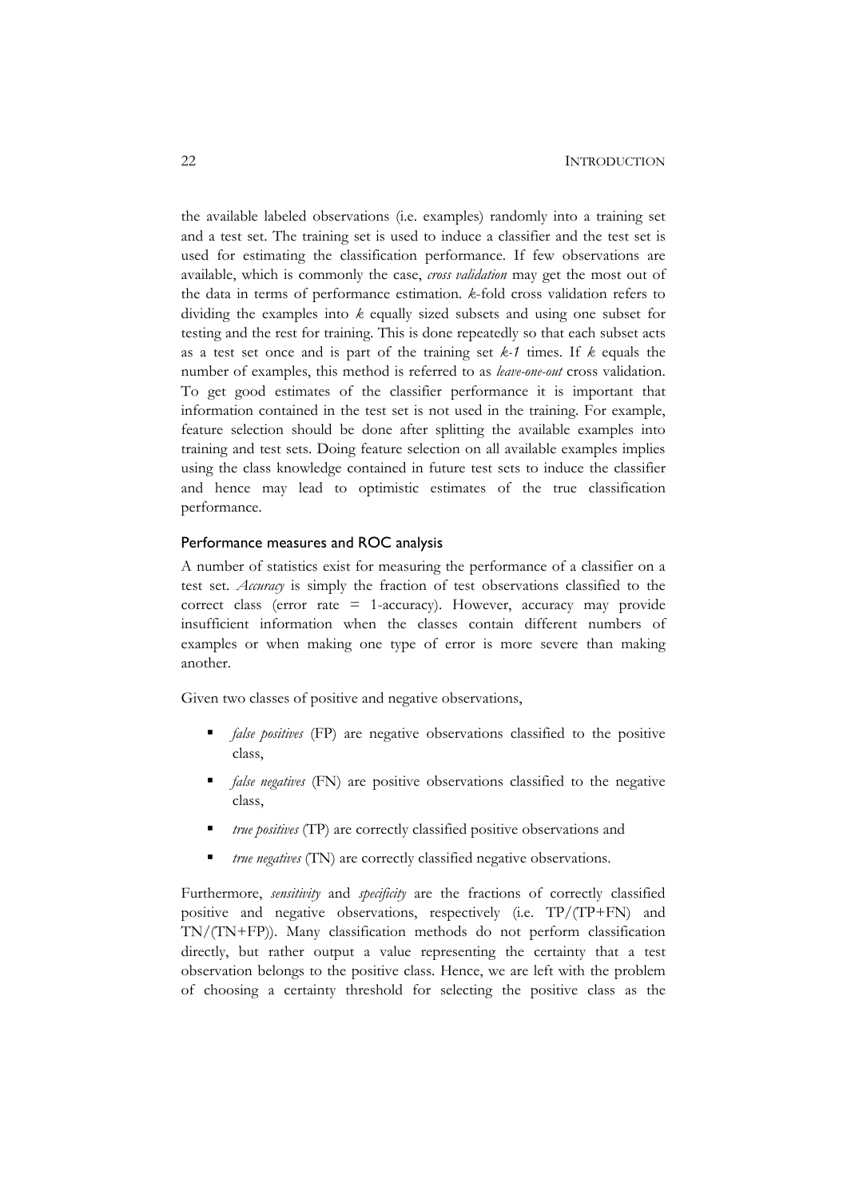the available labeled observations (i.e. examples) randomly into a training set and a test set. The training set is used to induce a classifier and the test set is used for estimating the classification performance. If few observations are available, which is commonly the case, *cross validation* may get the most out of the data in terms of performance estimation. *k*-fold cross validation refers to dividing the examples into *k* equally sized subsets and using one subset for testing and the rest for training. This is done repeatedly so that each subset acts as a test set once and is part of the training set *k-1* times. If *k* equals the number of examples, this method is referred to as *leave-one-out* cross validation. To get good estimates of the classifier performance it is important that information contained in the test set is not used in the training. For example, feature selection should be done after splitting the available examples into training and test sets. Doing feature selection on all available examples implies using the class knowledge contained in future test sets to induce the classifier and hence may lead to optimistic estimates of the true classification performance.

### Performance measures and ROC analysis

A number of statistics exist for measuring the performance of a classifier on a test set. *Accuracy* is simply the fraction of test observations classified to the correct class (error rate = 1-accuracy). However, accuracy may provide insufficient information when the classes contain different numbers of examples or when making one type of error is more severe than making another.

Given two classes of positive and negative observations,

- *false positives* (FP) are negative observations classified to the positive class,
- *false negatives* (FN) are positive observations classified to the negative class,
- *true positives* (TP) are correctly classified positive observations and
- *true negatives* (TN) are correctly classified negative observations.

Furthermore, *sensitivity* and *specificity* are the fractions of correctly classified positive and negative observations, respectively (i.e. TP/(TP+FN) and TN/(TN+FP)). Many classification methods do not perform classification directly, but rather output a value representing the certainty that a test observation belongs to the positive class. Hence, we are left with the problem of choosing a certainty threshold for selecting the positive class as the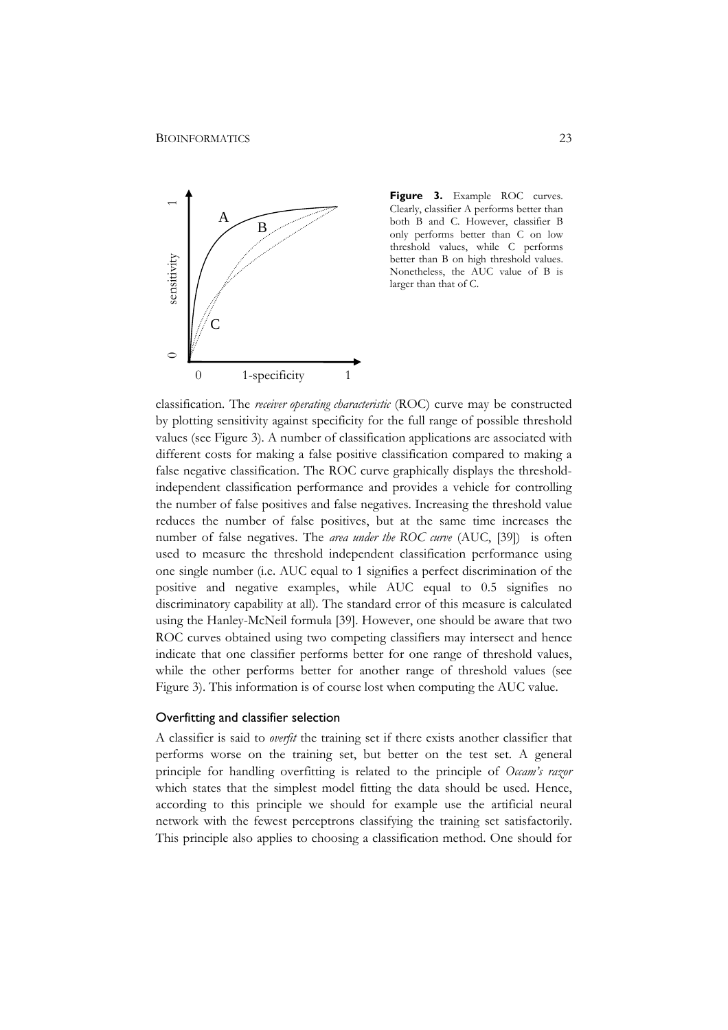**Figure 3.** Example ROC curves. Clearly, classifier A performs better than both B and C. However, classifier B only performs better than C on low threshold values, while C performs better than B on high threshold values. Nonetheless, the AUC value of B is larger than that of C.

classification. The *receiver operating characteristic* (ROC) curve may be constructed by plotting sensitivity against specificity for the full range of possible threshold values (see Figure 3). A number of classification applications are associated with different costs for making a false positive classification compared to making a false negative classification. The ROC curve graphically displays the threshold-independent classification performance and provides a vehicle for controlling the number of false positives and false negatives. Increasing the threshold value reduces the number of false positives, but at the same time increases the number of false negatives. The *area under the ROC curve* (AUC, [39]) is often used to measure the threshold independent classification performance using one single number (i.e. AUC equal to 1 signifies a perfect discrimination of the positive and negative examples, while AUC equal to 0.5 signifies no discriminatory capability at all). The standard error of this measure is calculated using the Hanley-McNeil formula [39]. However, one should be aware that two ROC curves obtained using two competing classifiers may intersect and hence indicate that one classifier performs better for one range of threshold values, while the other performs better for another range of threshold values (see Figure 3). This information is of course lost when computing the AUC value.

### Overfitting and classifier selection

A classifier is said to *overfit* the training set if there exists another classifier that performs worse on the training set, but better on the test set. A general principle for handling overfitting is related to the principle of *Occam's razor* which states that the simplest model fitting the data should be used. Hence, according to this principle we should for example use the artificial neural network with the fewest perceptrons classifying the training set satisfactorily. This principle also applies to choosing a classification method. One should for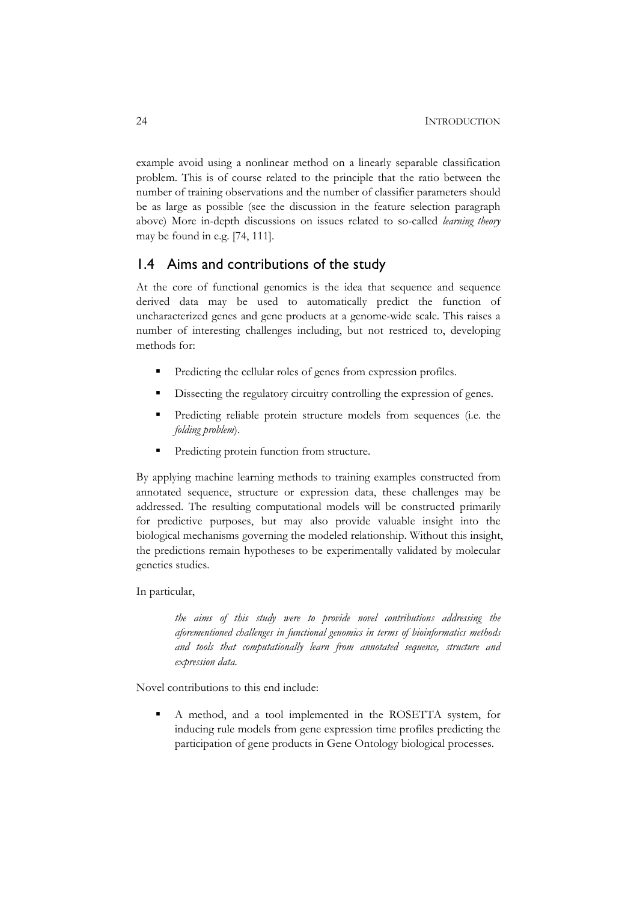example avoid using a nonlinear method on a linearly separable classification problem. This is of course related to the principle that the ratio between the number of training observations and the number of classifier parameters should be as large as possible (see the discussion in the feature selection paragraph above) More in-depth discussions on issues related to so-called *learning theory* may be found in e.g. [74, 111].

## 1.4 Aims and contributions of the study

At the core of functional genomics is the idea that sequence and sequence derived data may be used to automatically predict the function of uncharacterized genes and gene products at a genome-wide scale. This raises a number of interesting challenges including, but not restriced to, developing methods for:

- Predicting the cellular roles of genes from expression profiles.
- Dissecting the regulatory circuitry controlling the expression of genes.
- Predicting reliable protein structure models from sequences (i.e. the *folding problem*).
- Predicting protein function from structure.

By applying machine learning methods to training examples constructed from annotated sequence, structure or expression data, these challenges may be addressed. The resulting computational models will be constructed primarily for predictive purposes, but may also provide valuable insight into the biological mechanisms governing the modeled relationship. Without this insight, the predictions remain hypotheses to be experimentally validated by molecular genetics studies.

In particular,

> *the aims of this study were to provide novel contributions addressing the aforementioned challenges in functional genomics in terms of bioinformatics methods and tools that computationally learn from annotated sequence, structure and expression data.*

Novel contributions to this end include:

- A method, and a tool implemented in the ROSETTA system, for inducing rule models from gene expression time profiles predicting the participation of gene products in Gene Ontology biological processes.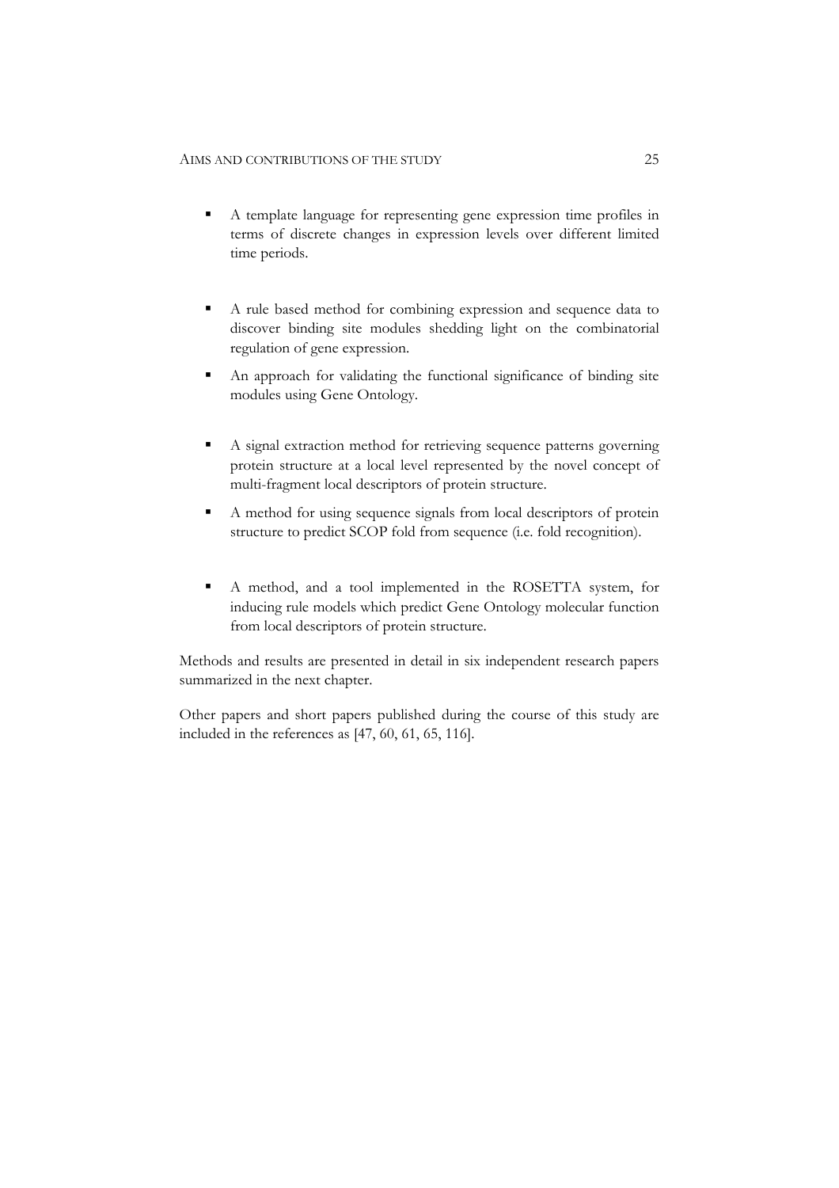- A template language for representing gene expression time profiles in terms of discrete changes in expression levels over different limited time periods.

- A rule based method for combining expression and sequence data to discover binding site modules shedding light on the combinatorial regulation of gene expression.

- An approach for validating the functional significance of binding site modules using Gene Ontology.

- A signal extraction method for retrieving sequence patterns governing protein structure at a local level represented by the novel concept of multi-fragment local descriptors of protein structure.

- A method for using sequence signals from local descriptors of protein structure to predict SCOP fold from sequence (i.e. fold recognition).

- A method, and a tool implemented in the ROSETTA system, for inducing rule models which predict Gene Ontology molecular function from local descriptors of protein structure.

Methods and results are presented in detail in six independent research papers summarized in the next chapter.

Other papers and short papers published during the course of this study are included in the references as [47, 60, 61, 65, 116].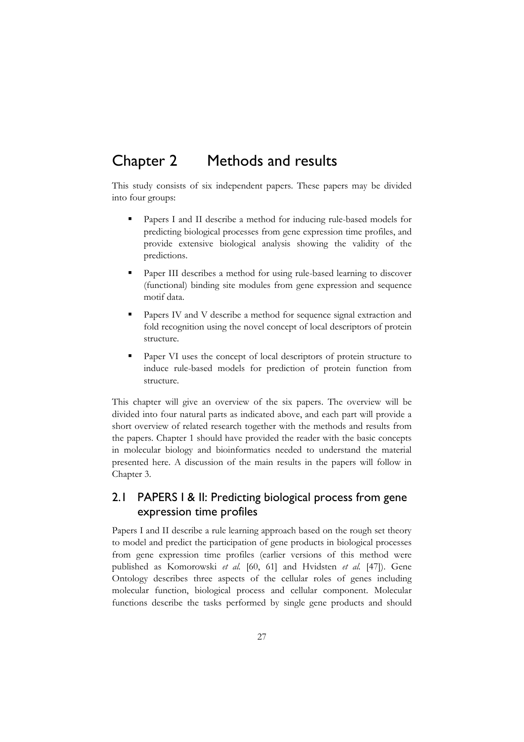# Chapter 2 Methods and results

This study consists of six independent papers. These papers may be divided into four groups:

- Papers I and II describe a method for inducing rule-based models for predicting biological processes from gene expression time profiles, and provide extensive biological analysis showing the validity of the predictions.
- Paper III describes a method for using rule-based learning to discover (functional) binding site modules from gene expression and sequence motif data.
- Papers IV and V describe a method for sequence signal extraction and fold recognition using the novel concept of local descriptors of protein structure.
- Paper VI uses the concept of local descriptors of protein structure to induce rule-based models for prediction of protein function from structure.

This chapter will give an overview of the six papers. The overview will be divided into four natural parts as indicated above, and each part will provide a short overview of related research together with the methods and results from the papers. Chapter 1 should have provided the reader with the basic concepts in molecular biology and bioinformatics needed to understand the material presented here. A discussion of the main results in the papers will follow in Chapter 3.

## 2.1 PAPERS I & II: Predicting biological process from gene expression time profiles

Papers I and II describe a rule learning approach based on the rough set theory to model and predict the participation of gene products in biological processes from gene expression time profiles (earlier versions of this method were published as Komorowski *et al.* [60, 61] and Hvidsten *et al.* [47]). Gene Ontology describes three aspects of the cellular roles of genes including molecular function, biological process and cellular component. Molecular functions describe the tasks performed by single gene products and should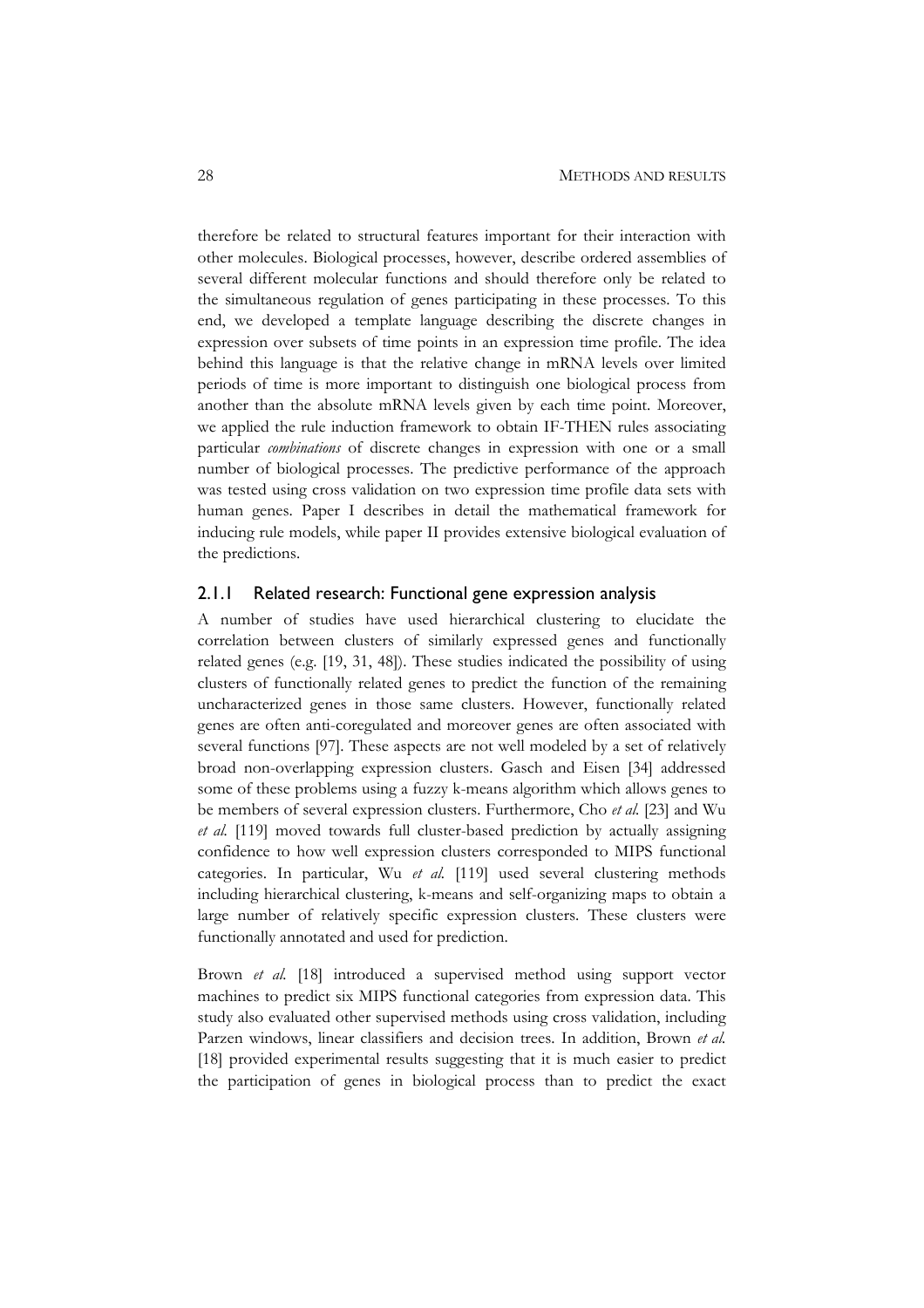therefore be related to structural features important for their interaction with other molecules. Biological processes, however, describe ordered assemblies of several different molecular functions and should therefore only be related to the simultaneous regulation of genes participating in these processes. To this end, we developed a template language describing the discrete changes in expression over subsets of time points in an expression time profile. The idea behind this language is that the relative change in mRNA levels over limited periods of time is more important to distinguish one biological process from another than the absolute mRNA levels given by each time point. Moreover, we applied the rule induction framework to obtain IF-THEN rules associating particular *combinations* of discrete changes in expression with one or a small number of biological processes. The predictive performance of the approach was tested using cross validation on two expression time profile data sets with human genes. Paper I describes in detail the mathematical framework for inducing rule models, while paper II provides extensive biological evaluation of the predictions.

### 2.1.1 Related research: Functional gene expression analysis

A number of studies have used hierarchical clustering to elucidate the correlation between clusters of similarly expressed genes and functionally related genes (e.g. [19, 31, 48]). These studies indicated the possibility of using clusters of functionally related genes to predict the function of the remaining uncharacterized genes in those same clusters. However, functionally related genes are often anti-coregulated and moreover genes are often associated with several functions [97]. These aspects are not well modeled by a set of relatively broad non-overlapping expression clusters. Gasch and Eisen [34] addressed some of these problems using a fuzzy k-means algorithm which allows genes to be members of several expression clusters. Furthermore, Cho *et al.* [23] and Wu *et al.* [119] moved towards full cluster-based prediction by actually assigning confidence to how well expression clusters corresponded to MIPS functional categories. In particular, Wu *et al.* [119] used several clustering methods including hierarchical clustering, k-means and self-organizing maps to obtain a large number of relatively specific expression clusters. These clusters were functionally annotated and used for prediction.

Brown *et al.* [18] introduced a supervised method using support vector machines to predict six MIPS functional categories from expression data. This study also evaluated other supervised methods using cross validation, including Parzen windows, linear classifiers and decision trees. In addition, Brown *et al.* [18] provided experimental results suggesting that it is much easier to predict the participation of genes in biological process than to predict the exact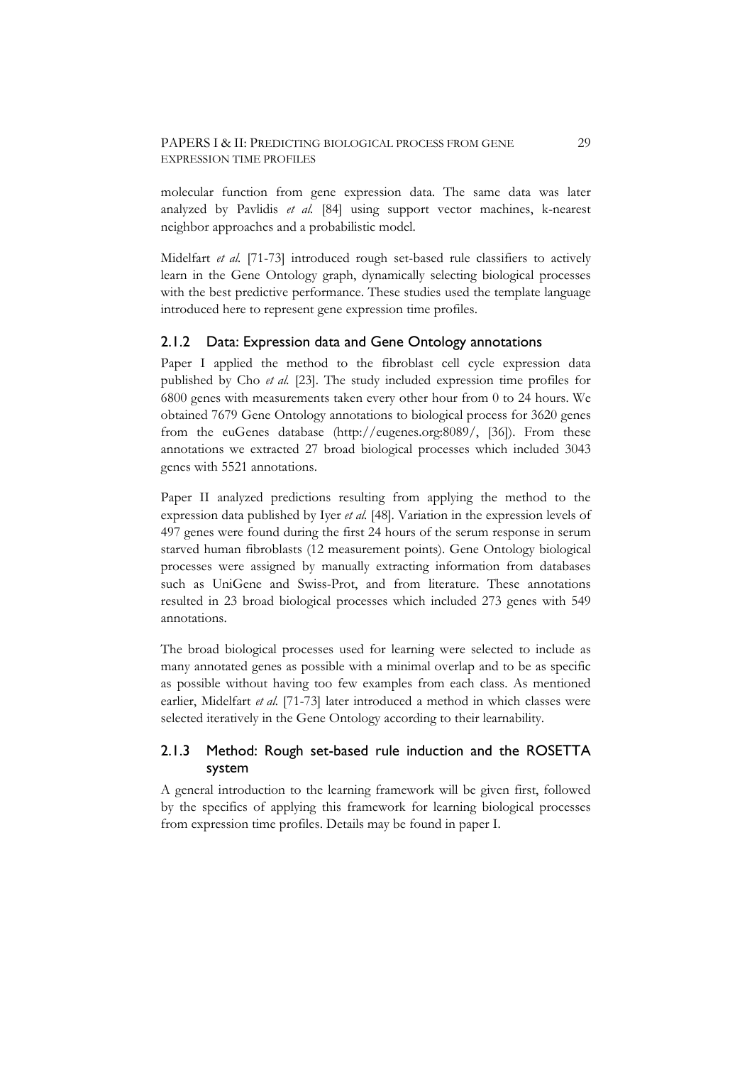molecular function from gene expression data. The same data was later analyzed by Pavlidis *et al.* [84] using support vector machines, k-nearest neighbor approaches and a probabilistic model.

Midelfart *et al.* [71-73] introduced rough set-based rule classifiers to actively learn in the Gene Ontology graph, dynamically selecting biological processes with the best predictive performance. These studies used the template language introduced here to represent gene expression time profiles.

### 2.1.2 Data: Expression data and Gene Ontology annotations

Paper I applied the method to the fibroblast cell cycle expression data published by Cho *et al.* [23]. The study included expression time profiles for 6800 genes with measurements taken every other hour from 0 to 24 hours. We obtained 7679 Gene Ontology annotations to biological process for 3620 genes from the euGenes database (http://eugenes.org:8089/, [36]). From these annotations we extracted 27 broad biological processes which included 3043 genes with 5521 annotations.

Paper II analyzed predictions resulting from applying the method to the expression data published by Iyer *et al.* [48]. Variation in the expression levels of 497 genes were found during the first 24 hours of the serum response in serum starved human fibroblasts (12 measurement points). Gene Ontology biological processes were assigned by manually extracting information from databases such as UniGene and Swiss-Prot, and from literature. These annotations resulted in 23 broad biological processes which included 273 genes with 549 annotations.

The broad biological processes used for learning were selected to include as many annotated genes as possible with a minimal overlap and to be as specific as possible without having too few examples from each class. As mentioned earlier, Midelfart *et al.* [71-73] later introduced a method in which classes were selected iteratively in the Gene Ontology according to their learnability.

### 2.1.3 Method: Rough set-based rule induction and the ROSETTA system

A general introduction to the learning framework will be given first, followed by the specifics of applying this framework for learning biological processes from expression time profiles. Details may be found in paper I.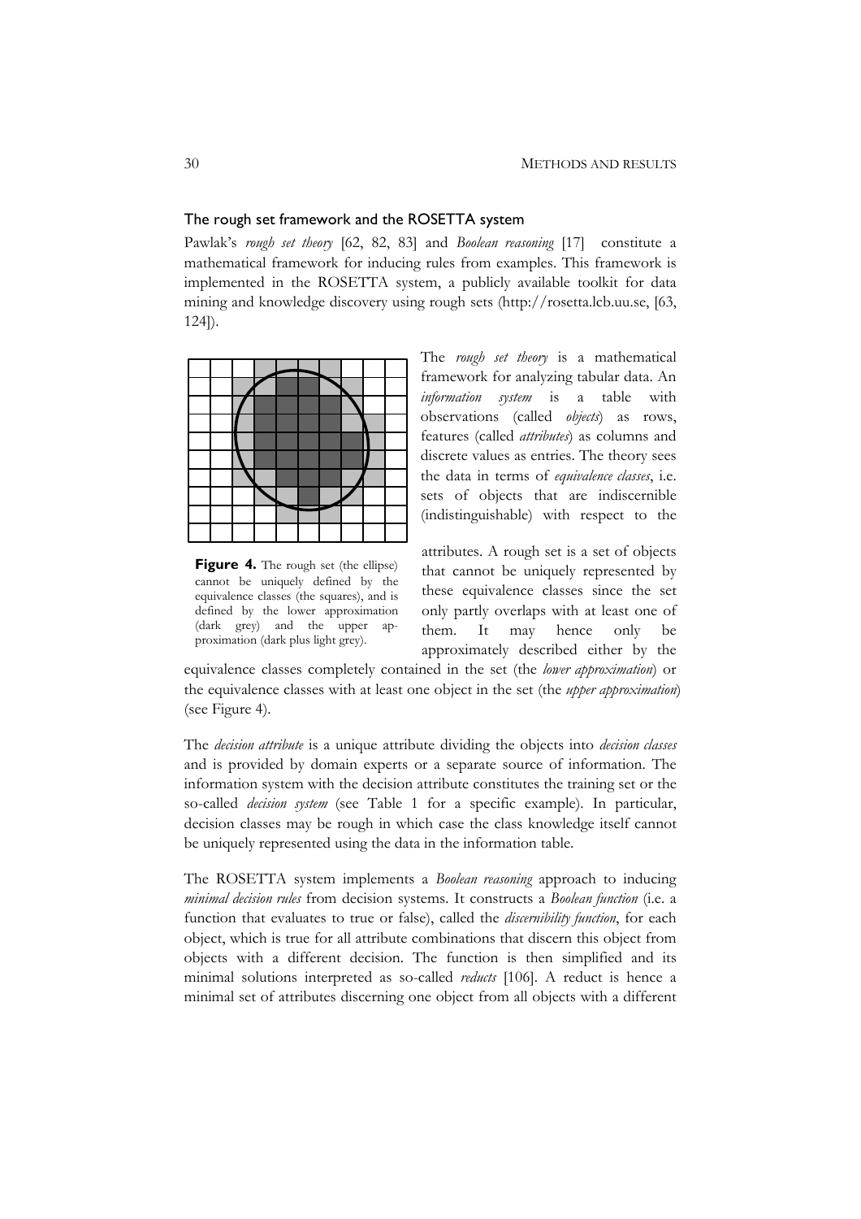## The rough set framework and the ROSETTA system

Pawlak's *rough set theory* [62, 82, 83] and *Boolean reasoning* [17] constitute a mathematical framework for inducing rules from examples. This framework is implemented in the ROSETTA system, a publicly available toolkit for data mining and knowledge discovery using rough sets (http://rosetta.lcb.uu.se, [63, 124]).

**Figure 4.** The rough set (the ellipse) cannot be uniquely defined by the equivalence classes (the squares), and is defined by the lower approximation (dark grey) and the upper approximation (dark plus light grey).

The *rough set theory* is a mathematical framework for analyzing tabular data. An *information system* is a table with observations (called *objects*) as rows, features (called *attributes*) as columns and discrete values as entries. The theory sees the data in terms of *equivalence classes*, i.e. sets of objects that are indiscernible (indistinguishable) with respect to the attributes. A rough set is a set of objects that cannot be uniquely represented by these equivalence classes since the set only partly overlaps with at least one of them. It may hence only be approximately described either by the equivalence classes completely contained in the set (the *lower approximation*) or the equivalence classes with at least one object in the set (the *upper approximation*) (see Figure 4).

The *decision attribute* is a unique attribute dividing the objects into *decision classes* and is provided by domain experts or a separate source of information. The information system with the decision attribute constitutes the training set or the so-called *decision system* (see Table 1 for a specific example). In particular, decision classes may be rough in which case the class knowledge itself cannot be uniquely represented using the data in the information table.

The ROSETTA system implements a *Boolean reasoning* approach to inducing *minimal decision rules* from decision systems. It constructs a *Boolean function* (i.e. a function that evaluates to true or false), called the *discernibility function*, for each object, which is true for all attribute combinations that discern this object from objects with a different decision. The function is then simplified and its minimal solutions interpreted as so-called *reducts* [106]. A reduct is hence a minimal set of attributes discerning one object from all objects with a different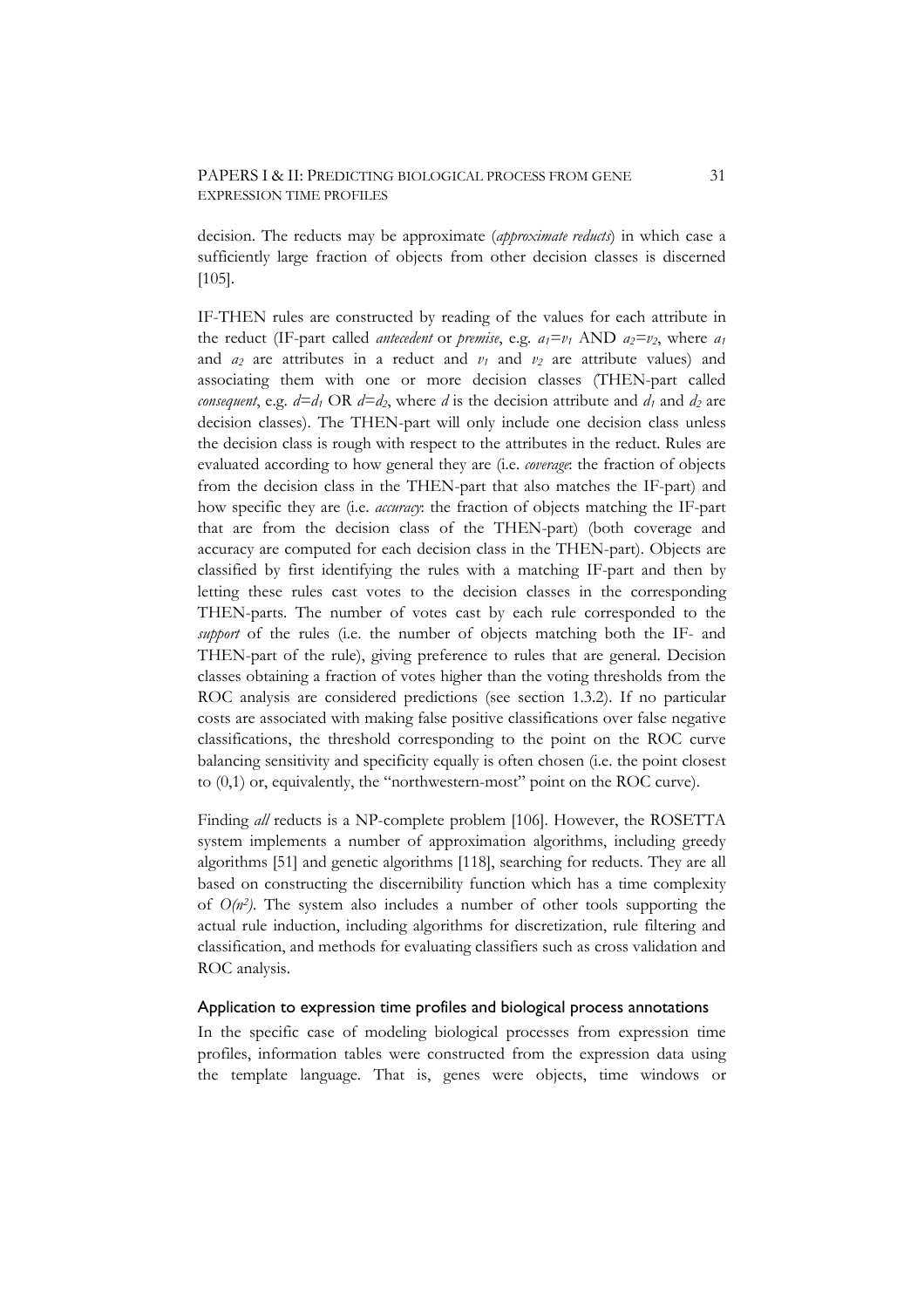decision. The reducts may be approximate (*approximate reducts*) in which case a sufficiently large fraction of objects from other decision classes is discerned [105].

IF-THEN rules are constructed by reading of the values for each attribute in the reduct (IF-part called *antecedent* or *premise*, e.g. $a_1=v_1$ AND $a_2=v_2$, where $a_1$ and $a_2$ are attributes in a reduct and $v_1$ and $v_2$ are attribute values) and associating them with one or more decision classes (THEN-part called *consequent*, e.g. $d=d_1$ OR $d=d_2$, where $d$ is the decision attribute and $d_1$ and $d_2$ are decision classes). The THEN-part will only include one decision class unless the decision class is rough with respect to the attributes in the reduct. Rules are evaluated according to how general they are (i.e. *coverage*: the fraction of objects from the decision class in the THEN-part that also matches the IF-part) and how specific they are (i.e. *accuracy*: the fraction of objects matching the IF-part that are from the decision class of the THEN-part) (both coverage and accuracy are computed for each decision class in the THEN-part). Objects are classified by first identifying the rules with a matching IF-part and then by letting these rules cast votes to the decision classes in the corresponding THEN-parts. The number of votes cast by each rule corresponded to the *support* of the rules (i.e. the number of objects matching both the IF- and THEN-part of the rule), giving preference to rules that are general. Decision classes obtaining a fraction of votes higher than the voting thresholds from the ROC analysis are considered predictions (see section 1.3.2). If no particular costs are associated with making false positive classifications over false negative classifications, the threshold corresponding to the point on the ROC curve balancing sensitivity and specificity equally is often chosen (i.e. the point closest to (0,1) or, equivalently, the "northwestern-most" point on the ROC curve).

Finding *all* reducts is a NP-complete problem [106]. However, the ROSETTA system implements a number of approximation algorithms, including greedy algorithms [51] and genetic algorithms [118], searching for reducts. They are all based on constructing the discernibility function which has a time complexity of $O(n^2)$. The system also includes a number of other tools supporting the actual rule induction, including algorithms for discretization, rule filtering and classification, and methods for evaluating classifiers such as cross validation and ROC analysis.

### Application to expression time profiles and biological process annotations

In the specific case of modeling biological processes from expression time profiles, information tables were constructed from the expression data using the template language. That is, genes were objects, time windows or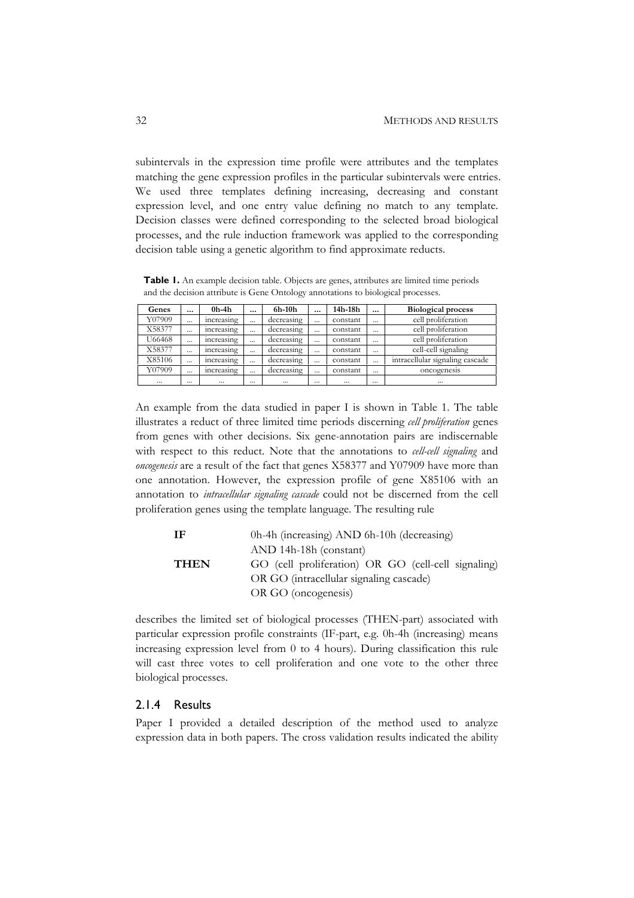subintervals in the expression time profile were attributes and the templates matching the gene expression profiles in the particular subintervals were entries. We used three templates defining increasing, decreasing and constant expression level, and one entry value defining no match to any template. Decision classes were defined corresponding to the selected broad biological processes, and the rule induction framework was applied to the corresponding decision table using a genetic algorithm to find approximate reducts.

**Table 1.** An example decision table. Objects are genes, attributes are limited time periods and the decision attribute is Gene Ontology annotations to biological processes.

| Genes | ... | 0h-4h | ... | 6h-10h | ... | 14h-18h | ... | Biological process |
|---|---|---|---|---|---|---|---|---|
| Y07909 | ... | increasing | ... | decreasing | ... | constant | ... | cell proliferation |
| X58377 | ... | increasing | ... | decreasing | ... | constant | ... | cell proliferation |
| U66468 | ... | increasing | ... | decreasing | ... | constant | ... | cell proliferation |
| X58377 | ... | increasing | ... | decreasing | ... | constant | ... | cell-cell signaling |
| X85106 | ... | increasing | ... | decreasing | ... | constant | ... | intracellular signaling cascade |
| Y07909 | ... | increasing | ... | decreasing | ... | constant | ... | oncogenesis |
| ... | ... | ... | ... | ... | ... | ... | ... | ... |

An example from the data studied in paper I is shown in Table 1. The table illustrates a reduct of three limited time periods discerning *cell proliferation* genes from genes with other decisions. Six gene-annotation pairs are indiscernable with respect to this reduct. Note that the annotations to *cell-cell signaling* and *oncogenesis* are a result of the fact that genes X58377 and Y07909 have more than one annotation. However, the expression profile of gene X85106 with an annotation to *intracellular signaling cascade* could not be discerned from the cell proliferation genes using the template language. The resulting rule

**IF** 0h-4h (increasing) AND 6h-10h (decreasing)
AND 14h-18h (constant)
**THEN** GO (cell proliferation) OR GO (cell-cell signaling)
OR GO (intracellular signaling cascade)
OR GO (oncogenesis)

describes the limited set of biological processes (THEN-part) associated with particular expression profile constraints (IF-part, e.g. 0h-4h (increasing) means increasing expression level from 0 to 4 hours). During classification this rule will cast three votes to cell proliferation and one vote to the other three biological processes.

### 2.1.4 Results

Paper I provided a detailed description of the method used to analyze expression data in both papers. The cross validation results indicated the ability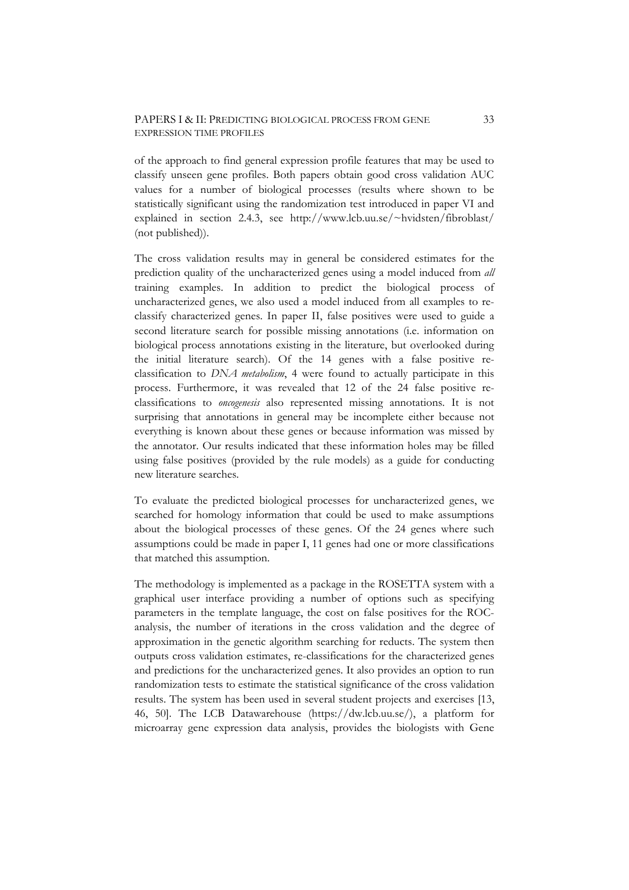of the approach to find general expression profile features that may be used to classify unseen gene profiles. Both papers obtain good cross validation AUC values for a number of biological processes (results where shown to be statistically significant using the randomization test introduced in paper VI and explained in section 2.4.3, see http://www.lcb.uu.se/~hvidsten/fibroblast/ (not published)).

The cross validation results may in general be considered estimates for the prediction quality of the uncharacterized genes using a model induced from *all* training examples. In addition to predict the biological process of uncharacterized genes, we also used a model induced from all examples to re-classify characterized genes. In paper II, false positives were used to guide a second literature search for possible missing annotations (i.e. information on biological process annotations existing in the literature, but overlooked during the initial literature search). Of the 14 genes with a false positive re-classification to *DNA metabolism*, 4 were found to actually participate in this process. Furthermore, it was revealed that 12 of the 24 false positive re-classifications to *oncogenesis* also represented missing annotations. It is not surprising that annotations in general may be incomplete either because not everything is known about these genes or because information was missed by the annotator. Our results indicated that these information holes may be filled using false positives (provided by the rule models) as a guide for conducting new literature searches.

To evaluate the predicted biological processes for uncharacterized genes, we searched for homology information that could be used to make assumptions about the biological processes of these genes. Of the 24 genes where such assumptions could be made in paper I, 11 genes had one or more classifications that matched this assumption.

The methodology is implemented as a package in the ROSETTA system with a graphical user interface providing a number of options such as specifying parameters in the template language, the cost on false positives for the ROC-analysis, the number of iterations in the cross validation and the degree of approximation in the genetic algorithm searching for reducts. The system then outputs cross validation estimates, re-classifications for the characterized genes and predictions for the uncharacterized genes. It also provides an option to run randomization tests to estimate the statistical significance of the cross validation results. The system has been used in several student projects and exercises [13, 46, 50]. The LCB Datawarehouse (https://dw.lcb.uu.se/), a platform for microarray gene expression data analysis, provides the biologists with Gene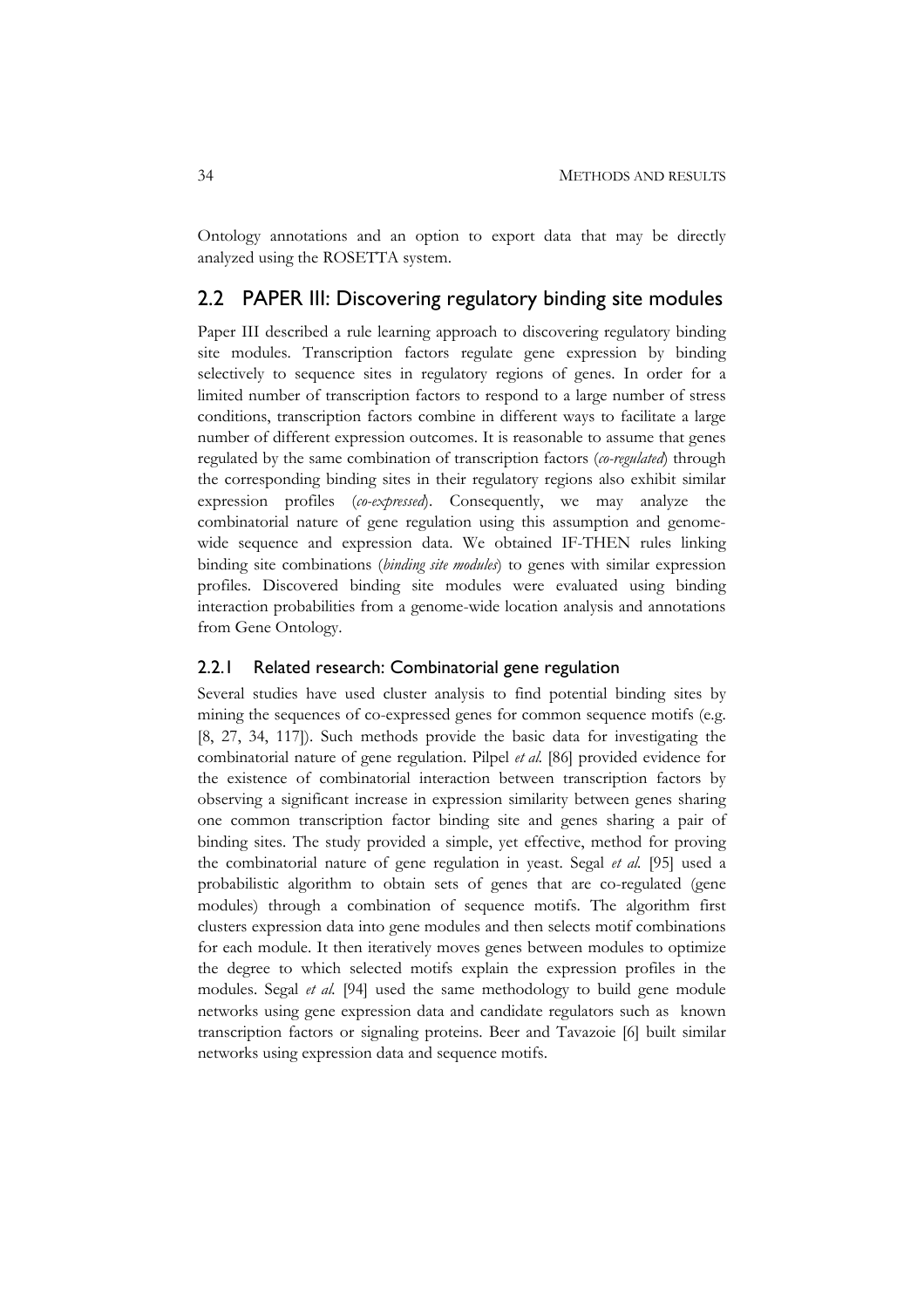Ontology annotations and an option to export data that may be directly analyzed using the ROSETTA system.

## 2.2 PAPER III: Discovering regulatory binding site modules

Paper III described a rule learning approach to discovering regulatory binding site modules. Transcription factors regulate gene expression by binding selectively to sequence sites in regulatory regions of genes. In order for a limited number of transcription factors to respond to a large number of stress conditions, transcription factors combine in different ways to facilitate a large number of different expression outcomes. It is reasonable to assume that genes regulated by the same combination of transcription factors (*co-regulated*) through the corresponding binding sites in their regulatory regions also exhibit similar expression profiles (*co-expressed*). Consequently, we may analyze the combinatorial nature of gene regulation using this assumption and genome-wide sequence and expression data. We obtained IF-THEN rules linking binding site combinations (*binding site modules*) to genes with similar expression profiles. Discovered binding site modules were evaluated using binding interaction probabilities from a genome-wide location analysis and annotations from Gene Ontology.

### 2.2.1 Related research: Combinatorial gene regulation

Several studies have used cluster analysis to find potential binding sites by mining the sequences of co-expressed genes for common sequence motifs (e.g. [8, 27, 34, 117]). Such methods provide the basic data for investigating the combinatorial nature of gene regulation. Pilpel *et al.* [86] provided evidence for the existence of combinatorial interaction between transcription factors by observing a significant increase in expression similarity between genes sharing one common transcription factor binding site and genes sharing a pair of binding sites. The study provided a simple, yet effective, method for proving the combinatorial nature of gene regulation in yeast. Segal *et al.* [95] used a probabilistic algorithm to obtain sets of genes that are co-regulated (gene modules) through a combination of sequence motifs. The algorithm first clusters expression data into gene modules and then selects motif combinations for each module. It then iteratively moves genes between modules to optimize the degree to which selected motifs explain the expression profiles in the modules. Segal *et al.* [94] used the same methodology to build gene module networks using gene expression data and candidate regulators such as known transcription factors or signaling proteins. Beer and Tavazoie [6] built similar networks using expression data and sequence motifs.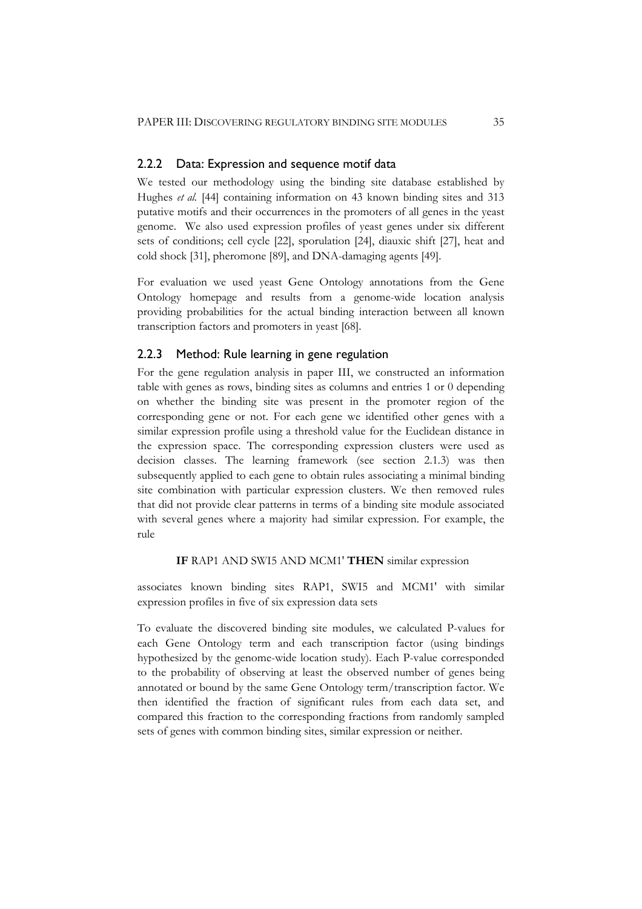### 2.2.2 Data: Expression and sequence motif data

We tested our methodology using the binding site database established by Hughes *et al.* [44] containing information on 43 known binding sites and 313 putative motifs and their occurrences in the promoters of all genes in the yeast genome. We also used expression profiles of yeast genes under six different sets of conditions; cell cycle [22], sporulation [24], diauxic shift [27], heat and cold shock [31], pheromone [89], and DNA-damaging agents [49].

For evaluation we used yeast Gene Ontology annotations from the Gene Ontology homepage and results from a genome-wide location analysis providing probabilities for the actual binding interaction between all known transcription factors and promoters in yeast [68].

### 2.2.3 Method: Rule learning in gene regulation

For the gene regulation analysis in paper III, we constructed an information table with genes as rows, binding sites as columns and entries 1 or 0 depending on whether the binding site was present in the promoter region of the corresponding gene or not. For each gene we identified other genes with a similar expression profile using a threshold value for the Euclidean distance in the expression space. The corresponding expression clusters were used as decision classes. The learning framework (see section 2.1.3) was then subsequently applied to each gene to obtain rules associating a minimal binding site combination with particular expression clusters. We then removed rules that did not provide clear patterns in terms of a binding site module associated with several genes where a majority had similar expression. For example, the rule

**IF** RAP1 AND SWI5 AND MCM1' **THEN** similar expression

associates known binding sites RAP1, SWI5 and MCM1' with similar expression profiles in five of six expression data sets

To evaluate the discovered binding site modules, we calculated P-values for each Gene Ontology term and each transcription factor (using bindings hypothesized by the genome-wide location study). Each P-value corresponded to the probability of observing at least the observed number of genes being annotated or bound by the same Gene Ontology term/transcription factor. We then identified the fraction of significant rules from each data set, and compared this fraction to the corresponding fractions from randomly sampled sets of genes with common binding sites, similar expression or neither.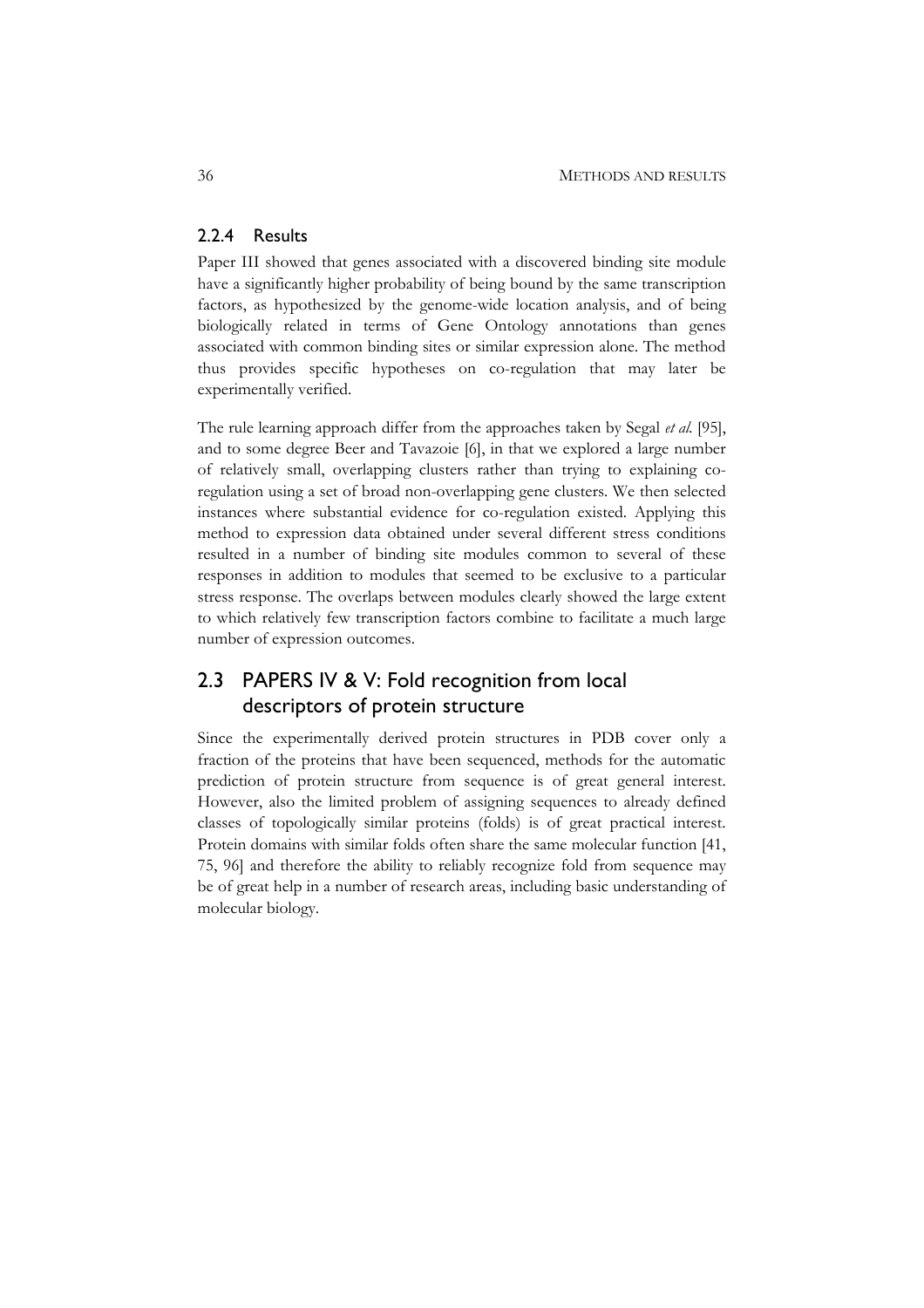### 2.2.4 Results

Paper III showed that genes associated with a discovered binding site module have a significantly higher probability of being bound by the same transcription factors, as hypothesized by the genome-wide location analysis, and of being biologically related in terms of Gene Ontology annotations than genes associated with common binding sites or similar expression alone. The method thus provides specific hypotheses on co-regulation that may later be experimentally verified.

The rule learning approach differ from the approaches taken by Segal *et al.* [95], and to some degree Beer and Tavazoie [6], in that we explored a large number of relatively small, overlapping clusters rather than trying to explaining co-regulation using a set of broad non-overlapping gene clusters. We then selected instances where substantial evidence for co-regulation existed. Applying this method to expression data obtained under several different stress conditions resulted in a number of binding site modules common to several of these responses in addition to modules that seemed to be exclusive to a particular stress response. The overlaps between modules clearly showed the large extent to which relatively few transcription factors combine to facilitate a much large number of expression outcomes.

## 2.3 PAPERS IV & V: Fold recognition from local descriptors of protein structure

Since the experimentally derived protein structures in PDB cover only a fraction of the proteins that have been sequenced, methods for the automatic prediction of protein structure from sequence is of great general interest. However, also the limited problem of assigning sequences to already defined classes of topologically similar proteins (folds) is of great practical interest. Protein domains with similar folds often share the same molecular function [41, 75, 96] and therefore the ability to reliably recognize fold from sequence may be of great help in a number of research areas, including basic understanding of molecular biology.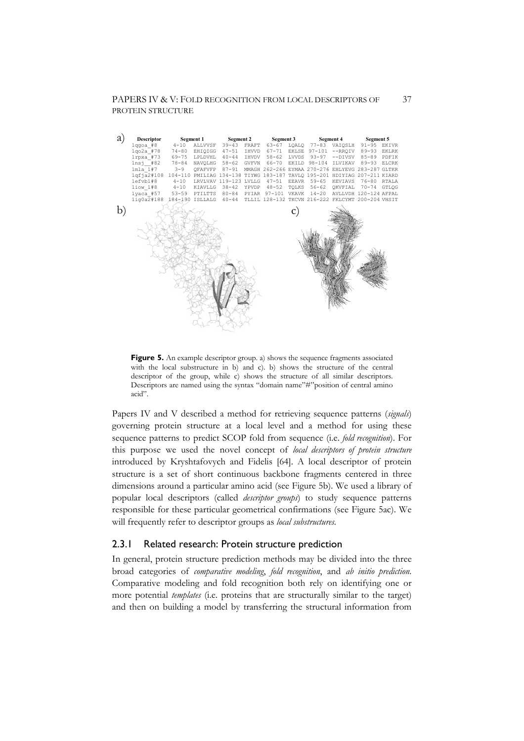a)

| Descriptor | Segment 1 | | Segment 2 | | Segment 3 | | Segment 4 | | Segment 5 | |
|---|---|---|---|---|---|---|---|---|---|---|
| 1qgoa_#8 | 4-10 | ALLVVSF | 39-43 | FRAFT | 63-67 | LQALQ | 77-83 | VAIQSLH | 91-95 | EKIVR |
| 1qo2a_#78 | 74-80 | EHIQIGG | 47-51 | IHVVD | 67-71 | EKLSE | 97-101 | --RRQIV | 89-93 | EKLRK |
| 1rpxa_#73 | 69-75 | LPLDVHL | 40-44 | IHVDV | 58-62 | LVVDS | 93-97 | --DIVSV | 85-89 | PDFIK |
| 1nsj__#82 | 78-84 | NAVQLHG | 58-62 | GVFVN | 66-70 | EKILD | 98-104 | ILVIKAV | 89-93 | ELCRK |
| 1mla_1#7 | 3-9 | QFAFVFP | 87-91 | MMAGH | 262-266 | EYMAA | 270-276 | EHLYEVG | 283-287 | GLTKR |
| 1qfja2#108 | 104-110 | PMILIAG | 134-138 | TIYWG | 183-187 | TAVLQ | 195-201 | HDIYIAG | 207-211 | KIARD |
| 1efvb1#8 | 4-10 | LRVLVAV | 119-123 | LVLLG | 47-51 | EEAVR | 59-65 | KEVIAVS | 76-80 | RTALA |
| 1iow_1#8 | 4-10 | KIAVLLG | 38-42 | YPVDP | 48-52 | TQLKS | 56-62 | QKVFIAL | 70-74 | GTLQG |
| 1yaca_#57 | 53-59 | PTILTTS | 80-84 | PYIAR | 97-101 | VKAVK | 14-20 | AVLLVDH | 120-124 | AFPAL |
| 1ig0a2#188 | 184-190 | ISLLALG | 40-44 | TLLIL | 128-132 | TKCVN | 216-222 | FKLCYMT | 200-204 | VHSIT |

b) c)

**Figure 5.** An example descriptor group. a) shows the sequence fragments associated with the local substructure in b) and c). b) shows the structure of the central descriptor of the group, while c) shows the structure of all similar descriptors. Descriptors are named using the syntax "domain name"#"position of central amino acid".

Papers IV and V described a method for retrieving sequence patterns (*signals*) governing protein structure at a local level and a method for using these sequence patterns to predict SCOP fold from sequence (i.e. *fold recognition*). For this purpose we used the novel concept of *local descriptors of protein structure* introduced by Kryshtafovych and Fidelis [64]. A local descriptor of protein structure is a set of short continuous backbone fragments centered in three dimensions around a particular amino acid (see Figure 5b). We used a library of popular local descriptors (called *descriptor groups*) to study sequence patterns responsible for these particular geometrical confirmations (see Figure 5ac). We will frequently refer to descriptor groups as *local substructures*.

### 2.3.1 Related research: Protein structure prediction

In general, protein structure prediction methods may be divided into the three broad categories of *comparative modeling*, *fold recognition*, and *ab initio prediction*. Comparative modeling and fold recognition both rely on identifying one or more potential *templates* (i.e. proteins that are structurally similar to the target) and then on building a model by transferring the structural information from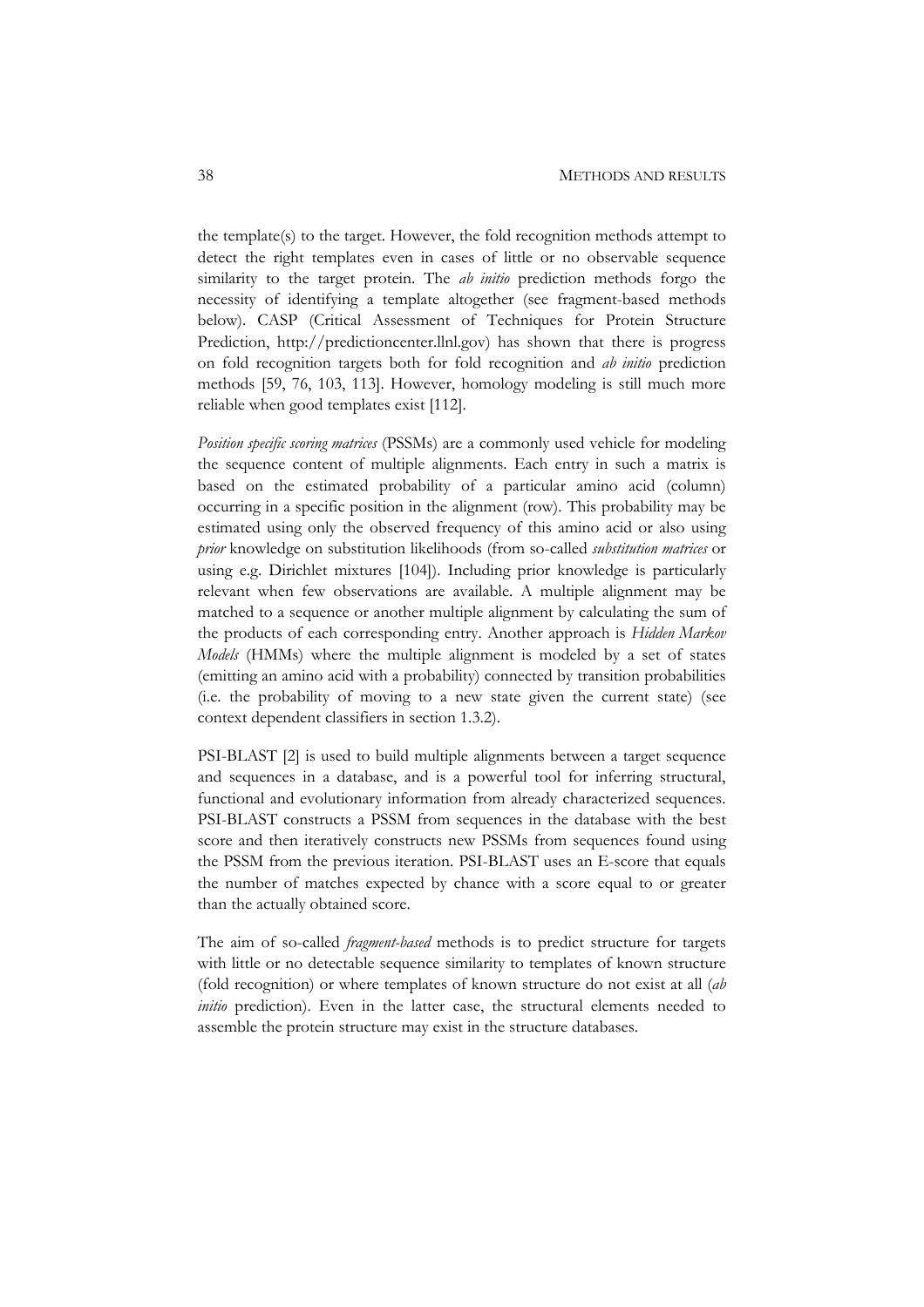the template(s) to the target. However, the fold recognition methods attempt to detect the right templates even in cases of little or no observable sequence similarity to the target protein. The *ab initio* prediction methods forgo the necessity of identifying a template altogether (see fragment-based methods below). CASP (Critical Assessment of Techniques for Protein Structure Prediction, http://predictioncenter.llnl.gov) has shown that there is progress on fold recognition targets both for fold recognition and *ab initio* prediction methods [59, 76, 103, 113]. However, homology modeling is still much more reliable when good templates exist [112].

*Position specific scoring matrices* (PSSMs) are a commonly used vehicle for modeling the sequence content of multiple alignments. Each entry in such a matrix is based on the estimated probability of a particular amino acid (column) occurring in a specific position in the alignment (row). This probability may be estimated using only the observed frequency of this amino acid or also using *prior* knowledge on substitution likelihoods (from so-called *substitution matrices* or using e.g. Dirichlet mixtures [104]). Including prior knowledge is particularly relevant when few observations are available. A multiple alignment may be matched to a sequence or another multiple alignment by calculating the sum of the products of each corresponding entry. Another approach is *Hidden Markov Models* (HMMs) where the multiple alignment is modeled by a set of states (emitting an amino acid with a probability) connected by transition probabilities (i.e. the probability of moving to a new state given the current state) (see context dependent classifiers in section 1.3.2).

PSI-BLAST [2] is used to build multiple alignments between a target sequence and sequences in a database, and is a powerful tool for inferring structural, functional and evolutionary information from already characterized sequences. PSI-BLAST constructs a PSSM from sequences in the database with the best score and then iteratively constructs new PSSMs from sequences found using the PSSM from the previous iteration. PSI-BLAST uses an E-score that equals the number of matches expected by chance with a score equal to or greater than the actually obtained score.

The aim of so-called *fragment-based* methods is to predict structure for targets with little or no detectable sequence similarity to templates of known structure (fold recognition) or where templates of known structure do not exist at all (*ab initio* prediction). Even in the latter case, the structural elements needed to assemble the protein structure may exist in the structure databases.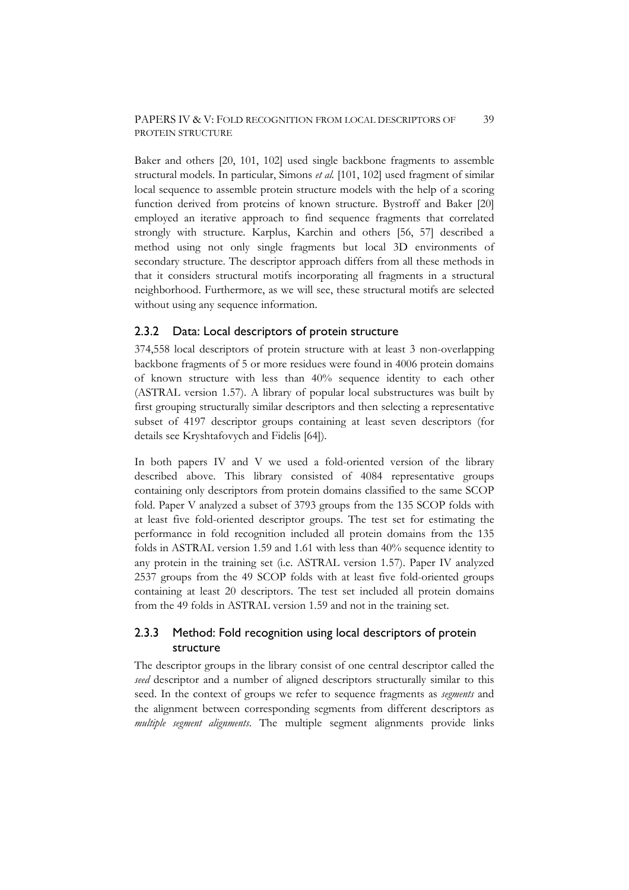Baker and others [20, 101, 102] used single backbone fragments to assemble structural models. In particular, Simons *et al.* [101, 102] used fragment of similar local sequence to assemble protein structure models with the help of a scoring function derived from proteins of known structure. Bystroff and Baker [20] employed an iterative approach to find sequence fragments that correlated strongly with structure. Karplus, Karchin and others [56, 57] described a method using not only single fragments but local 3D environments of secondary structure. The descriptor approach differs from all these methods in that it considers structural motifs incorporating all fragments in a structural neighborhood. Furthermore, as we will see, these structural motifs are selected without using any sequence information.

### 2.3.2 Data: Local descriptors of protein structure

374,558 local descriptors of protein structure with at least 3 non-overlapping backbone fragments of 5 or more residues were found in 4006 protein domains of known structure with less than 40% sequence identity to each other (ASTRAL version 1.57). A library of popular local substructures was built by first grouping structurally similar descriptors and then selecting a representative subset of 4197 descriptor groups containing at least seven descriptors (for details see Kryshtafovych and Fidelis [64]).

In both papers IV and V we used a fold-oriented version of the library described above. This library consisted of 4084 representative groups containing only descriptors from protein domains classified to the same SCOP fold. Paper V analyzed a subset of 3793 groups from the 135 SCOP folds with at least five fold-oriented descriptor groups. The test set for estimating the performance in fold recognition included all protein domains from the 135 folds in ASTRAL version 1.59 and 1.61 with less than 40% sequence identity to any protein in the training set (i.e. ASTRAL version 1.57). Paper IV analyzed 2537 groups from the 49 SCOP folds with at least five fold-oriented groups containing at least 20 descriptors. The test set included all protein domains from the 49 folds in ASTRAL version 1.59 and not in the training set.

### 2.3.3 Method: Fold recognition using local descriptors of protein structure

The descriptor groups in the library consist of one central descriptor called the *seed* descriptor and a number of aligned descriptors structurally similar to this seed. In the context of groups we refer to sequence fragments as *segments* and the alignment between corresponding segments from different descriptors as *multiple segment alignments*. The multiple segment alignments provide links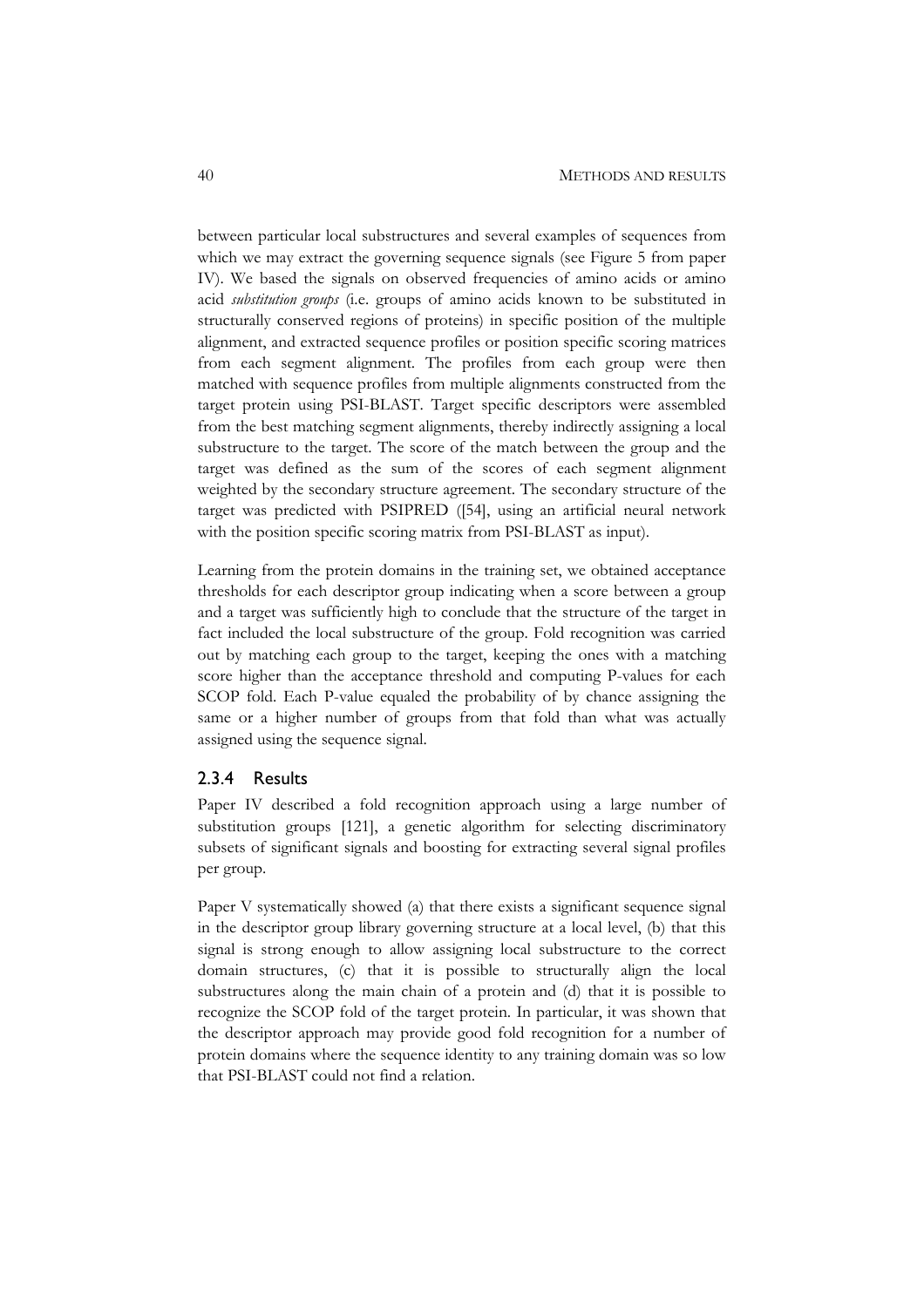between particular local substructures and several examples of sequences from which we may extract the governing sequence signals (see Figure 5 from paper IV). We based the signals on observed frequencies of amino acids or amino acid *substitution groups* (i.e. groups of amino acids known to be substituted in structurally conserved regions of proteins) in specific position of the multiple alignment, and extracted sequence profiles or position specific scoring matrices from each segment alignment. The profiles from each group were then matched with sequence profiles from multiple alignments constructed from the target protein using PSI-BLAST. Target specific descriptors were assembled from the best matching segment alignments, thereby indirectly assigning a local substructure to the target. The score of the match between the group and the target was defined as the sum of the scores of each segment alignment weighted by the secondary structure agreement. The secondary structure of the target was predicted with PSIPRED ([54], using an artificial neural network with the position specific scoring matrix from PSI-BLAST as input).

Learning from the protein domains in the training set, we obtained acceptance thresholds for each descriptor group indicating when a score between a group and a target was sufficiently high to conclude that the structure of the target in fact included the local substructure of the group. Fold recognition was carried out by matching each group to the target, keeping the ones with a matching score higher than the acceptance threshold and computing P-values for each SCOP fold. Each P-value equaled the probability of by chance assigning the same or a higher number of groups from that fold than what was actually assigned using the sequence signal.

### 2.3.4 Results

Paper IV described a fold recognition approach using a large number of substitution groups [121], a genetic algorithm for selecting discriminatory subsets of significant signals and boosting for extracting several signal profiles per group.

Paper V systematically showed (a) that there exists a significant sequence signal in the descriptor group library governing structure at a local level, (b) that this signal is strong enough to allow assigning local substructure to the correct domain structures, (c) that it is possible to structurally align the local substructures along the main chain of a protein and (d) that it is possible to recognize the SCOP fold of the target protein. In particular, it was shown that the descriptor approach may provide good fold recognition for a number of protein domains where the sequence identity to any training domain was so low that PSI-BLAST could not find a relation.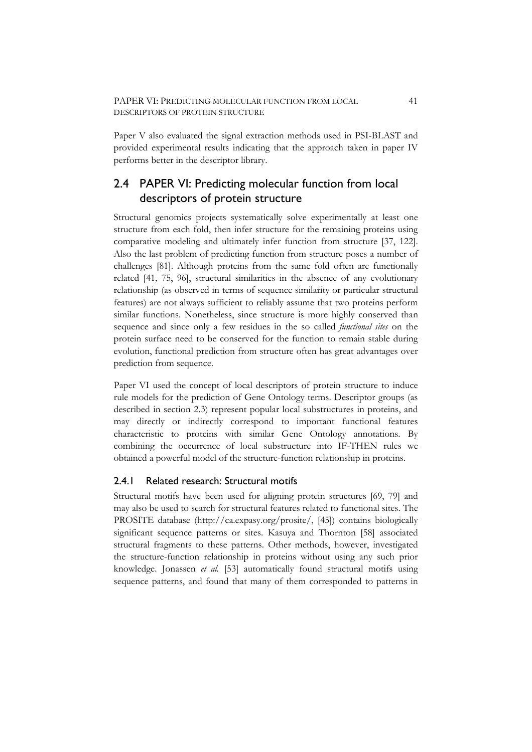Paper V also evaluated the signal extraction methods used in PSI-BLAST and provided experimental results indicating that the approach taken in paper IV performs better in the descriptor library.

## 2.4 PAPER VI: Predicting molecular function from local descriptors of protein structure

Structural genomics projects systematically solve experimentally at least one structure from each fold, then infer structure for the remaining proteins using comparative modeling and ultimately infer function from structure [37, 122]. Also the last problem of predicting function from structure poses a number of challenges [81]. Although proteins from the same fold often are functionally related [41, 75, 96], structural similarities in the absence of any evolutionary relationship (as observed in terms of sequence similarity or particular structural features) are not always sufficient to reliably assume that two proteins perform similar functions. Nonetheless, since structure is more highly conserved than sequence and since only a few residues in the so called *functional sites* on the protein surface need to be conserved for the function to remain stable during evolution, functional prediction from structure often has great advantages over prediction from sequence.

Paper VI used the concept of local descriptors of protein structure to induce rule models for the prediction of Gene Ontology terms. Descriptor groups (as described in section 2.3) represent popular local substructures in proteins, and may directly or indirectly correspond to important functional features characteristic to proteins with similar Gene Ontology annotations. By combining the occurrence of local substructure into IF-THEN rules we obtained a powerful model of the structure-function relationship in proteins.

### 2.4.1 Related research: Structural motifs

Structural motifs have been used for aligning protein structures [69, 79] and may also be used to search for structural features related to functional sites. The PROSITE database (http://ca.expasy.org/prosite/, [45]) contains biologically significant sequence patterns or sites. Kasuya and Thornton [58] associated structural fragments to these patterns. Other methods, however, investigated the structure-function relationship in proteins without using any such prior knowledge. Jonassen *et al.* [53] automatically found structural motifs using sequence patterns, and found that many of them corresponded to patterns in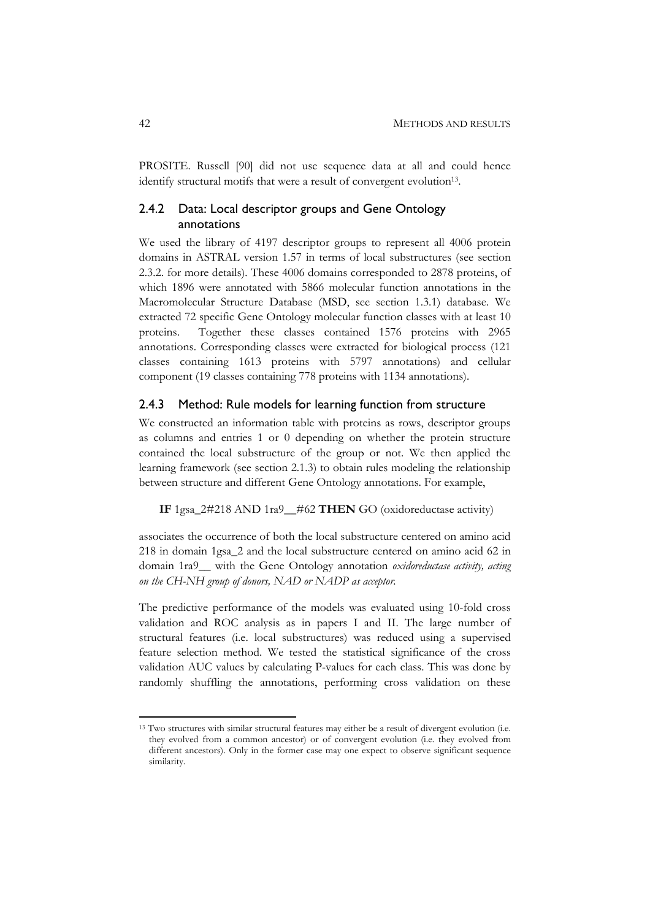PROSITE. Russell [90] did not use sequence data at all and could hence identify structural motifs that were a result of convergent evolution[13].

### 2.4.2 Data: Local descriptor groups and Gene Ontology annotations

We used the library of 4197 descriptor groups to represent all 4006 protein domains in ASTRAL version 1.57 in terms of local substructures (see section 2.3.2. for more details). These 4006 domains corresponded to 2878 proteins, of which 1896 were annotated with 5866 molecular function annotations in the Macromolecular Structure Database (MSD, see section 1.3.1) database. We extracted 72 specific Gene Ontology molecular function classes with at least 10 proteins. Together these classes contained 1576 proteins with 2965 annotations. Corresponding classes were extracted for biological process (121 classes containing 1613 proteins with 5797 annotations) and cellular component (19 classes containing 778 proteins with 1134 annotations).

### 2.4.3 Method: Rule models for learning function from structure

We constructed an information table with proteins as rows, descriptor groups as columns and entries 1 or 0 depending on whether the protein structure contained the local substructure of the group or not. We then applied the learning framework (see section 2.1.3) to obtain rules modeling the relationship between structure and different Gene Ontology annotations. For example,

**IF** 1gsa_2#218 AND 1ra9__#62 **THEN** GO (oxidoreductase activity)

associates the occurrence of both the local substructure centered on amino acid 218 in domain 1gsa_2 and the local substructure centered on amino acid 62 in domain 1ra9__ with the Gene Ontology annotation *oxidoreductase activity, acting on the CH-NH group of donors, NAD or NADP as acceptor*.

The predictive performance of the models was evaluated using 10-fold cross validation and ROC analysis as in papers I and II. The large number of structural features (i.e. local substructures) was reduced using a supervised feature selection method. We tested the statistical significance of the cross validation AUC values by calculating P-values for each class. This was done by randomly shuffling the annotations, performing cross validation on these

[13] Two structures with similar structural features may either be a result of divergent evolution (i.e. they evolved from a common ancestor) or of convergent evolution (i.e. they evolved from different ancestors). Only in the former case may one expect to observe significant sequence similarity.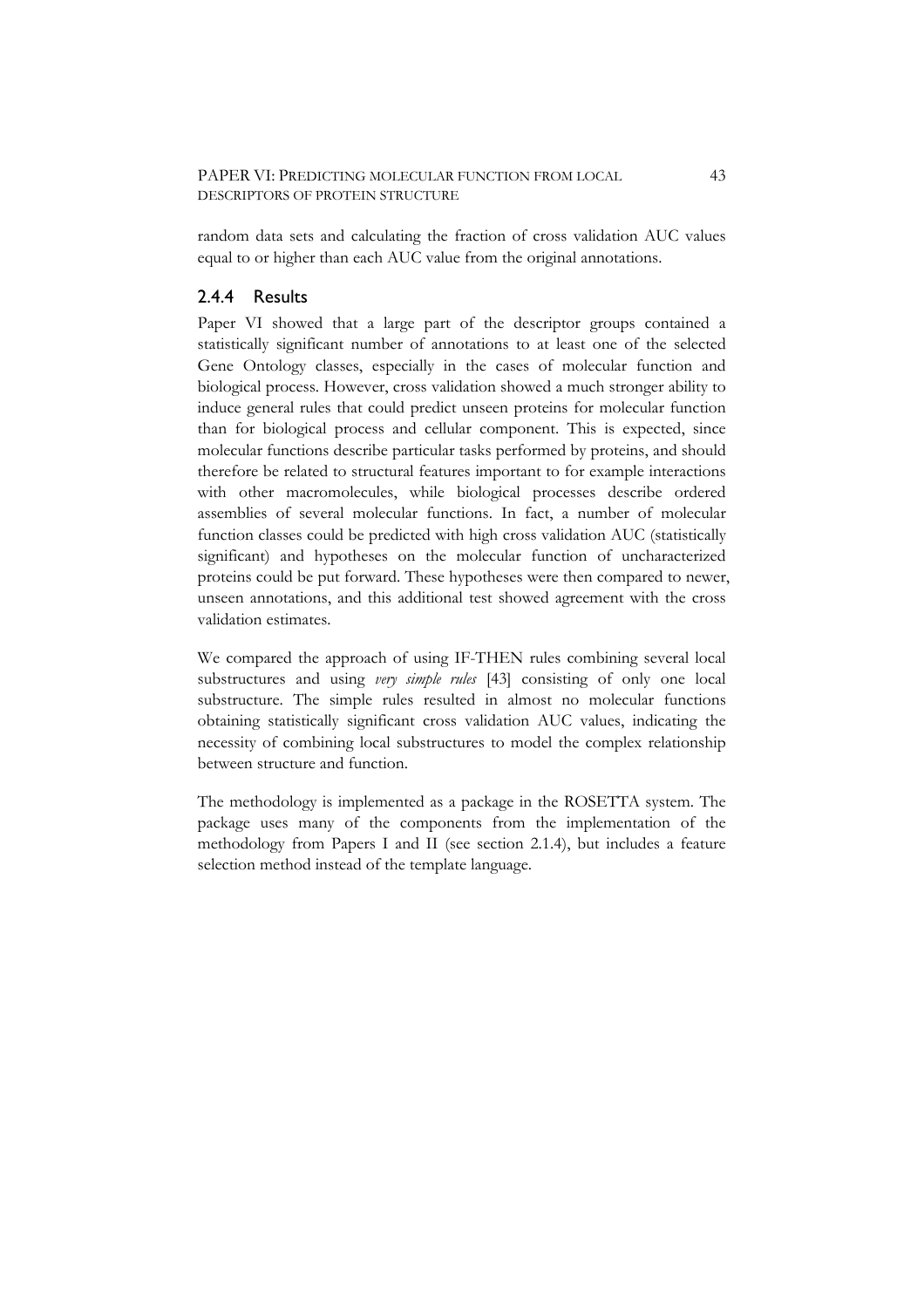random data sets and calculating the fraction of cross validation AUC values equal to or higher than each AUC value from the original annotations.

### 2.4.4 Results

Paper VI showed that a large part of the descriptor groups contained a statistically significant number of annotations to at least one of the selected Gene Ontology classes, especially in the cases of molecular function and biological process. However, cross validation showed a much stronger ability to induce general rules that could predict unseen proteins for molecular function than for biological process and cellular component. This is expected, since molecular functions describe particular tasks performed by proteins, and should therefore be related to structural features important to for example interactions with other macromolecules, while biological processes describe ordered assemblies of several molecular functions. In fact, a number of molecular function classes could be predicted with high cross validation AUC (statistically significant) and hypotheses on the molecular function of uncharacterized proteins could be put forward. These hypotheses were then compared to newer, unseen annotations, and this additional test showed agreement with the cross validation estimates.

We compared the approach of using IF-THEN rules combining several local substructures and using *very simple rules* [43] consisting of only one local substructure. The simple rules resulted in almost no molecular functions obtaining statistically significant cross validation AUC values, indicating the necessity of combining local substructures to model the complex relationship between structure and function.

The methodology is implemented as a package in the ROSETTA system. The package uses many of the components from the implementation of the methodology from Papers I and II (see section 2.1.4), but includes a feature selection method instead of the template language.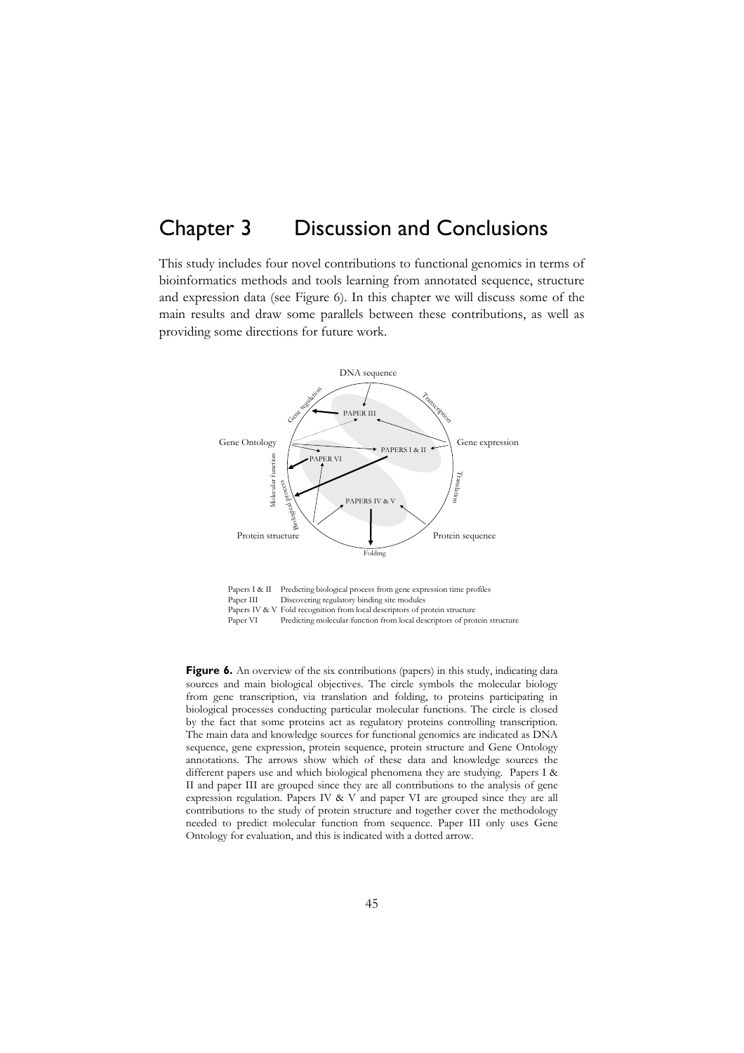# Chapter 3 Discussion and Conclusions

This study includes four novel contributions to functional genomics in terms of bioinformatics methods and tools learning from annotated sequence, structure and expression data (see Figure 6). In this chapter we will discuss some of the main results and draw some parallels between these contributions, as well as providing some directions for future work.

Papers I & II Predicting biological process from gene expression time profiles
Paper III Discovering regulatory binding site modules
Papers IV & V Fold recognition from local descriptors of protein structure
Paper VI Predicting molecular function from local descriptors of protein structure

**Figure 6.** An overview of the six contributions (papers) in this study, indicating data sources and main biological objectives. The circle symbols the molecular biology from gene transcription, via translation and folding, to proteins participating in biological processes conducting particular molecular functions. The circle is closed by the fact that some proteins act as regulatory proteins controlling transcription. The main data and knowledge sources for functional genomics are indicated as DNA sequence, gene expression, protein sequence, protein structure and Gene Ontology annotations. The arrows show which of these data and knowledge sources the different papers use and which biological phenomena they are studying. Papers I & II and paper III are grouped since they are all contributions to the analysis of gene expression regulation. Papers IV & V and paper VI are grouped since they are all contributions to the study of protein structure and together cover the methodology needed to predict molecular function from sequence. Paper III only uses Gene Ontology for evaluation, and this is indicated with a dotted arrow.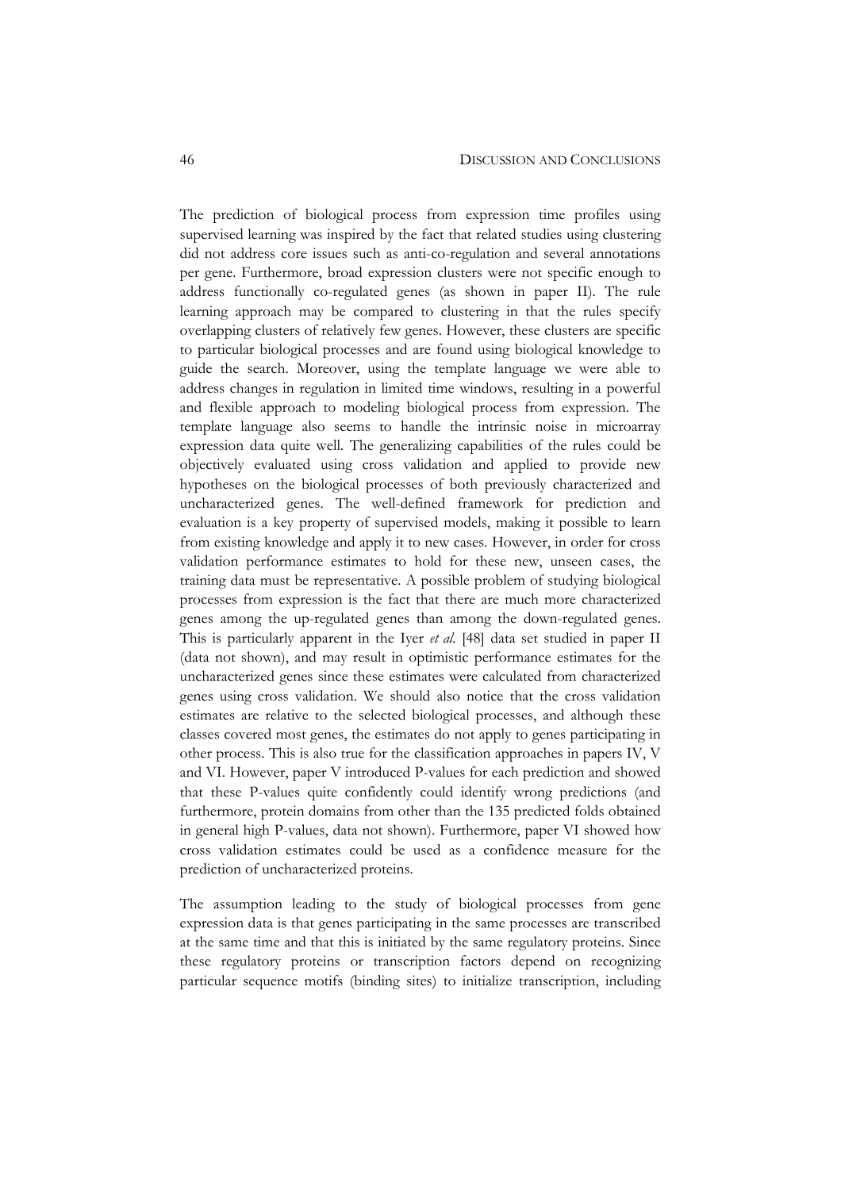The prediction of biological process from expression time profiles using supervised learning was inspired by the fact that related studies using clustering did not address core issues such as anti-co-regulation and several annotations per gene. Furthermore, broad expression clusters were not specific enough to address functionally co-regulated genes (as shown in paper II). The rule learning approach may be compared to clustering in that the rules specify overlapping clusters of relatively few genes. However, these clusters are specific to particular biological processes and are found using biological knowledge to guide the search. Moreover, using the template language we were able to address changes in regulation in limited time windows, resulting in a powerful and flexible approach to modeling biological process from expression. The template language also seems to handle the intrinsic noise in microarray expression data quite well. The generalizing capabilities of the rules could be objectively evaluated using cross validation and applied to provide new hypotheses on the biological processes of both previously characterized and uncharacterized genes. The well-defined framework for prediction and evaluation is a key property of supervised models, making it possible to learn from existing knowledge and apply it to new cases. However, in order for cross validation performance estimates to hold for these new, unseen cases, the training data must be representative. A possible problem of studying biological processes from expression is the fact that there are much more characterized genes among the up-regulated genes than among the down-regulated genes. This is particularly apparent in the Iyer *et al.* [48] data set studied in paper II (data not shown), and may result in optimistic performance estimates for the uncharacterized genes since these estimates were calculated from characterized genes using cross validation. We should also notice that the cross validation estimates are relative to the selected biological processes, and although these classes covered most genes, the estimates do not apply to genes participating in other process. This is also true for the classification approaches in papers IV, V and VI. However, paper V introduced P-values for each prediction and showed that these P-values quite confidently could identify wrong predictions (and furthermore, protein domains from other than the 135 predicted folds obtained in general high P-values, data not shown). Furthermore, paper VI showed how cross validation estimates could be used as a confidence measure for the prediction of uncharacterized proteins.

The assumption leading to the study of biological processes from gene expression data is that genes participating in the same processes are transcribed at the same time and that this is initiated by the same regulatory proteins. Since these regulatory proteins or transcription factors depend on recognizing particular sequence motifs (binding sites) to initialize transcription, including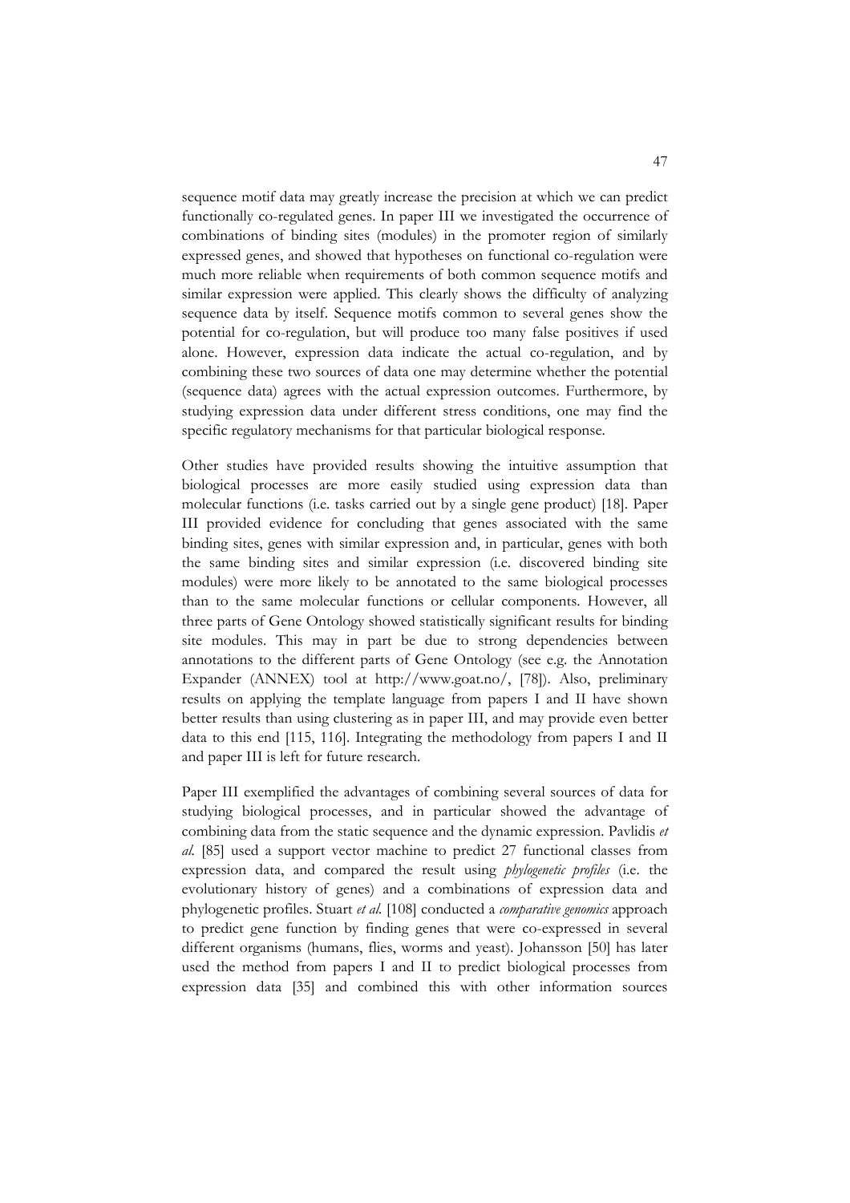sequence motif data may greatly increase the precision at which we can predict functionally co-regulated genes. In paper III we investigated the occurrence of combinations of binding sites (modules) in the promoter region of similarly expressed genes, and showed that hypotheses on functional co-regulation were much more reliable when requirements of both common sequence motifs and similar expression were applied. This clearly shows the difficulty of analyzing sequence data by itself. Sequence motifs common to several genes show the potential for co-regulation, but will produce too many false positives if used alone. However, expression data indicate the actual co-regulation, and by combining these two sources of data one may determine whether the potential (sequence data) agrees with the actual expression outcomes. Furthermore, by studying expression data under different stress conditions, one may find the specific regulatory mechanisms for that particular biological response.

Other studies have provided results showing the intuitive assumption that biological processes are more easily studied using expression data than molecular functions (i.e. tasks carried out by a single gene product) [18]. Paper III provided evidence for concluding that genes associated with the same binding sites, genes with similar expression and, in particular, genes with both the same binding sites and similar expression (i.e. discovered binding site modules) were more likely to be annotated to the same biological processes than to the same molecular functions or cellular components. However, all three parts of Gene Ontology showed statistically significant results for binding site modules. This may in part be due to strong dependencies between annotations to the different parts of Gene Ontology (see e.g. the Annotation Expander (ANNEX) tool at http://www.goat.no/, [78]). Also, preliminary results on applying the template language from papers I and II have shown better results than using clustering as in paper III, and may provide even better data to this end [115, 116]. Integrating the methodology from papers I and II and paper III is left for future research.

Paper III exemplified the advantages of combining several sources of data for studying biological processes, and in particular showed the advantage of combining data from the static sequence and the dynamic expression. Pavlidis *et al.* [85] used a support vector machine to predict 27 functional classes from expression data, and compared the result using *phylogenetic profiles* (i.e. the evolutionary history of genes) and a combinations of expression data and phylogenetic profiles. Stuart *et al.* [108] conducted a *comparative genomics* approach to predict gene function by finding genes that were co-expressed in several different organisms (humans, flies, worms and yeast). Johansson [50] has later used the method from papers I and II to predict biological processes from expression data [35] and combined this with other information sources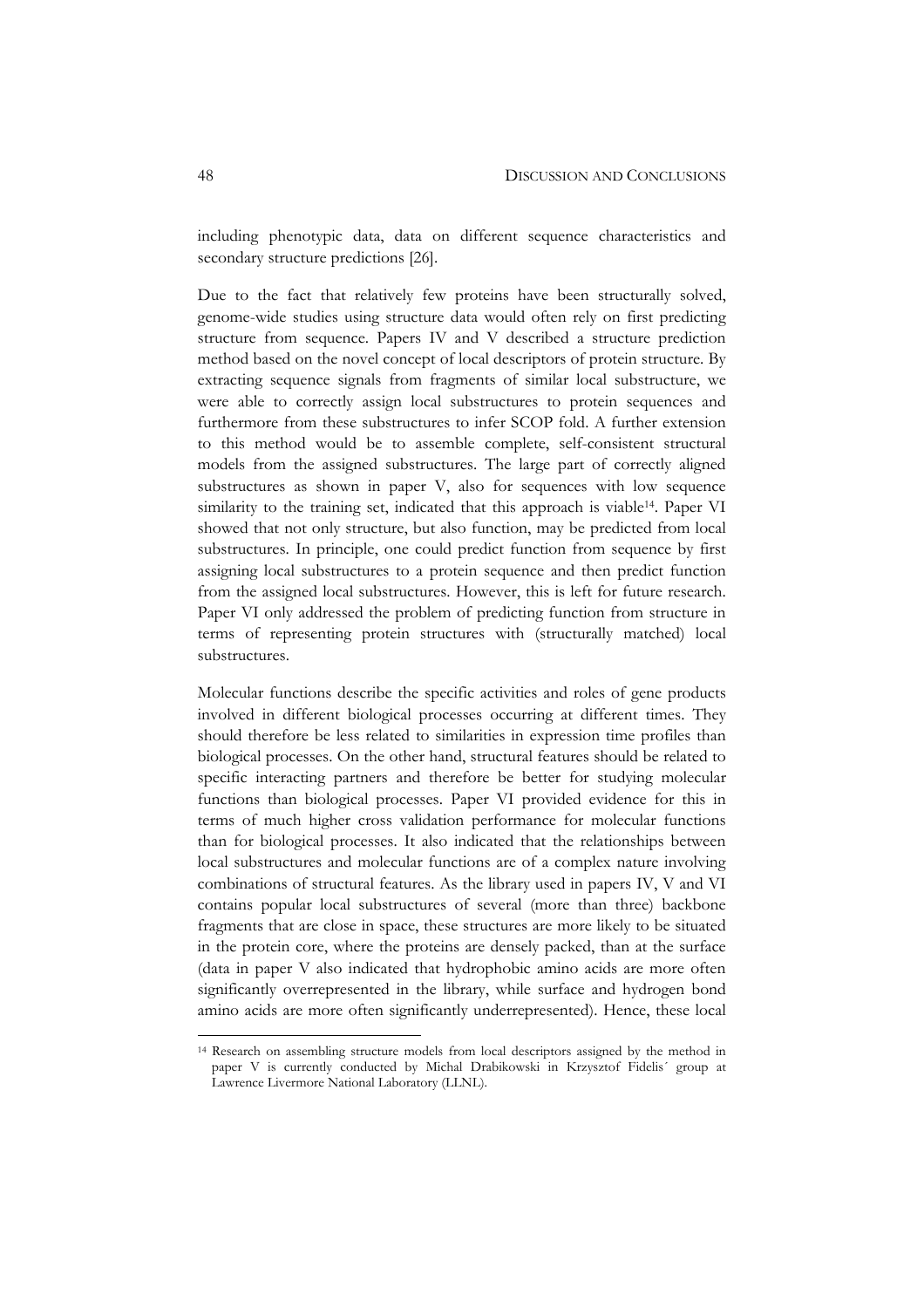including phenotypic data, data on different sequence characteristics and secondary structure predictions [26].

Due to the fact that relatively few proteins have been structurally solved, genome-wide studies using structure data would often rely on first predicting structure from sequence. Papers IV and V described a structure prediction method based on the novel concept of local descriptors of protein structure. By extracting sequence signals from fragments of similar local substructure, we were able to correctly assign local substructures to protein sequences and furthermore from these substructures to infer SCOP fold. A further extension to this method would be to assemble complete, self-consistent structural models from the assigned substructures. The large part of correctly aligned substructures as shown in paper V, also for sequences with low sequence similarity to the training set, indicated that this approach is viable[14]. Paper VI showed that not only structure, but also function, may be predicted from local substructures. In principle, one could predict function from sequence by first assigning local substructures to a protein sequence and then predict function from the assigned local substructures. However, this is left for future research. Paper VI only addressed the problem of predicting function from structure in terms of representing protein structures with (structurally matched) local substructures.

Molecular functions describe the specific activities and roles of gene products involved in different biological processes occurring at different times. They should therefore be less related to similarities in expression time profiles than biological processes. On the other hand, structural features should be related to specific interacting partners and therefore be better for studying molecular functions than biological processes. Paper VI provided evidence for this in terms of much higher cross validation performance for molecular functions than for biological processes. It also indicated that the relationships between local substructures and molecular functions are of a complex nature involving combinations of structural features. As the library used in papers IV, V and VI contains popular local substructures of several (more than three) backbone fragments that are close in space, these structures are more likely to be situated in the protein core, where the proteins are densely packed, than at the surface (data in paper V also indicated that hydrophobic amino acids are more often significantly overrepresented in the library, while surface and hydrogen bond amino acids are more often significantly underrepresented). Hence, these local

[14] Research on assembling structure models from local descriptors assigned by the method in paper V is currently conducted by Michal Drabikowski in Krzysztof Fidelis´ group at Lawrence Livermore National Laboratory (LLNL).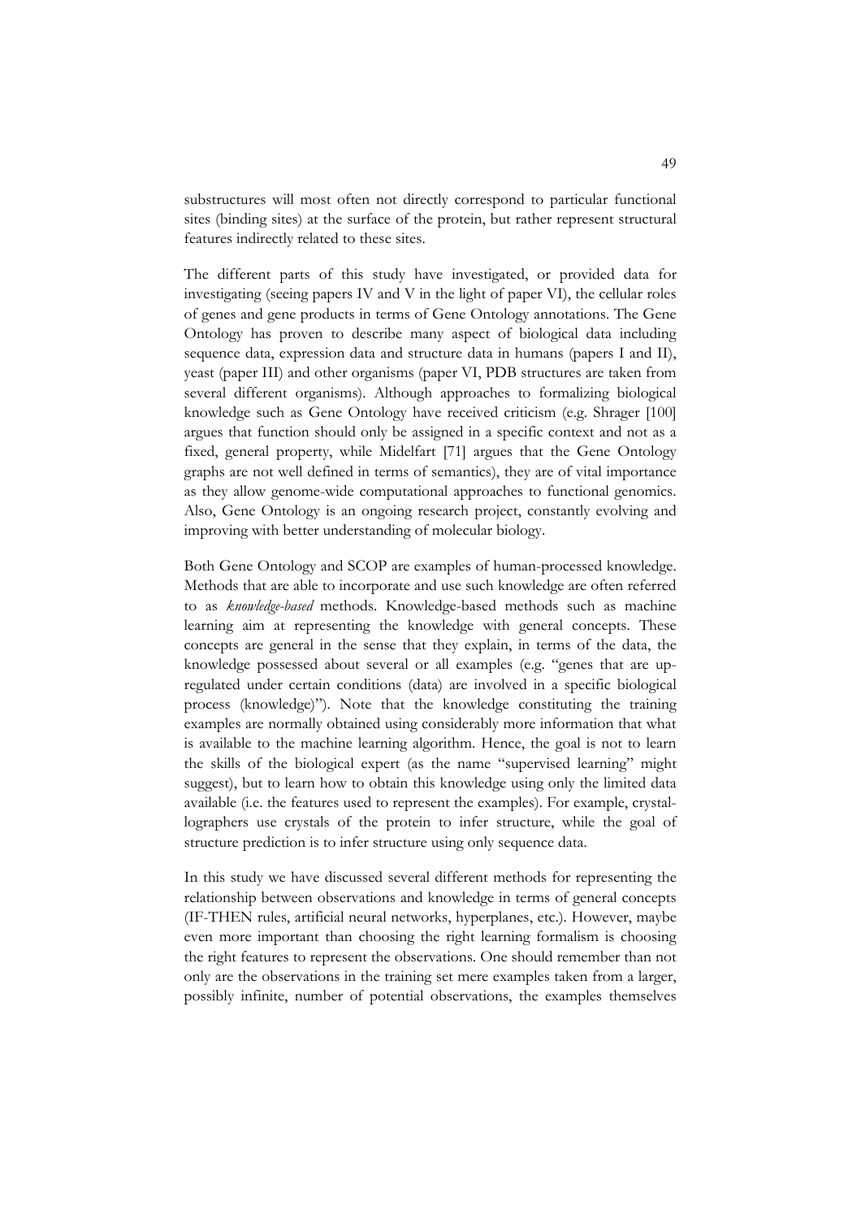substructures will most often not directly correspond to particular functional sites (binding sites) at the surface of the protein, but rather represent structural features indirectly related to these sites.

The different parts of this study have investigated, or provided data for investigating (seeing papers IV and V in the light of paper VI), the cellular roles of genes and gene products in terms of Gene Ontology annotations. The Gene Ontology has proven to describe many aspect of biological data including sequence data, expression data and structure data in humans (papers I and II), yeast (paper III) and other organisms (paper VI, PDB structures are taken from several different organisms). Although approaches to formalizing biological knowledge such as Gene Ontology have received criticism (e.g. Shrager [100] argues that function should only be assigned in a specific context and not as a fixed, general property, while Midelfart [71] argues that the Gene Ontology graphs are not well defined in terms of semantics), they are of vital importance as they allow genome-wide computational approaches to functional genomics. Also, Gene Ontology is an ongoing research project, constantly evolving and improving with better understanding of molecular biology.

Both Gene Ontology and SCOP are examples of human-processed knowledge. Methods that are able to incorporate and use such knowledge are often referred to as *knowledge-based* methods. Knowledge-based methods such as machine learning aim at representing the knowledge with general concepts. These concepts are general in the sense that they explain, in terms of the data, the knowledge possessed about several or all examples (e.g. "genes that are up-regulated under certain conditions (data) are involved in a specific biological process (knowledge)"). Note that the knowledge constituting the training examples are normally obtained using considerably more information that what is available to the machine learning algorithm. Hence, the goal is not to learn the skills of the biological expert (as the name "supervised learning" might suggest), but to learn how to obtain this knowledge using only the limited data available (i.e. the features used to represent the examples). For example, crystallographers use crystals of the protein to infer structure, while the goal of structure prediction is to infer structure using only sequence data.

In this study we have discussed several different methods for representing the relationship between observations and knowledge in terms of general concepts (IF-THEN rules, artificial neural networks, hyperplanes, etc.). However, maybe even more important than choosing the right learning formalism is choosing the right features to represent the observations. One should remember than not only are the observations in the training set mere examples taken from a larger, possibly infinite, number of potential observations, the examples themselves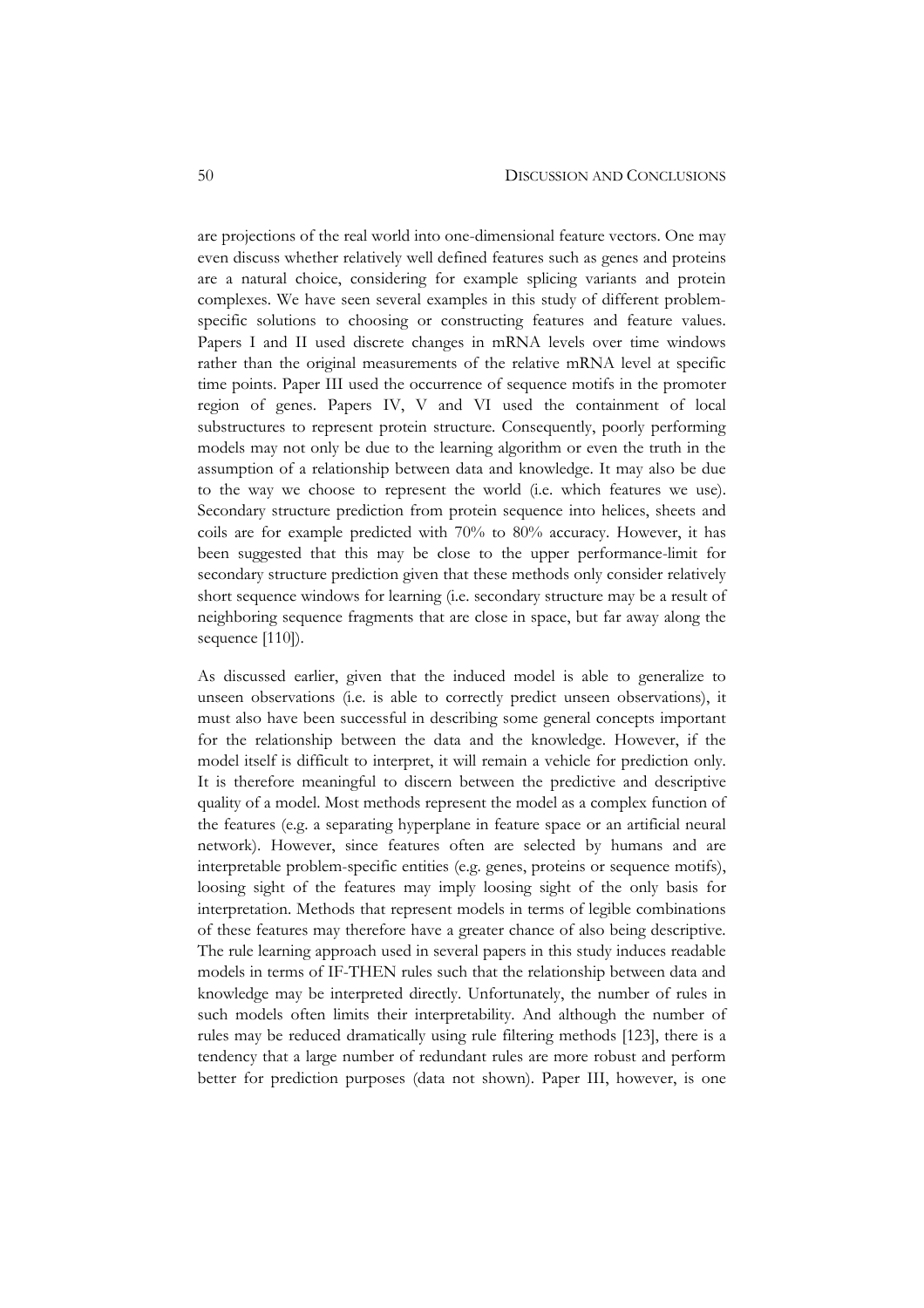are projections of the real world into one-dimensional feature vectors. One may even discuss whether relatively well defined features such as genes and proteins are a natural choice, considering for example splicing variants and protein complexes. We have seen several examples in this study of different problem-specific solutions to choosing or constructing features and feature values. Papers I and II used discrete changes in mRNA levels over time windows rather than the original measurements of the relative mRNA level at specific time points. Paper III used the occurrence of sequence motifs in the promoter region of genes. Papers IV, V and VI used the containment of local substructures to represent protein structure. Consequently, poorly performing models may not only be due to the learning algorithm or even the truth in the assumption of a relationship between data and knowledge. It may also be due to the way we choose to represent the world (i.e. which features we use). Secondary structure prediction from protein sequence into helices, sheets and coils are for example predicted with 70% to 80% accuracy. However, it has been suggested that this may be close to the upper performance-limit for secondary structure prediction given that these methods only consider relatively short sequence windows for learning (i.e. secondary structure may be a result of neighboring sequence fragments that are close in space, but far away along the sequence [110]).

As discussed earlier, given that the induced model is able to generalize to unseen observations (i.e. is able to correctly predict unseen observations), it must also have been successful in describing some general concepts important for the relationship between the data and the knowledge. However, if the model itself is difficult to interpret, it will remain a vehicle for prediction only. It is therefore meaningful to discern between the predictive and descriptive quality of a model. Most methods represent the model as a complex function of the features (e.g. a separating hyperplane in feature space or an artificial neural network). However, since features often are selected by humans and are interpretable problem-specific entities (e.g. genes, proteins or sequence motifs), loosing sight of the features may imply loosing sight of the only basis for interpretation. Methods that represent models in terms of legible combinations of these features may therefore have a greater chance of also being descriptive. The rule learning approach used in several papers in this study induces readable models in terms of IF-THEN rules such that the relationship between data and knowledge may be interpreted directly. Unfortunately, the number of rules in such models often limits their interpretability. And although the number of rules may be reduced dramatically using rule filtering methods [123], there is a tendency that a large number of redundant rules are more robust and perform better for prediction purposes (data not shown). Paper III, however, is one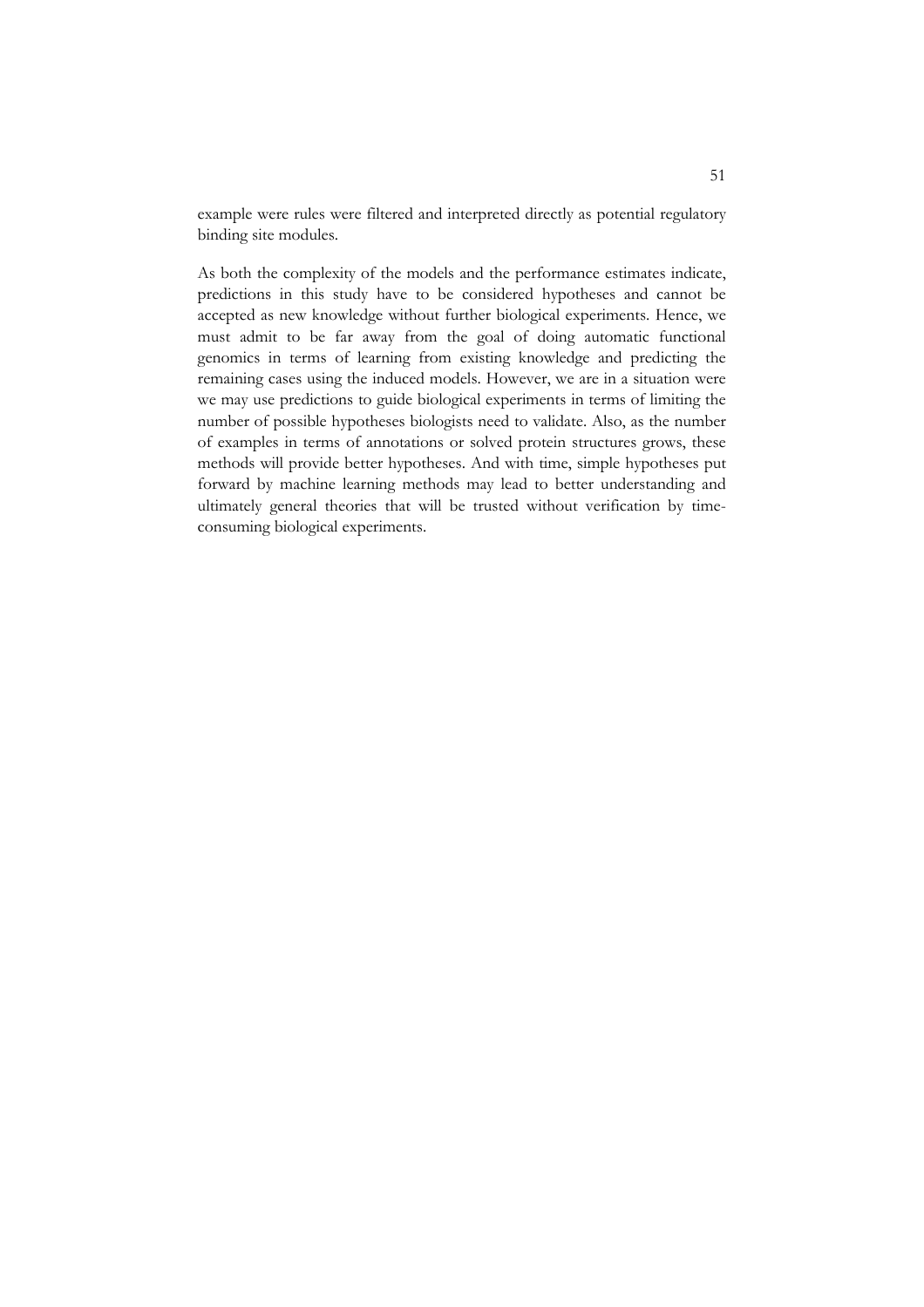example were rules were filtered and interpreted directly as potential regulatory binding site modules.

As both the complexity of the models and the performance estimates indicate, predictions in this study have to be considered hypotheses and cannot be accepted as new knowledge without further biological experiments. Hence, we must admit to be far away from the goal of doing automatic functional genomics in terms of learning from existing knowledge and predicting the remaining cases using the induced models. However, we are in a situation were we may use predictions to guide biological experiments in terms of limiting the number of possible hypotheses biologists need to validate. Also, as the number of examples in terms of annotations or solved protein structures grows, these methods will provide better hypotheses. And with time, simple hypotheses put forward by machine learning methods may lead to better understanding and ultimately general theories that will be trusted without verification by time-consuming biological experiments.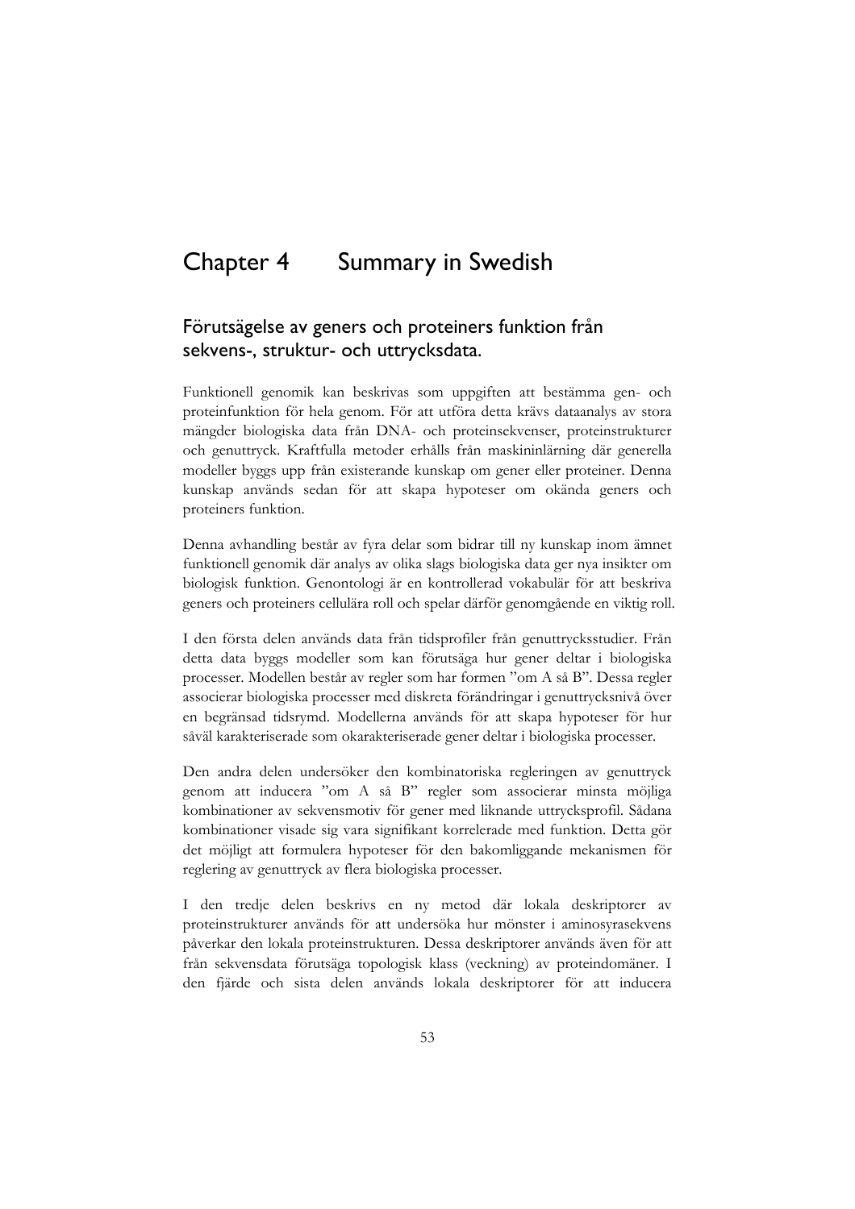# Chapter 4 Summary in Swedish

## Förutsägelse av geners och proteiners funktion från sekvens-, struktur- och uttrycksdata.

Funktionell genomik kan beskrivas som uppgiften att bestämma gen- och proteinfunktion för hela genom. För att utföra detta krävs dataanalys av stora mängder biologiska data från DNA- och proteinsekvenser, proteinstrukturer och genuttryck. Kraftfulla metoder erhålls från maskininlärning där generella modeller byggs upp från existerande kunskap om gener eller proteiner. Denna kunskap används sedan för att skapa hypoteser om okända geners och proteiners funktion.

Denna avhandling består av fyra delar som bidrar till ny kunskap inom ämnet funktionell genomik där analys av olika slags biologiska data ger nya insikter om biologisk funktion. Genontologi är en kontrollerad vokabulär för att beskriva geners och proteiners cellulära roll och spelar därför genomgående en viktig roll.

I den första delen används data från tidsprofiler från genuttrycksstudier. Från detta data byggs modeller som kan förutsäga hur gener deltar i biologiska processer. Modellen består av regler som har formen "om A så B". Dessa regler associerar biologiska processer med diskreta förändringar i genuttrycksnivå över en begränsad tidsrymd. Modellerna används för att skapa hypoteser för hur såväl karakteriserade som okarakteriserade gener deltar i biologiska processer.

Den andra delen undersöker den kombinatoriska regleringen av genuttryck genom att inducera "om A så B" regler som associerar minsta möjliga kombinationer av sekvensmotiv för gener med liknande uttrycksprofil. Sådana kombinationer visade sig vara signifikant korrelerade med funktion. Detta gör det möjligt att formulera hypoteser för den bakomliggande mekanismen för reglering av genuttryck av flera biologiska processer.

I den tredje delen beskrivs en ny metod där lokala deskriptorer av proteinstrukturer används för att undersöka hur mönster i aminosyrasekvens påverkar den lokala proteinstrukturen. Dessa deskriptorer används även för att från sekvensdata förutsäga topologisk klass (veckning) av proteindomäner. I den fjärde och sista delen används lokala deskriptorer för att inducera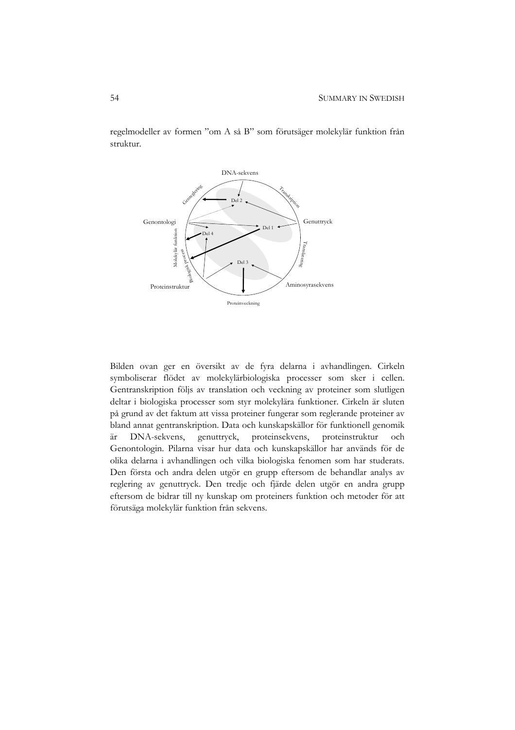regelmodeller av formen "om A så B" som förutsäger molekylär funktion från struktur.

Bilden ovan ger en översikt av de fyra delarna i avhandlingen. Cirkeln symboliserar flödet av molekylärbiologiska processer som sker i cellen. Gentranskription följs av translation och veckning av proteiner som slutligen deltar i biologiska processer som styr molekylära funktioner. Cirkeln är sluten på grund av det faktum att vissa proteiner fungerar som reglerande proteiner av bland annat gentranskription. Data och kunskapskällor för funktionell genomik är DNA-sekvens, genuttryck, proteinsekvens, proteinstruktur och Genontologin. Pilarna visar hur data och kunskapskällor har används för de olika delarna i avhandlingen och vilka biologiska fenomen som har studerats. Den första och andra delen utgör en grupp eftersom de behandlar analys av reglering av genuttryck. Den tredje och fjärde delen utgör en andra grupp eftersom de bidrar till ny kunskap om proteiners funktion och metoder för att förutsäga molekylär funktion från sekvens.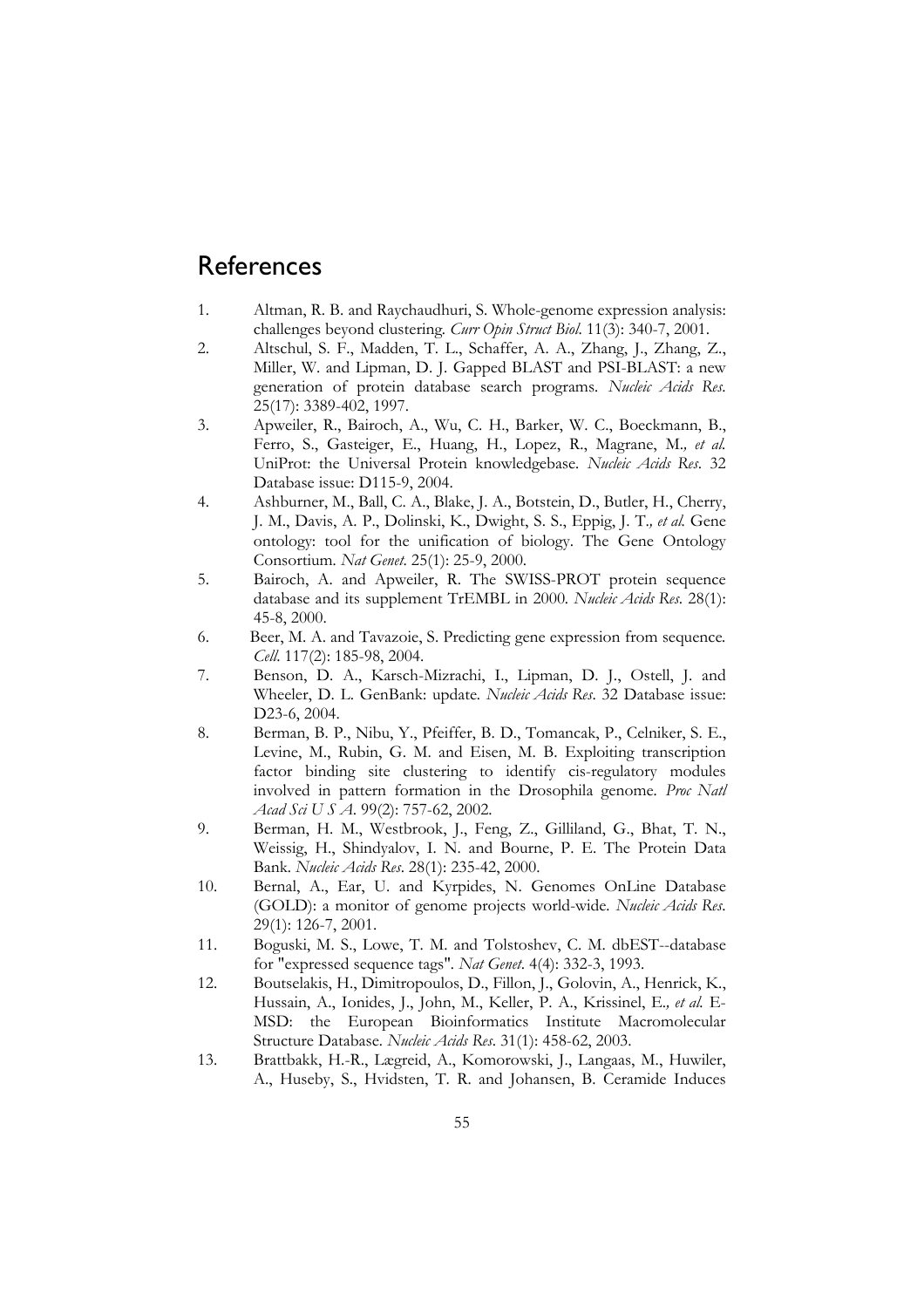# References

1. Altman, R. B. and Raychaudhuri, S. Whole-genome expression analysis: challenges beyond clustering. *Curr Opin Struct Biol*. 11(3): 340-7, 2001.
2. Altschul, S. F., Madden, T. L., Schaffer, A. A., Zhang, J., Zhang, Z., Miller, W. and Lipman, D. J. Gapped BLAST and PSI-BLAST: a new generation of protein database search programs. *Nucleic Acids Res*. 25(17): 3389-402, 1997.
3. Apweiler, R., Bairoch, A., Wu, C. H., Barker, W. C., Boeckmann, B., Ferro, S., Gasteiger, E., Huang, H., Lopez, R., Magrane, M.*, et al.* UniProt: the Universal Protein knowledgebase. *Nucleic Acids Res*. 32 Database issue: D115-9, 2004.
4. Ashburner, M., Ball, C. A., Blake, J. A., Botstein, D., Butler, H., Cherry, J. M., Davis, A. P., Dolinski, K., Dwight, S. S., Eppig, J. T.*, et al.* Gene ontology: tool for the unification of biology. The Gene Ontology Consortium. *Nat Genet*. 25(1): 25-9, 2000.
5. Bairoch, A. and Apweiler, R. The SWISS-PROT protein sequence database and its supplement TrEMBL in 2000. *Nucleic Acids Res*. 28(1): 45-8, 2000.
6. Beer, M. A. and Tavazoie, S. Predicting gene expression from sequence. *Cell*. 117(2): 185-98, 2004.
7. Benson, D. A., Karsch-Mizrachi, I., Lipman, D. J., Ostell, J. and Wheeler, D. L. GenBank: update. *Nucleic Acids Res*. 32 Database issue: D23-6, 2004.
8. Berman, B. P., Nibu, Y., Pfeiffer, B. D., Tomancak, P., Celniker, S. E., Levine, M., Rubin, G. M. and Eisen, M. B. Exploiting transcription factor binding site clustering to identify cis-regulatory modules involved in pattern formation in the Drosophila genome. *Proc Natl Acad Sci U S A*. 99(2): 757-62, 2002.
9. Berman, H. M., Westbrook, J., Feng, Z., Gilliland, G., Bhat, T. N., Weissig, H., Shindyalov, I. N. and Bourne, P. E. The Protein Data Bank. *Nucleic Acids Res*. 28(1): 235-42, 2000.
10. Bernal, A., Ear, U. and Kyrpides, N. Genomes OnLine Database (GOLD): a monitor of genome projects world-wide. *Nucleic Acids Res*. 29(1): 126-7, 2001.
11. Boguski, M. S., Lowe, T. M. and Tolstoshev, C. M. dbEST--database for "expressed sequence tags". *Nat Genet*. 4(4): 332-3, 1993.
12. Boutselakis, H., Dimitropoulos, D., Fillon, J., Golovin, A., Henrick, K., Hussain, A., Ionides, J., John, M., Keller, P. A., Krissinel, E.*, et al.* E-MSD: the European Bioinformatics Institute Macromolecular Structure Database. *Nucleic Acids Res*. 31(1): 458-62, 2003.
13. Brattbakk, H.-R., Lægreid, A., Komorowski, J., Langaas, M., Huwiler, A., Huseby, S., Hvidsten, T. R. and Johansen, B. Ceramide Induces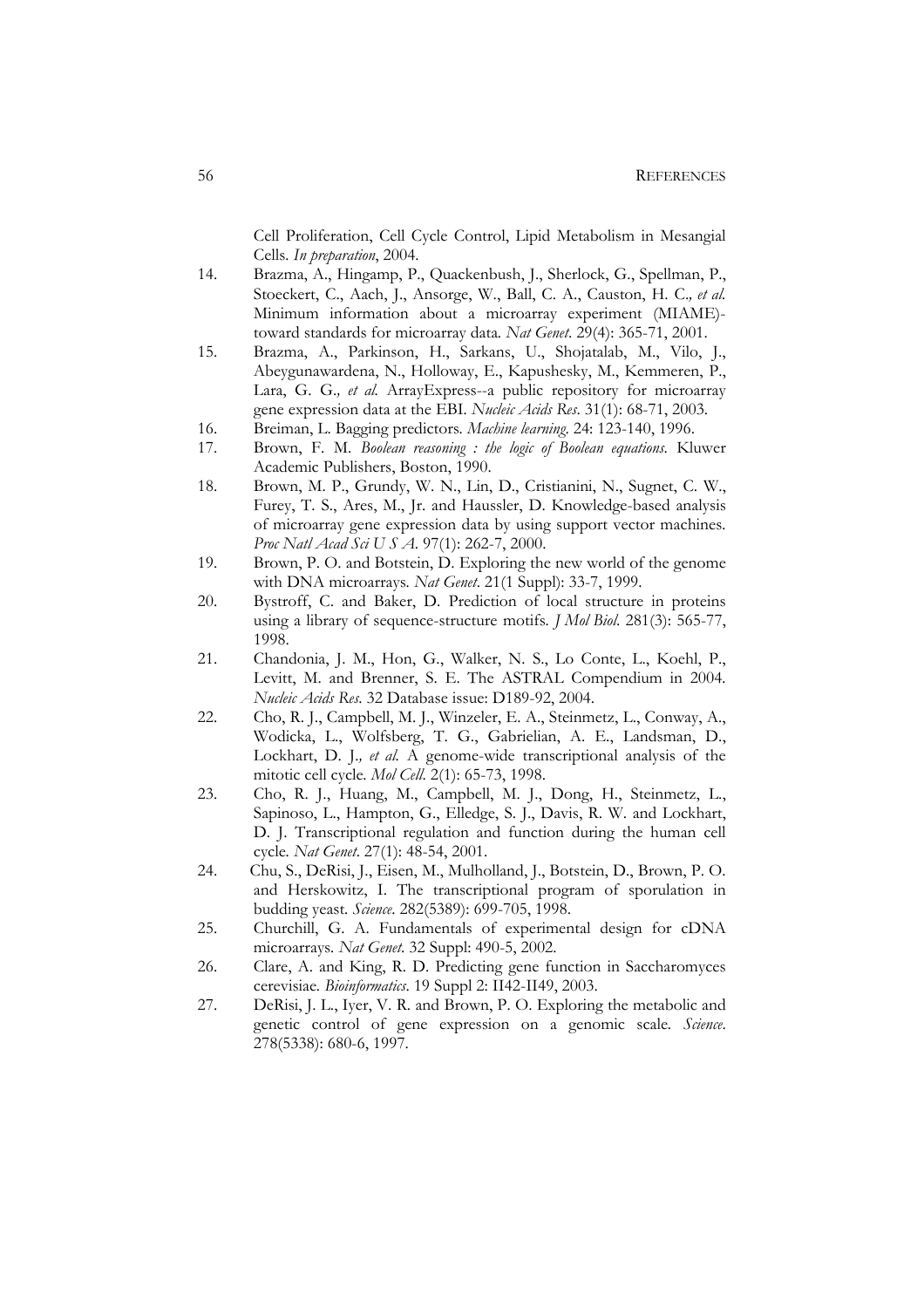Cell Proliferation, Cell Cycle Control, Lipid Metabolism in Mesangial Cells. *In preparation*, 2004.

14. Brazma, A., Hingamp, P., Quackenbush, J., Sherlock, G., Spellman, P., Stoeckert, C., Aach, J., Ansorge, W., Ball, C. A., Causton, H. C.*, et al.* Minimum information about a microarray experiment (MIAME)-toward standards for microarray data. *Nat Genet*. 29(4): 365-71, 2001.
15. Brazma, A., Parkinson, H., Sarkans, U., Shojatalab, M., Vilo, J., Abeygunawardena, N., Holloway, E., Kapushesky, M., Kemmeren, P., Lara, G. G.*, et al.* ArrayExpress--a public repository for microarray gene expression data at the EBI. *Nucleic Acids Res*. 31(1): 68-71, 2003.
16. Breiman, L. Bagging predictors. *Machine learning*. 24: 123-140, 1996.
17. Brown, F. M. *Boolean reasoning : the logic of Boolean equations*. Kluwer Academic Publishers, Boston, 1990.
18. Brown, M. P., Grundy, W. N., Lin, D., Cristianini, N., Sugnet, C. W., Furey, T. S., Ares, M., Jr. and Haussler, D. Knowledge-based analysis of microarray gene expression data by using support vector machines. *Proc Natl Acad Sci U S A*. 97(1): 262-7, 2000.
19. Brown, P. O. and Botstein, D. Exploring the new world of the genome with DNA microarrays. *Nat Genet*. 21(1 Suppl): 33-7, 1999.
20. Bystroff, C. and Baker, D. Prediction of local structure in proteins using a library of sequence-structure motifs. *J Mol Biol*. 281(3): 565-77, 1998.
21. Chandonia, J. M., Hon, G., Walker, N. S., Lo Conte, L., Koehl, P., Levitt, M. and Brenner, S. E. The ASTRAL Compendium in 2004. *Nucleic Acids Res*. 32 Database issue: D189-92, 2004.
22. Cho, R. J., Campbell, M. J., Winzeler, E. A., Steinmetz, L., Conway, A., Wodicka, L., Wolfsberg, T. G., Gabrielian, A. E., Landsman, D., Lockhart, D. J.*, et al.* A genome-wide transcriptional analysis of the mitotic cell cycle. *Mol Cell*. 2(1): 65-73, 1998.
23. Cho, R. J., Huang, M., Campbell, M. J., Dong, H., Steinmetz, L., Sapinoso, L., Hampton, G., Elledge, S. J., Davis, R. W. and Lockhart, D. J. Transcriptional regulation and function during the human cell cycle. *Nat Genet*. 27(1): 48-54, 2001.
24. Chu, S., DeRisi, J., Eisen, M., Mulholland, J., Botstein, D., Brown, P. O. and Herskowitz, I. The transcriptional program of sporulation in budding yeast. *Science*. 282(5389): 699-705, 1998.
25. Churchill, G. A. Fundamentals of experimental design for cDNA microarrays. *Nat Genet*. 32 Suppl: 490-5, 2002.
26. Clare, A. and King, R. D. Predicting gene function in Saccharomyces cerevisiae. *Bioinformatics*. 19 Suppl 2: II42-II49, 2003.
27. DeRisi, J. L., Iyer, V. R. and Brown, P. O. Exploring the metabolic and genetic control of gene expression on a genomic scale. *Science*. 278(5338): 680-6, 1997.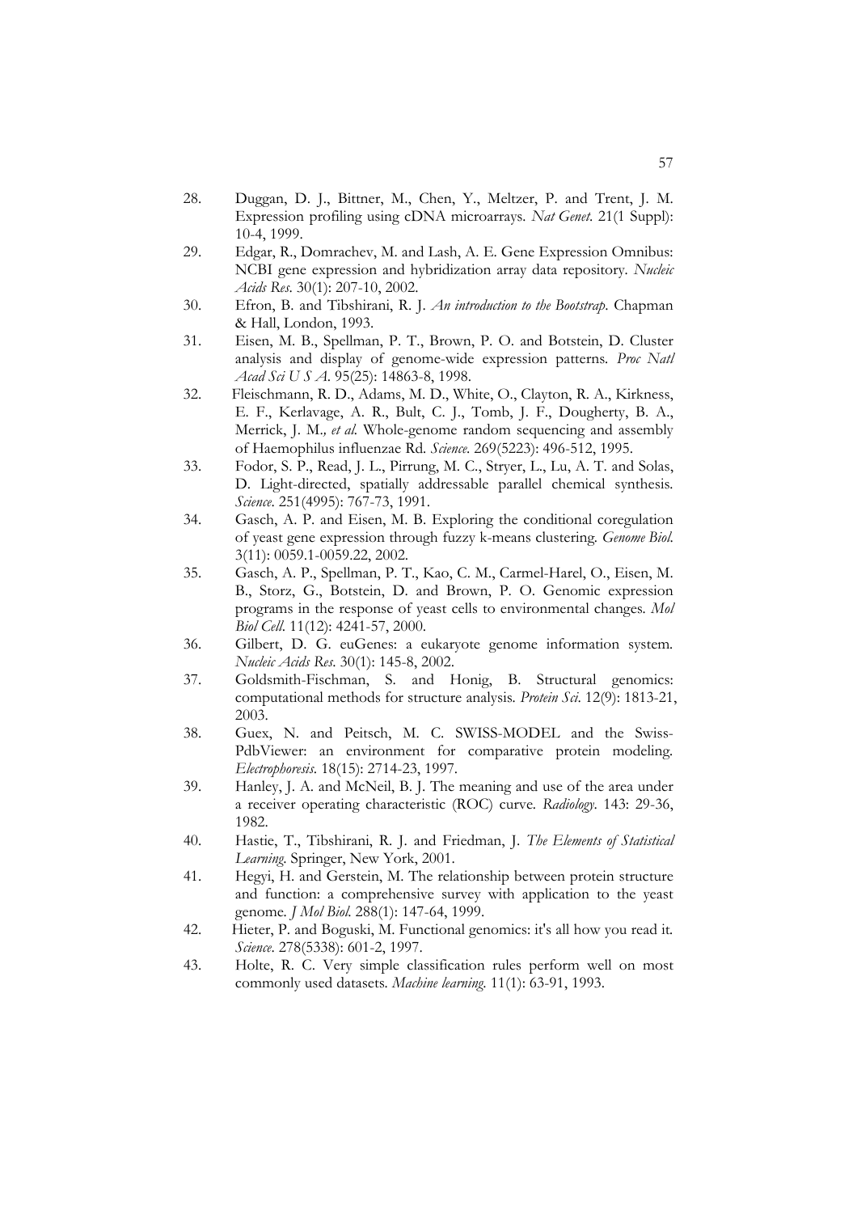28. Duggan, D. J., Bittner, M., Chen, Y., Meltzer, P. and Trent, J. M. Expression profiling using cDNA microarrays. *Nat Genet*. 21(1 Suppl): 10-4, 1999.
29. Edgar, R., Domrachev, M. and Lash, A. E. Gene Expression Omnibus: NCBI gene expression and hybridization array data repository. *Nucleic Acids Res*. 30(1): 207-10, 2002.
30. Efron, B. and Tibshirani, R. J. *An introduction to the Bootstrap*. Chapman & Hall, London, 1993.
31. Eisen, M. B., Spellman, P. T., Brown, P. O. and Botstein, D. Cluster analysis and display of genome-wide expression patterns. *Proc Natl Acad Sci U S A*. 95(25): 14863-8, 1998.
32. Fleischmann, R. D., Adams, M. D., White, O., Clayton, R. A., Kirkness, E. F., Kerlavage, A. R., Bult, C. J., Tomb, J. F., Dougherty, B. A., Merrick, J. M., *et al.* Whole-genome random sequencing and assembly of Haemophilus influenzae Rd. *Science*. 269(5223): 496-512, 1995.
33. Fodor, S. P., Read, J. L., Pirrung, M. C., Stryer, L., Lu, A. T. and Solas, D. Light-directed, spatially addressable parallel chemical synthesis. *Science*. 251(4995): 767-73, 1991.
34. Gasch, A. P. and Eisen, M. B. Exploring the conditional coregulation of yeast gene expression through fuzzy k-means clustering. *Genome Biol*. 3(11): 0059.1-0059.22, 2002.
35. Gasch, A. P., Spellman, P. T., Kao, C. M., Carmel-Harel, O., Eisen, M. B., Storz, G., Botstein, D. and Brown, P. O. Genomic expression programs in the response of yeast cells to environmental changes. *Mol Biol Cell*. 11(12): 4241-57, 2000.
36. Gilbert, D. G. euGenes: a eukaryote genome information system. *Nucleic Acids Res*. 30(1): 145-8, 2002.
37. Goldsmith-Fischman, S. and Honig, B. Structural genomics: computational methods for structure analysis. *Protein Sci*. 12(9): 1813-21, 2003.
38. Guex, N. and Peitsch, M. C. SWISS-MODEL and the Swiss-PdbViewer: an environment for comparative protein modeling. *Electrophoresis*. 18(15): 2714-23, 1997.
39. Hanley, J. A. and McNeil, B. J. The meaning and use of the area under a receiver operating characteristic (ROC) curve. *Radiology*. 143: 29-36, 1982.
40. Hastie, T., Tibshirani, R. J. and Friedman, J. *The Elements of Statistical Learning*. Springer, New York, 2001.
41. Hegyi, H. and Gerstein, M. The relationship between protein structure and function: a comprehensive survey with application to the yeast genome. *J Mol Biol*. 288(1): 147-64, 1999.
42. Hieter, P. and Boguski, M. Functional genomics: it's all how you read it. *Science*. 278(5338): 601-2, 1997.
43. Holte, R. C. Very simple classification rules perform well on most commonly used datasets. *Machine learning*. 11(1): 63-91, 1993.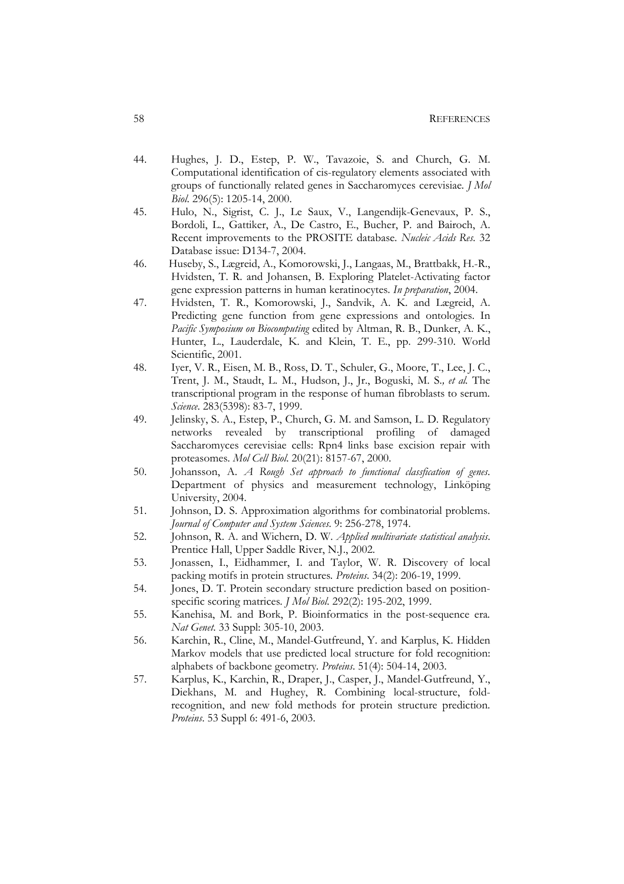44. Hughes, J. D., Estep, P. W., Tavazoie, S. and Church, G. M. Computational identification of cis-regulatory elements associated with groups of functionally related genes in Saccharomyces cerevisiae. *J Mol Biol*. 296(5): 1205-14, 2000.
45. Hulo, N., Sigrist, C. J., Le Saux, V., Langendijk-Genevaux, P. S., Bordoli, L., Gattiker, A., De Castro, E., Bucher, P. and Bairoch, A. Recent improvements to the PROSITE database. *Nucleic Acids Res*. 32 Database issue: D134-7, 2004.
46. Huseby, S., Lægreid, A., Komorowski, J., Langaas, M., Brattbakk, H.-R., Hvidsten, T. R. and Johansen, B. Exploring Platelet-Activating factor gene expression patterns in human keratinocytes. *In preparation*, 2004.
47. Hvidsten, T. R., Komorowski, J., Sandvik, A. K. and Lægreid, A. Predicting gene function from gene expressions and ontologies. In *Pacific Symposium on Biocomputing* edited by Altman, R. B., Dunker, A. K., Hunter, L., Lauderdale, K. and Klein, T. E., pp. 299-310. World Scientific, 2001.
48. Iyer, V. R., Eisen, M. B., Ross, D. T., Schuler, G., Moore, T., Lee, J. C., Trent, J. M., Staudt, L. M., Hudson, J., Jr., Boguski, M. S.*, et al.* The transcriptional program in the response of human fibroblasts to serum. *Science*. 283(5398): 83-7, 1999.
49. Jelinsky, S. A., Estep, P., Church, G. M. and Samson, L. D. Regulatory networks revealed by transcriptional profiling of damaged Saccharomyces cerevisiae cells: Rpn4 links base excision repair with proteasomes. *Mol Cell Biol*. 20(21): 8157-67, 2000.
50. Johansson, A. *A Rough Set approach to functional classfication of genes*. Department of physics and measurement technology, Linköping University, 2004.
51. Johnson, D. S. Approximation algorithms for combinatorial problems. *Journal of Computer and System Sciences*. 9: 256-278, 1974.
52. Johnson, R. A. and Wichern, D. W. *Applied multivariate statistical analysis*. Prentice Hall, Upper Saddle River, N.J., 2002.
53. Jonassen, I., Eidhammer, I. and Taylor, W. R. Discovery of local packing motifs in protein structures. *Proteins*. 34(2): 206-19, 1999.
54. Jones, D. T. Protein secondary structure prediction based on position-specific scoring matrices. *J Mol Biol*. 292(2): 195-202, 1999.
55. Kanehisa, M. and Bork, P. Bioinformatics in the post-sequence era. *Nat Genet*. 33 Suppl: 305-10, 2003.
56. Karchin, R., Cline, M., Mandel-Gutfreund, Y. and Karplus, K. Hidden Markov models that use predicted local structure for fold recognition: alphabets of backbone geometry. *Proteins*. 51(4): 504-14, 2003.
57. Karplus, K., Karchin, R., Draper, J., Casper, J., Mandel-Gutfreund, Y., Diekhans, M. and Hughey, R. Combining local-structure, fold-recognition, and new fold methods for protein structure prediction. *Proteins*. 53 Suppl 6: 491-6, 2003.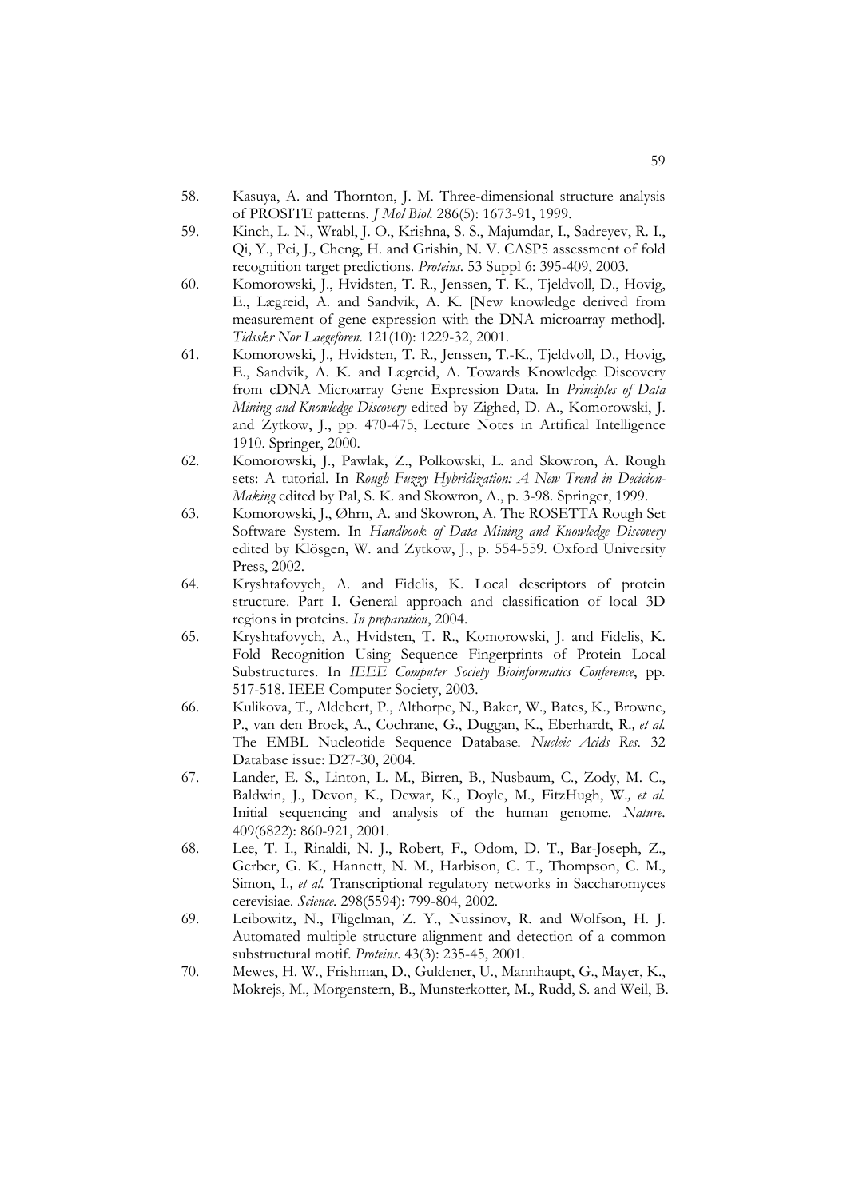58. Kasuya, A. and Thornton, J. M. Three-dimensional structure analysis of PROSITE patterns. *J Mol Biol.* 286(5): 1673-91, 1999.
59. Kinch, L. N., Wrabl, J. O., Krishna, S. S., Majumdar, I., Sadreyev, R. I., Qi, Y., Pei, J., Cheng, H. and Grishin, N. V. CASP5 assessment of fold recognition target predictions. *Proteins.* 53 Suppl 6: 395-409, 2003.
60. Komorowski, J., Hvidsten, T. R., Jenssen, T. K., Tjeldvoll, D., Hovig, E., Lægreid, A. and Sandvik, A. K. [New knowledge derived from measurement of gene expression with the DNA microarray method]. *Tidsskr Nor Laegeforen.* 121(10): 1229-32, 2001.
61. Komorowski, J., Hvidsten, T. R., Jenssen, T.-K., Tjeldvoll, D., Hovig, E., Sandvik, A. K. and Lægreid, A. Towards Knowledge Discovery from cDNA Microarray Gene Expression Data. In *Principles of Data Mining and Knowledge Discovery* edited by Zighed, D. A., Komorowski, J. and Zytkow, J., pp. 470-475, Lecture Notes in Artifical Intelligence 1910. Springer, 2000.
62. Komorowski, J., Pawlak, Z., Polkowski, L. and Skowron, A. Rough sets: A tutorial. In *Rough Fuzzy Hybridization: A New Trend in Decicion-Making* edited by Pal, S. K. and Skowron, A., p. 3-98. Springer, 1999.
63. Komorowski, J., Øhrn, A. and Skowron, A. The ROSETTA Rough Set Software System. In *Handbook of Data Mining and Knowledge Discovery* edited by Klösgen, W. and Zytkow, J., p. 554-559. Oxford University Press, 2002.
64. Kryshtafovych, A. and Fidelis, K. Local descriptors of protein structure. Part I. General approach and classification of local 3D regions in proteins. *In preparation*, 2004.
65. Kryshtafovych, A., Hvidsten, T. R., Komorowski, J. and Fidelis, K. Fold Recognition Using Sequence Fingerprints of Protein Local Substructures. In *IEEE Computer Society Bioinformatics Conference*, pp. 517-518. IEEE Computer Society, 2003.
66. Kulikova, T., Aldebert, P., Althorpe, N., Baker, W., Bates, K., Browne, P., van den Broek, A., Cochrane, G., Duggan, K., Eberhardt, R.*, et al.* The EMBL Nucleotide Sequence Database. *Nucleic Acids Res.* 32 Database issue: D27-30, 2004.
67. Lander, E. S., Linton, L. M., Birren, B., Nusbaum, C., Zody, M. C., Baldwin, J., Devon, K., Dewar, K., Doyle, M., FitzHugh, W.*, et al.* Initial sequencing and analysis of the human genome. *Nature.* 409(6822): 860-921, 2001.
68. Lee, T. I., Rinaldi, N. J., Robert, F., Odom, D. T., Bar-Joseph, Z., Gerber, G. K., Hannett, N. M., Harbison, C. T., Thompson, C. M., Simon, I.*, et al.* Transcriptional regulatory networks in Saccharomyces cerevisiae. *Science.* 298(5594): 799-804, 2002.
69. Leibowitz, N., Fligelman, Z. Y., Nussinov, R. and Wolfson, H. J. Automated multiple structure alignment and detection of a common substructural motif. *Proteins.* 43(3): 235-45, 2001.
70. Mewes, H. W., Frishman, D., Guldener, U., Mannhaupt, G., Mayer, K., Mokrejs, M., Morgenstern, B., Munsterkotter, M., Rudd, S. and Weil, B.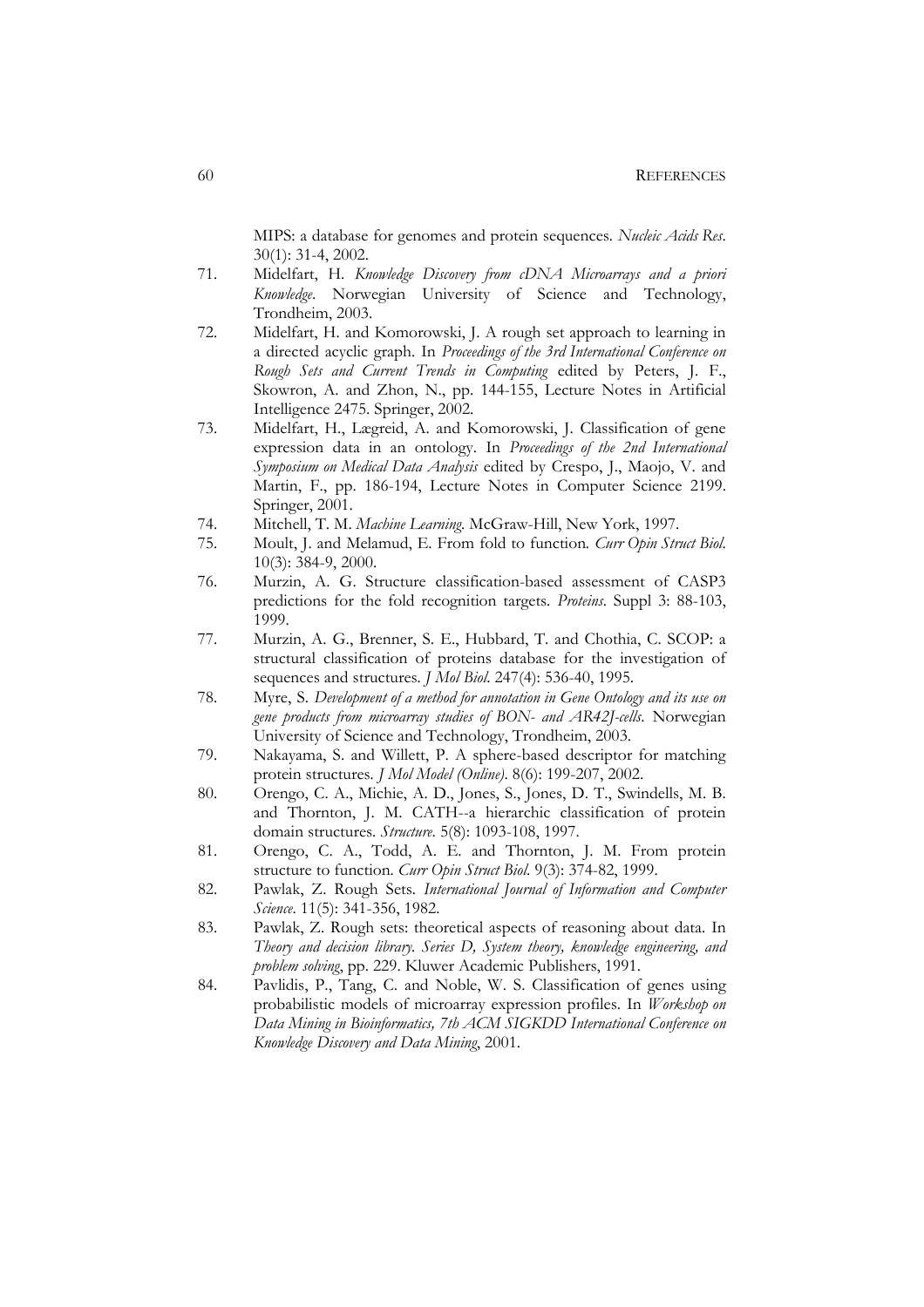MIPS: a database for genomes and protein sequences. *Nucleic Acids Res.* 30(1): 31-4, 2002.

71. Midelfart, H. *Knowledge Discovery from cDNA Microarrays and a priori Knowledge*. Norwegian University of Science and Technology, Trondheim, 2003.
72. Midelfart, H. and Komorowski, J. A rough set approach to learning in a directed acyclic graph. In *Proceedings of the 3rd International Conference on Rough Sets and Current Trends in Computing* edited by Peters, J. F., Skowron, A. and Zhon, N., pp. 144-155, Lecture Notes in Artificial Intelligence 2475. Springer, 2002.
73. Midelfart, H., Lægreid, A. and Komorowski, J. Classification of gene expression data in an ontology. In *Proceedings of the 2nd International Symposium on Medical Data Analysis* edited by Crespo, J., Maojo, V. and Martin, F., pp. 186-194, Lecture Notes in Computer Science 2199. Springer, 2001.
74. Mitchell, T. M. *Machine Learning*. McGraw-Hill, New York, 1997.
75. Moult, J. and Melamud, E. From fold to function. *Curr Opin Struct Biol.* 10(3): 384-9, 2000.
76. Murzin, A. G. Structure classification-based assessment of CASP3 predictions for the fold recognition targets. *Proteins*. Suppl 3: 88-103, 1999.
77. Murzin, A. G., Brenner, S. E., Hubbard, T. and Chothia, C. SCOP: a structural classification of proteins database for the investigation of sequences and structures. *J Mol Biol.* 247(4): 536-40, 1995.
78. Myre, S. *Development of a method for annotation in Gene Ontology and its use on gene products from microarray studies of BON- and AR42J-cells*. Norwegian University of Science and Technology, Trondheim, 2003.
79. Nakayama, S. and Willett, P. A sphere-based descriptor for matching protein structures. *J Mol Model (Online)*. 8(6): 199-207, 2002.
80. Orengo, C. A., Michie, A. D., Jones, S., Jones, D. T., Swindells, M. B. and Thornton, J. M. CATH--a hierarchic classification of protein domain structures. *Structure*. 5(8): 1093-108, 1997.
81. Orengo, C. A., Todd, A. E. and Thornton, J. M. From protein structure to function. *Curr Opin Struct Biol.* 9(3): 374-82, 1999.
82. Pawlak, Z. Rough Sets. *International Journal of Information and Computer Science*. 11(5): 341-356, 1982.
83. Pawlak, Z. Rough sets: theoretical aspects of reasoning about data. In *Theory and decision library. Series D, System theory, knowledge engineering, and problem solving*, pp. 229. Kluwer Academic Publishers, 1991.
84. Pavlidis, P., Tang, C. and Noble, W. S. Classification of genes using probabilistic models of microarray expression profiles. In *Workshop on Data Mining in Bioinformatics, 7th ACM SIGKDD International Conference on Knowledge Discovery and Data Mining*, 2001.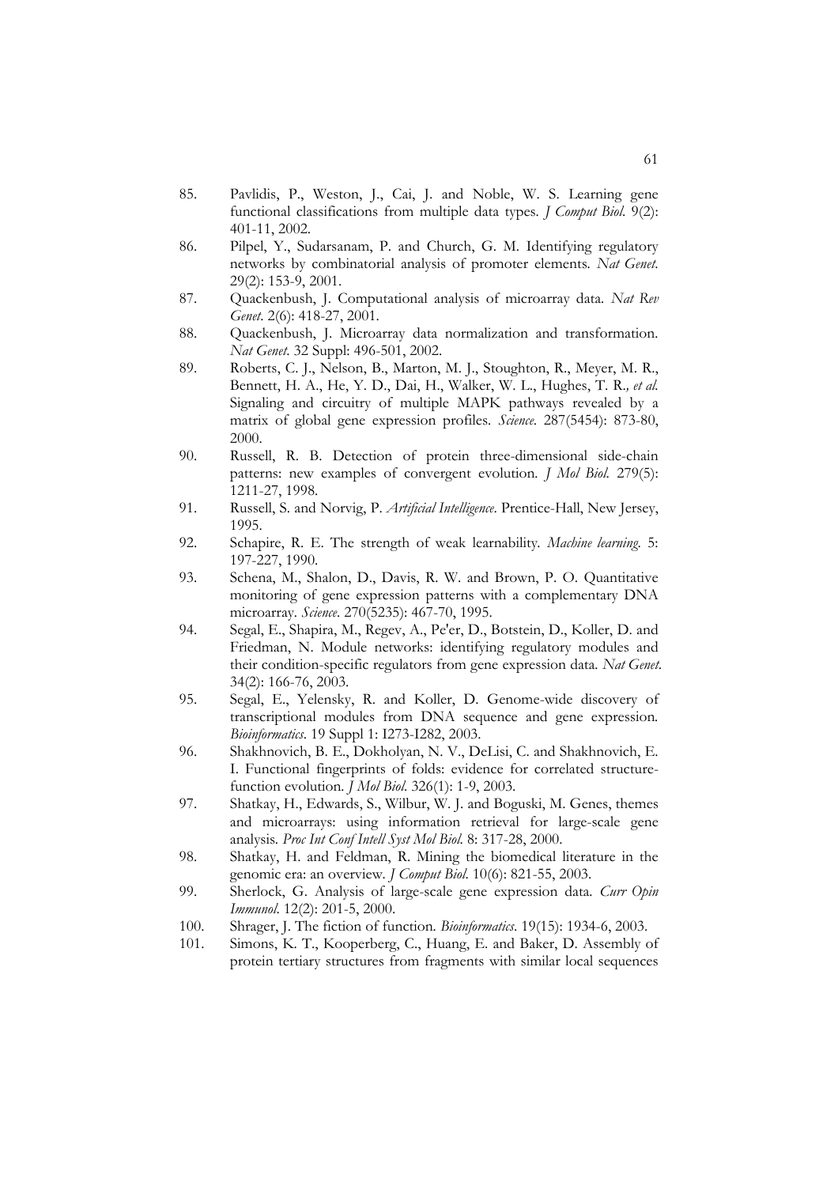85. Pavlidis, P., Weston, J., Cai, J. and Noble, W. S. Learning gene functional classifications from multiple data types. *J Comput Biol*. 9(2): 401-11, 2002.
86. Pilpel, Y., Sudarsanam, P. and Church, G. M. Identifying regulatory networks by combinatorial analysis of promoter elements. *Nat Genet*. 29(2): 153-9, 2001.
87. Quackenbush, J. Computational analysis of microarray data. *Nat Rev Genet*. 2(6): 418-27, 2001.
88. Quackenbush, J. Microarray data normalization and transformation. *Nat Genet*. 32 Suppl: 496-501, 2002.
89. Roberts, C. J., Nelson, B., Marton, M. J., Stoughton, R., Meyer, M. R., Bennett, H. A., He, Y. D., Dai, H., Walker, W. L., Hughes, T. R.*, et al.* Signaling and circuitry of multiple MAPK pathways revealed by a matrix of global gene expression profiles. *Science*. 287(5454): 873-80, 2000.
90. Russell, R. B. Detection of protein three-dimensional side-chain patterns: new examples of convergent evolution. *J Mol Biol*. 279(5): 1211-27, 1998.
91. Russell, S. and Norvig, P. *Artificial Intelligence*. Prentice-Hall, New Jersey, 1995.
92. Schapire, R. E. The strength of weak learnability. *Machine learning*. 5: 197-227, 1990.
93. Schena, M., Shalon, D., Davis, R. W. and Brown, P. O. Quantitative monitoring of gene expression patterns with a complementary DNA microarray. *Science*. 270(5235): 467-70, 1995.
94. Segal, E., Shapira, M., Regev, A., Pe'er, D., Botstein, D., Koller, D. and Friedman, N. Module networks: identifying regulatory modules and their condition-specific regulators from gene expression data. *Nat Genet*. 34(2): 166-76, 2003.
95. Segal, E., Yelensky, R. and Koller, D. Genome-wide discovery of transcriptional modules from DNA sequence and gene expression. *Bioinformatics*. 19 Suppl 1: I273-I282, 2003.
96. Shakhnovich, B. E., Dokholyan, N. V., DeLisi, C. and Shakhnovich, E. I. Functional fingerprints of folds: evidence for correlated structure-function evolution. *J Mol Biol*. 326(1): 1-9, 2003.
97. Shatkay, H., Edwards, S., Wilbur, W. J. and Boguski, M. Genes, themes and microarrays: using information retrieval for large-scale gene analysis. *Proc Int Conf Intell Syst Mol Biol*. 8: 317-28, 2000.
98. Shatkay, H. and Feldman, R. Mining the biomedical literature in the genomic era: an overview. *J Comput Biol*. 10(6): 821-55, 2003.
99. Sherlock, G. Analysis of large-scale gene expression data. *Curr Opin Immunol*. 12(2): 201-5, 2000.
100. Shrager, J. The fiction of function. *Bioinformatics*. 19(15): 1934-6, 2003.
101. Simons, K. T., Kooperberg, C., Huang, E. and Baker, D. Assembly of protein tertiary structures from fragments with similar local sequences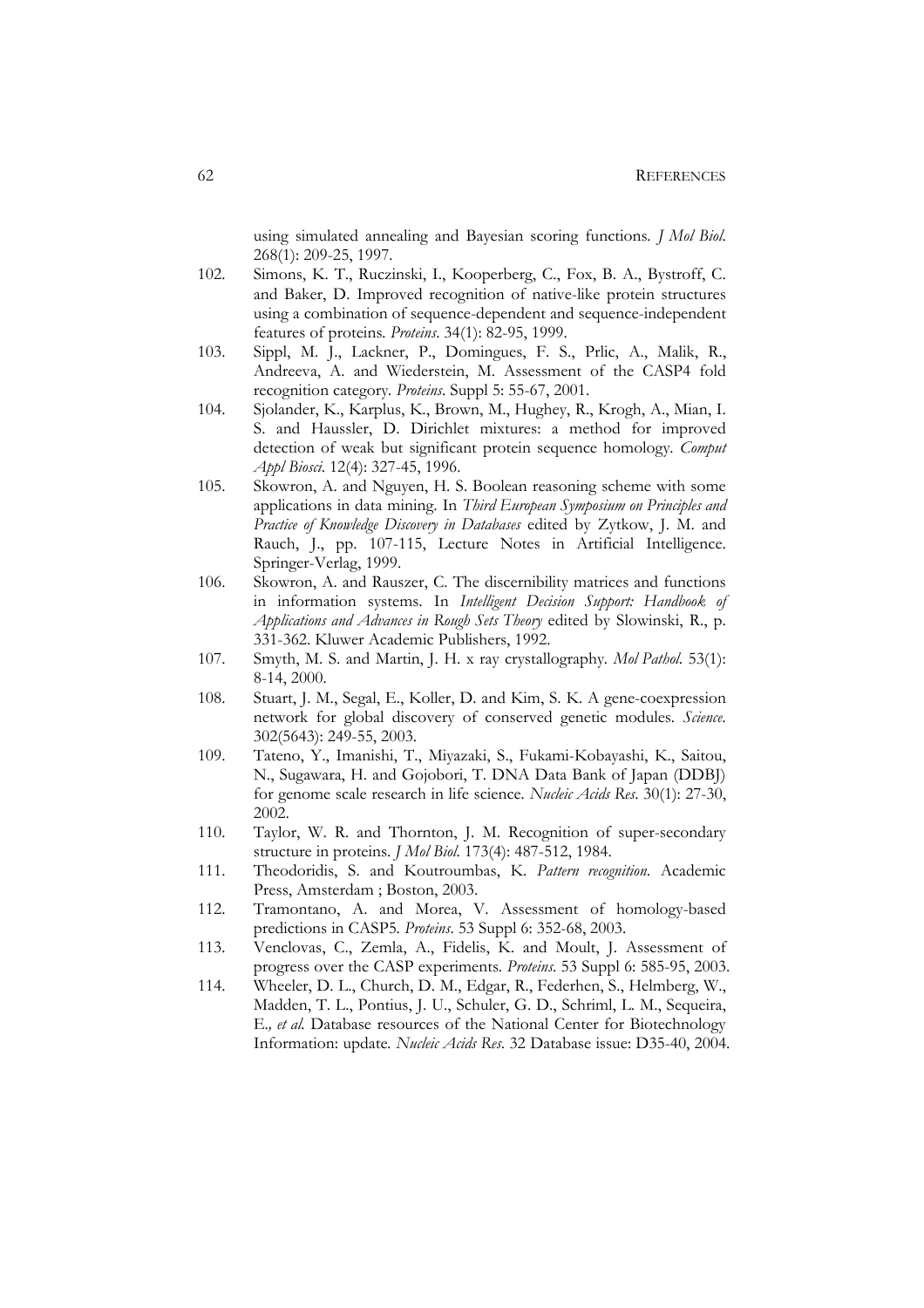using simulated annealing and Bayesian scoring functions. *J Mol Biol.* 268(1): 209-25, 1997.

102. Simons, K. T., Ruczinski, I., Kooperberg, C., Fox, B. A., Bystroff, C. and Baker, D. Improved recognition of native-like protein structures using a combination of sequence-dependent and sequence-independent features of proteins. *Proteins*. 34(1): 82-95, 1999.

103. Sippl, M. J., Lackner, P., Domingues, F. S., Prlic, A., Malik, R., Andreeva, A. and Wiederstein, M. Assessment of the CASP4 fold recognition category. *Proteins*. Suppl 5: 55-67, 2001.

104. Sjolander, K., Karplus, K., Brown, M., Hughey, R., Krogh, A., Mian, I. S. and Haussler, D. Dirichlet mixtures: a method for improved detection of weak but significant protein sequence homology. *Comput Appl Biosci*. 12(4): 327-45, 1996.

105. Skowron, A. and Nguyen, H. S. Boolean reasoning scheme with some applications in data mining. In *Third European Symposium on Principles and Practice of Knowledge Discovery in Databases* edited by Zytkow, J. M. and Rauch, J., pp. 107-115, Lecture Notes in Artificial Intelligence. Springer-Verlag, 1999.

106. Skowron, A. and Rauszer, C. The discernibility matrices and functions in information systems. In *Intelligent Decision Support: Handbook of Applications and Advances in Rough Sets Theory* edited by Slowinski, R., p. 331-362. Kluwer Academic Publishers, 1992.

107. Smyth, M. S. and Martin, J. H. x ray crystallography. *Mol Pathol.* 53(1): 8-14, 2000.

108. Stuart, J. M., Segal, E., Koller, D. and Kim, S. K. A gene-coexpression network for global discovery of conserved genetic modules. *Science.* 302(5643): 249-55, 2003.

109. Tateno, Y., Imanishi, T., Miyazaki, S., Fukami-Kobayashi, K., Saitou, N., Sugawara, H. and Gojobori, T. DNA Data Bank of Japan (DDBJ) for genome scale research in life science. *Nucleic Acids Res*. 30(1): 27-30, 2002.

110. Taylor, W. R. and Thornton, J. M. Recognition of super-secondary structure in proteins. *J Mol Biol*. 173(4): 487-512, 1984.

111. Theodoridis, S. and Koutroumbas, K. *Pattern recognition.* Academic Press, Amsterdam ; Boston, 2003.

112. Tramontano, A. and Morea, V. Assessment of homology-based predictions in CASP5. *Proteins*. 53 Suppl 6: 352-68, 2003.

113. Venclovas, C., Zemla, A., Fidelis, K. and Moult, J. Assessment of progress over the CASP experiments. *Proteins.* 53 Suppl 6: 585-95, 2003.

114. Wheeler, D. L., Church, D. M., Edgar, R., Federhen, S., Helmberg, W., Madden, T. L., Pontius, J. U., Schuler, G. D., Schriml, L. M., Sequeira, E.*, et al.* Database resources of the National Center for Biotechnology Information: update. *Nucleic Acids Res.* 32 Database issue: D35-40, 2004.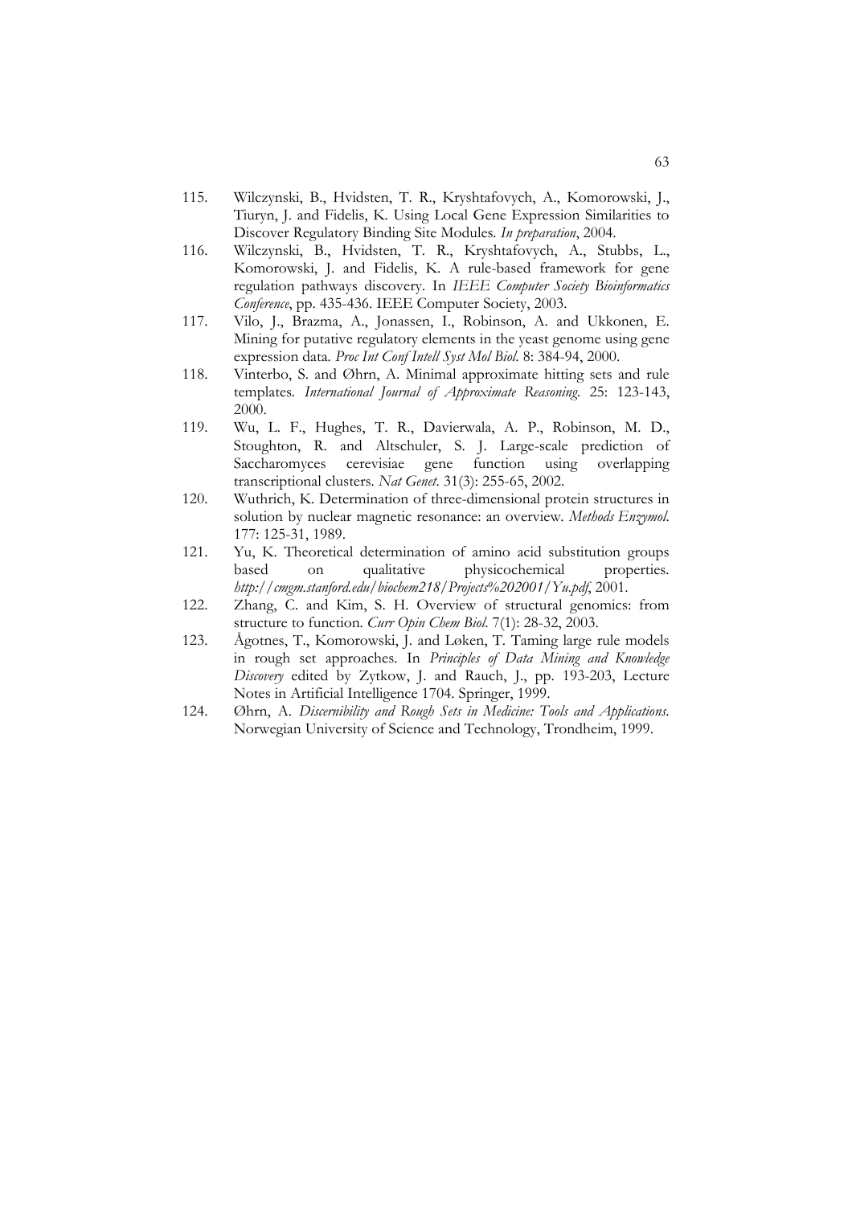115. Wilczynski, B., Hvidsten, T. R., Kryshtafovych, A., Komorowski, J., Tiuryn, J. and Fidelis, K. Using Local Gene Expression Similarities to Discover Regulatory Binding Site Modules. *In preparation*, 2004.
116. Wilczynski, B., Hvidsten, T. R., Kryshtafovych, A., Stubbs, L., Komorowski, J. and Fidelis, K. A rule-based framework for gene regulation pathways discovery. In *IEEE Computer Society Bioinformatics Conference*, pp. 435-436. IEEE Computer Society, 2003.
117. Vilo, J., Brazma, A., Jonassen, I., Robinson, A. and Ukkonen, E. Mining for putative regulatory elements in the yeast genome using gene expression data. *Proc Int Conf Intell Syst Mol Biol.* 8: 384-94, 2000.
118. Vinterbo, S. and Øhrn, A. Minimal approximate hitting sets and rule templates. *International Journal of Approximate Reasoning.* 25: 123-143, 2000.
119. Wu, L. F., Hughes, T. R., Davierwala, A. P., Robinson, M. D., Stoughton, R. and Altschuler, S. J. Large-scale prediction of Saccharomyces cerevisiae gene function using overlapping transcriptional clusters. *Nat Genet.* 31(3): 255-65, 2002.
120. Wuthrich, K. Determination of three-dimensional protein structures in solution by nuclear magnetic resonance: an overview. *Methods Enzymol.* 177: 125-31, 1989.
121. Yu, K. Theoretical determination of amino acid substitution groups based on qualitative physicochemical properties. *http://cmgm.stanford.edu/biochem218/Projects%202001/Yu.pdf*, 2001.
122. Zhang, C. and Kim, S. H. Overview of structural genomics: from structure to function. *Curr Opin Chem Biol.* 7(1): 28-32, 2003.
123. Ågotnes, T., Komorowski, J. and Løken, T. Taming large rule models in rough set approaches. In *Principles of Data Mining and Knowledge Discovery* edited by Zytkow, J. and Rauch, J., pp. 193-203, Lecture Notes in Artificial Intelligence 1704. Springer, 1999.
124. Øhrn, A. *Discernibility and Rough Sets in Medicine: Tools and Applications.* Norwegian University of Science and Technology, Trondheim, 1999.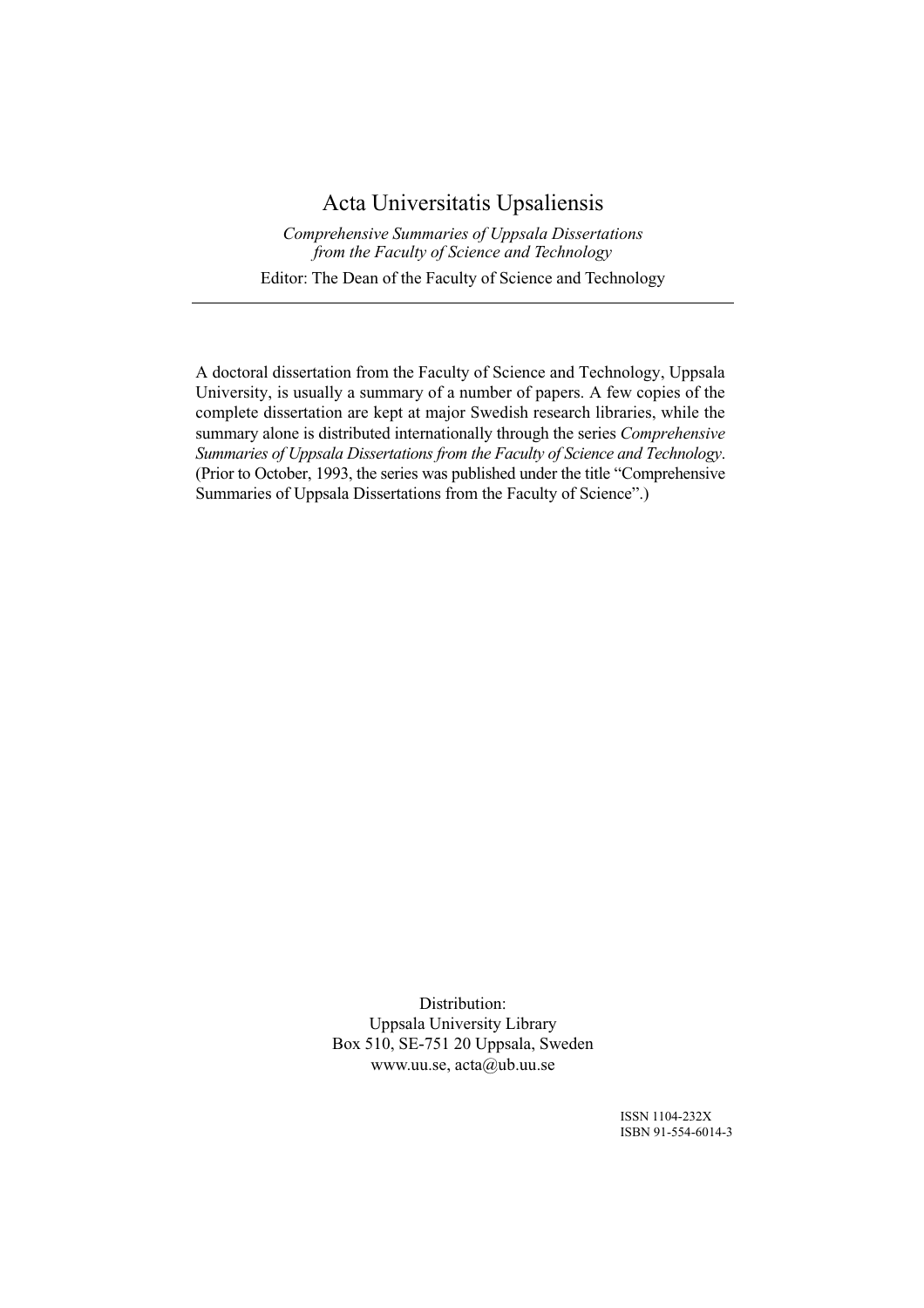# Acta Universitatis Upsaliensis

*Comprehensive Summaries of Uppsala Dissertations from the Faculty of Science and Technology*

Editor: The Dean of the Faculty of Science and Technology

---

A doctoral dissertation from the Faculty of Science and Technology, Uppsala University, is usually a summary of a number of papers. A few copies of the complete dissertation are kept at major Swedish research libraries, while the summary alone is distributed internationally through the series *Comprehensive Summaries of Uppsala Dissertations from the Faculty of Science and Technology*. (Prior to October, 1993, the series was published under the title "Comprehensive Summaries of Uppsala Dissertations from the Faculty of Science".)

Distribution:
Uppsala University Library
Box 510, SE-751 20 Uppsala, Sweden
www.uu.se, acta@ub.uu.se

ISSN 1104-232X
ISBN 91-554-6014-3